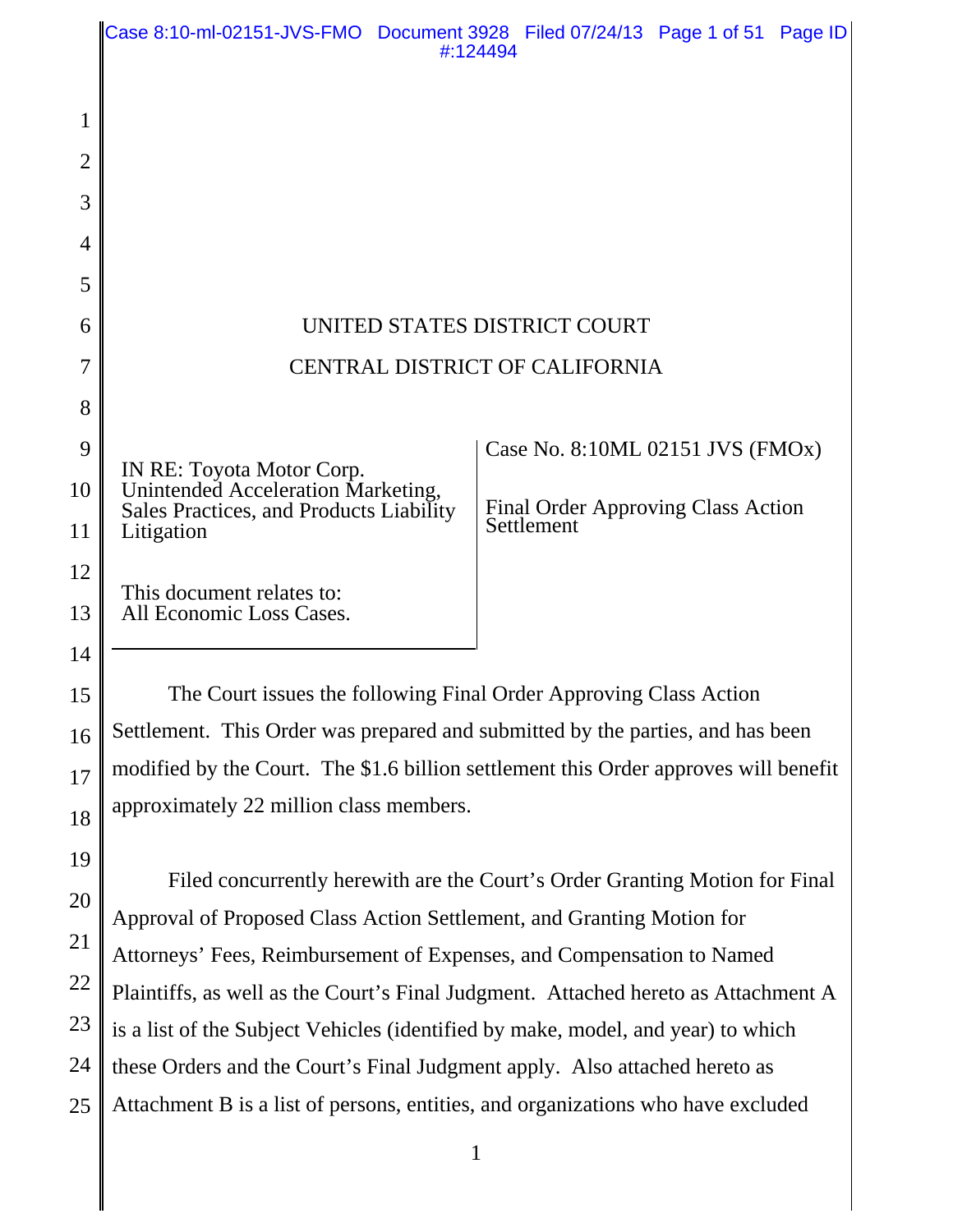UNITED STATES DISTRICT COURT

CENTRAL DISTRICT OF CALIFORNIA

| | |
|---|---|
| IN RE: Toyota Motor Corp. Unintended Acceleration Marketing, Sales Practices, and Products Liability Litigation<br><br>This document relates to:<br>All Economic Loss Cases. | Case No. 8:10ML 02151 JVS (FMOx)<br><br>Final Order Approving Class Action Settlement |

The Court issues the following Final Order Approving Class Action Settlement. This Order was prepared and submitted by the parties, and has been modified by the Court. The $1.6 billion settlement this Order approves will benefit approximately 22 million class members.

Filed concurrently herewith are the Court's Order Granting Motion for Final Approval of Proposed Class Action Settlement, and Granting Motion for Attorneys' Fees, Reimbursement of Expenses, and Compensation to Named Plaintiffs, as well as the Court's Final Judgment. Attached hereto as Attachment A is a list of the Subject Vehicles (identified by make, model, and year) to which these Orders and the Court's Final Judgment apply. Also attached hereto as Attachment B is a list of persons, entities, and organizations who have excluded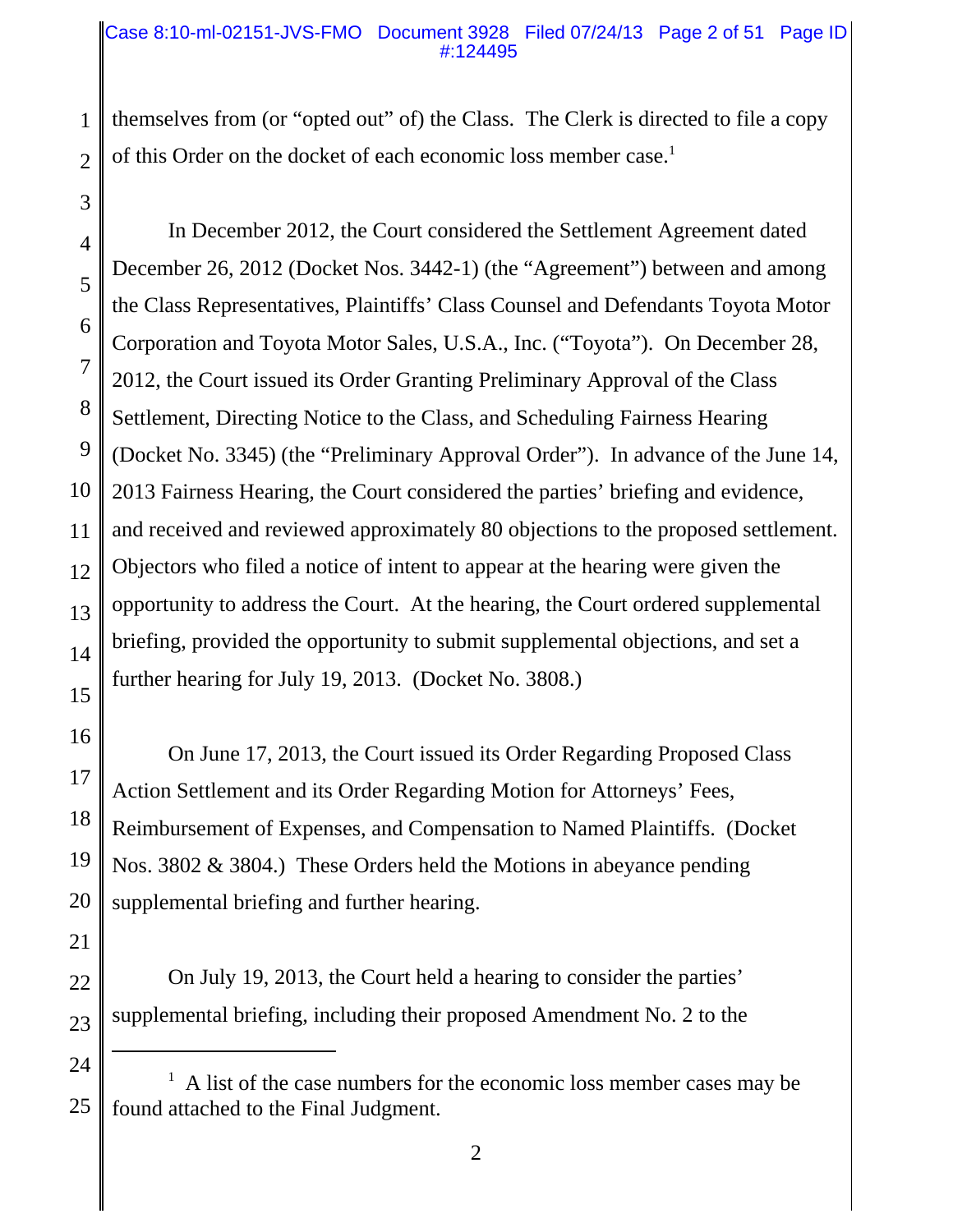themselves from (or "opted out" of) the Class. The Clerk is directed to file a copy of this Order on the docket of each economic loss member case.[1]

In December 2012, the Court considered the Settlement Agreement dated December 26, 2012 (Docket Nos. 3442-1) (the "Agreement") between and among the Class Representatives, Plaintiffs' Class Counsel and Defendants Toyota Motor Corporation and Toyota Motor Sales, U.S.A., Inc. ("Toyota"). On December 28, 2012, the Court issued its Order Granting Preliminary Approval of the Class Settlement, Directing Notice to the Class, and Scheduling Fairness Hearing (Docket No. 3345) (the "Preliminary Approval Order"). In advance of the June 14, 2013 Fairness Hearing, the Court considered the parties' briefing and evidence, and received and reviewed approximately 80 objections to the proposed settlement. Objectors who filed a notice of intent to appear at the hearing were given the opportunity to address the Court. At the hearing, the Court ordered supplemental briefing, provided the opportunity to submit supplemental objections, and set a further hearing for July 19, 2013. (Docket No. 3808.)

On June 17, 2013, the Court issued its Order Regarding Proposed Class Action Settlement and its Order Regarding Motion for Attorneys' Fees, Reimbursement of Expenses, and Compensation to Named Plaintiffs. (Docket Nos. 3802 & 3804.) These Orders held the Motions in abeyance pending supplemental briefing and further hearing.

On July 19, 2013, the Court held a hearing to consider the parties' supplemental briefing, including their proposed Amendment No. 2 to the

---

[1] A list of the case numbers for the economic loss member cases may be found attached to the Final Judgment.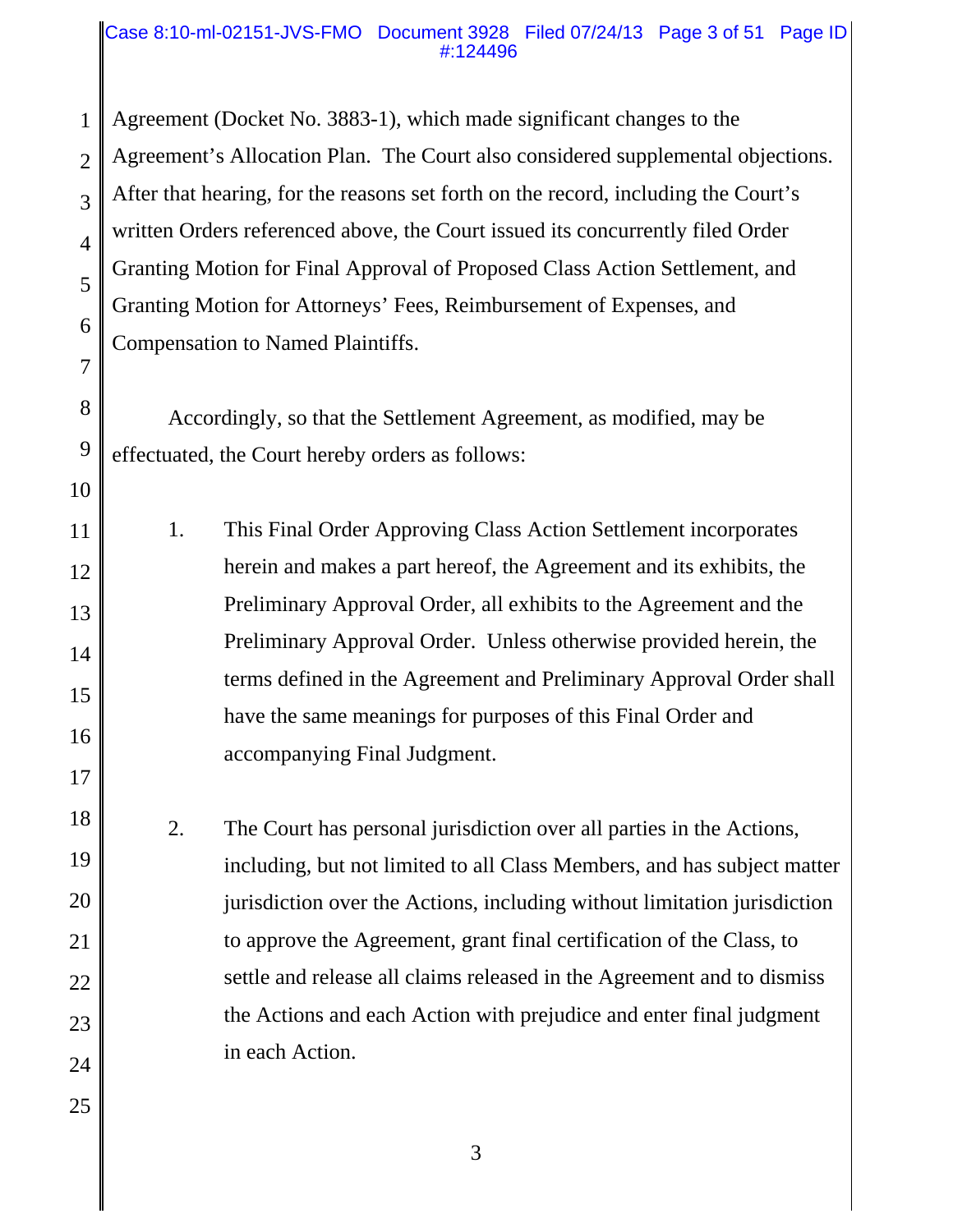Agreement (Docket No. 3883-1), which made significant changes to the Agreement's Allocation Plan. The Court also considered supplemental objections. After that hearing, for the reasons set forth on the record, including the Court's written Orders referenced above, the Court issued its concurrently filed Order Granting Motion for Final Approval of Proposed Class Action Settlement, and Granting Motion for Attorneys' Fees, Reimbursement of Expenses, and Compensation to Named Plaintiffs.

Accordingly, so that the Settlement Agreement, as modified, may be effectuated, the Court hereby orders as follows:

1. This Final Order Approving Class Action Settlement incorporates herein and makes a part hereof, the Agreement and its exhibits, the Preliminary Approval Order, all exhibits to the Agreement and the Preliminary Approval Order. Unless otherwise provided herein, the terms defined in the Agreement and Preliminary Approval Order shall have the same meanings for purposes of this Final Order and accompanying Final Judgment.

2. The Court has personal jurisdiction over all parties in the Actions, including, but not limited to all Class Members, and has subject matter jurisdiction over the Actions, including without limitation jurisdiction to approve the Agreement, grant final certification of the Class, to settle and release all claims released in the Agreement and to dismiss the Actions and each Action with prejudice and enter final judgment in each Action.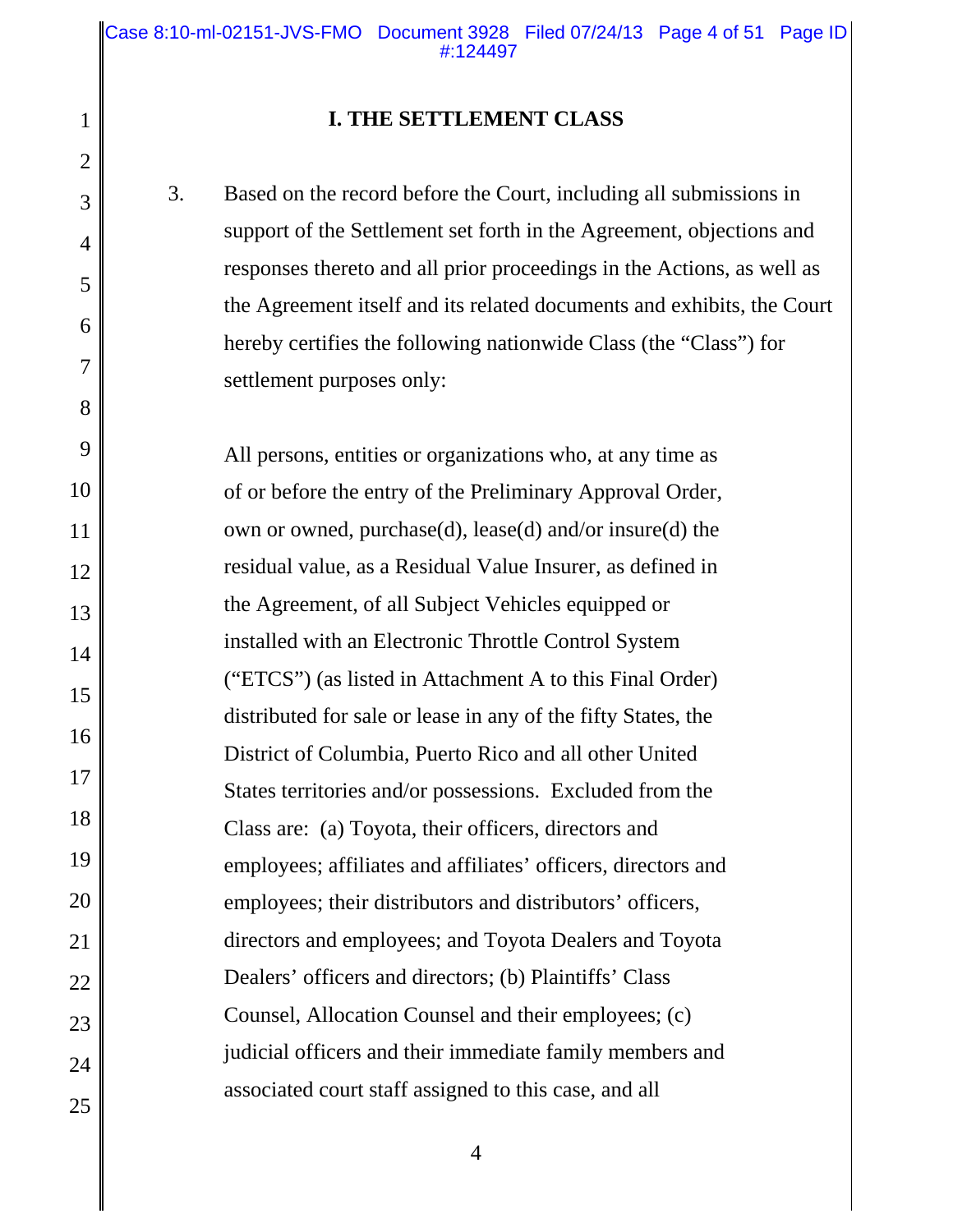## I. THE SETTLEMENT CLASS

3. Based on the record before the Court, including all submissions in support of the Settlement set forth in the Agreement, objections and responses thereto and all prior proceedings in the Actions, as well as the Agreement itself and its related documents and exhibits, the Court hereby certifies the following nationwide Class (the "Class") for settlement purposes only:

> All persons, entities or organizations who, at any time as of or before the entry of the Preliminary Approval Order, own or owned, purchase(d), lease(d) and/or insure(d) the residual value, as a Residual Value Insurer, as defined in the Agreement, of all Subject Vehicles equipped or installed with an Electronic Throttle Control System ("ETCS") (as listed in Attachment A to this Final Order) distributed for sale or lease in any of the fifty States, the District of Columbia, Puerto Rico and all other United States territories and/or possessions. Excluded from the Class are: (a) Toyota, their officers, directors and employees; affiliates and affiliates' officers, directors and employees; their distributors and distributors' officers, directors and employees; and Toyota Dealers and Toyota Dealers' officers and directors; (b) Plaintiffs' Class Counsel, Allocation Counsel and their employees; (c) judicial officers and their immediate family members and associated court staff assigned to this case, and all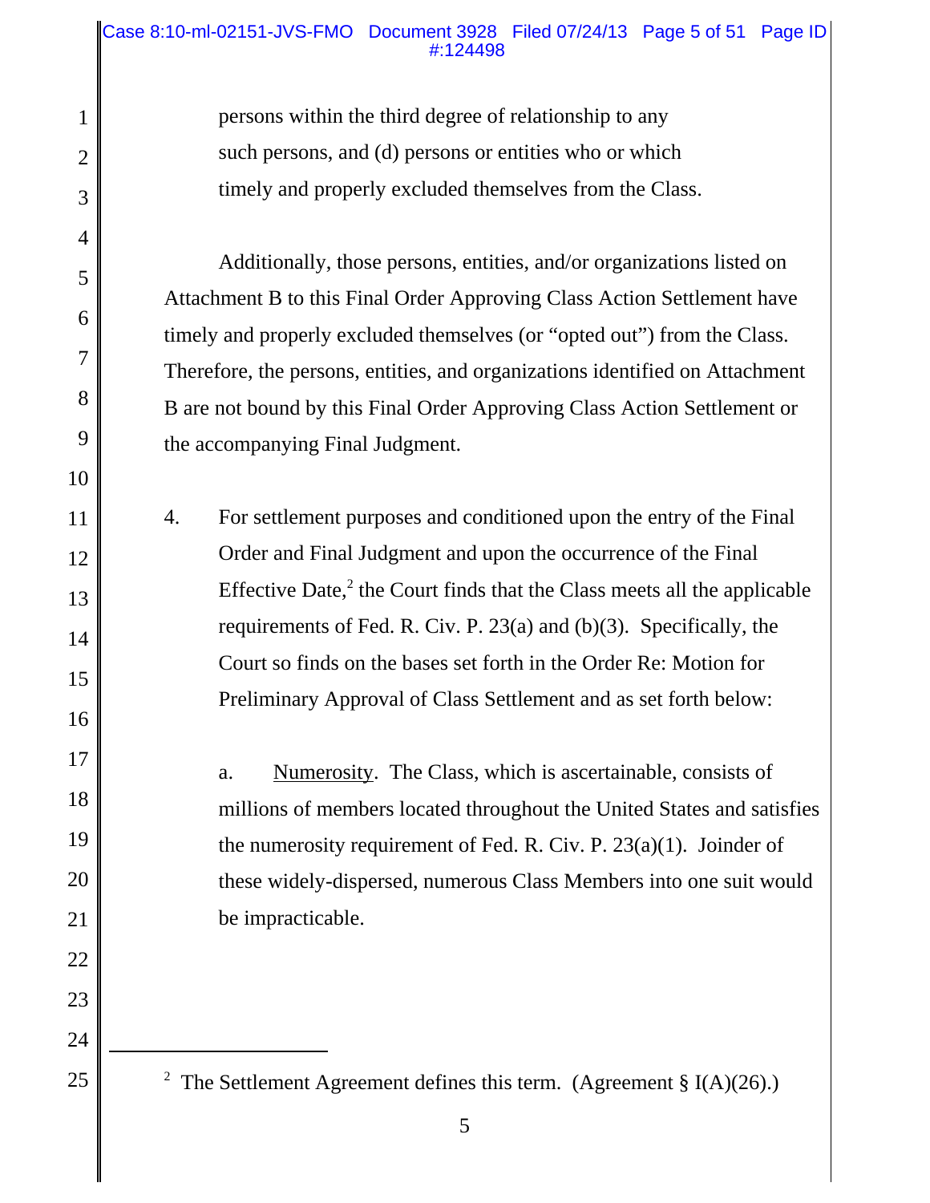persons within the third degree of relationship to any such persons, and (d) persons or entities who or which timely and properly excluded themselves from the Class.

Additionally, those persons, entities, and/or organizations listed on Attachment B to this Final Order Approving Class Action Settlement have timely and properly excluded themselves (or "opted out") from the Class. Therefore, the persons, entities, and organizations identified on Attachment B are not bound by this Final Order Approving Class Action Settlement or the accompanying Final Judgment.

4. For settlement purposes and conditioned upon the entry of the Final Order and Final Judgment and upon the occurrence of the Final Effective Date,[2] the Court finds that the Class meets all the applicable requirements of Fed. R. Civ. P. 23(a) and (b)(3). Specifically, the Court so finds on the bases set forth in the Order Re: Motion for Preliminary Approval of Class Settlement and as set forth below:

   a. Numerosity. The Class, which is ascertainable, consists of millions of members located throughout the United States and satisfies the numerosity requirement of Fed. R. Civ. P. 23(a)(1). Joinder of these widely-dispersed, numerous Class Members into one suit would be impracticable.

---

[2] The Settlement Agreement defines this term. (Agreement § I(A)(26).)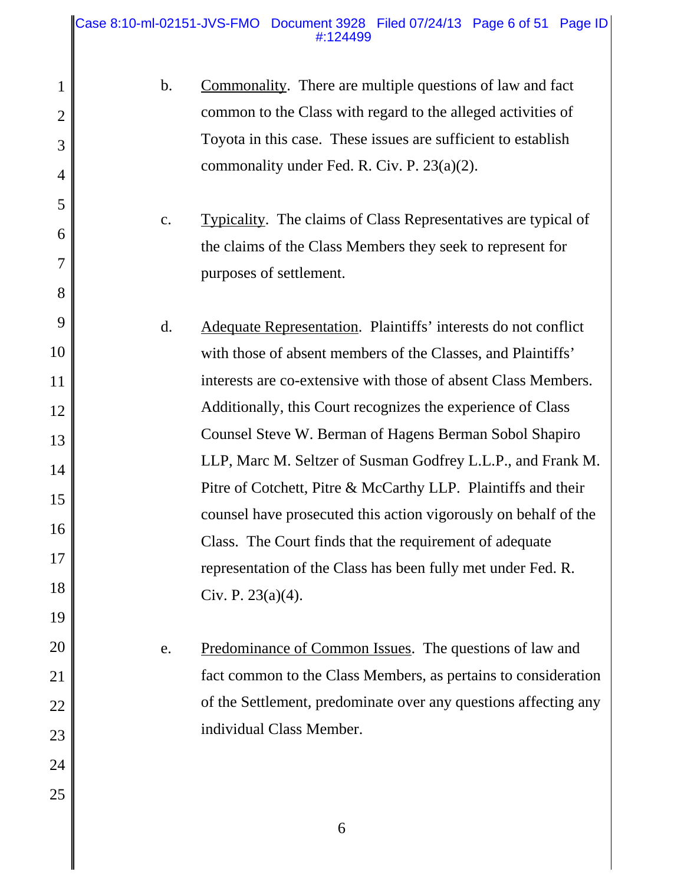b. <u>Commonality</u>. There are multiple questions of law and fact common to the Class with regard to the alleged activities of Toyota in this case. These issues are sufficient to establish commonality under Fed. R. Civ. P. 23(a)(2).

c. <u>Typicality</u>. The claims of Class Representatives are typical of the claims of the Class Members they seek to represent for purposes of settlement.

d. <u>Adequate Representation</u>. Plaintiffs' interests do not conflict with those of absent members of the Classes, and Plaintiffs' interests are co-extensive with those of absent Class Members. Additionally, this Court recognizes the experience of Class Counsel Steve W. Berman of Hagens Berman Sobol Shapiro LLP, Marc M. Seltzer of Susman Godfrey L.L.P., and Frank M. Pitre of Cotchett, Pitre & McCarthy LLP. Plaintiffs and their counsel have prosecuted this action vigorously on behalf of the Class. The Court finds that the requirement of adequate representation of the Class has been fully met under Fed. R. Civ. P. 23(a)(4).

e. <u>Predominance of Common Issues</u>. The questions of law and fact common to the Class Members, as pertains to consideration of the Settlement, predominate over any questions affecting any individual Class Member.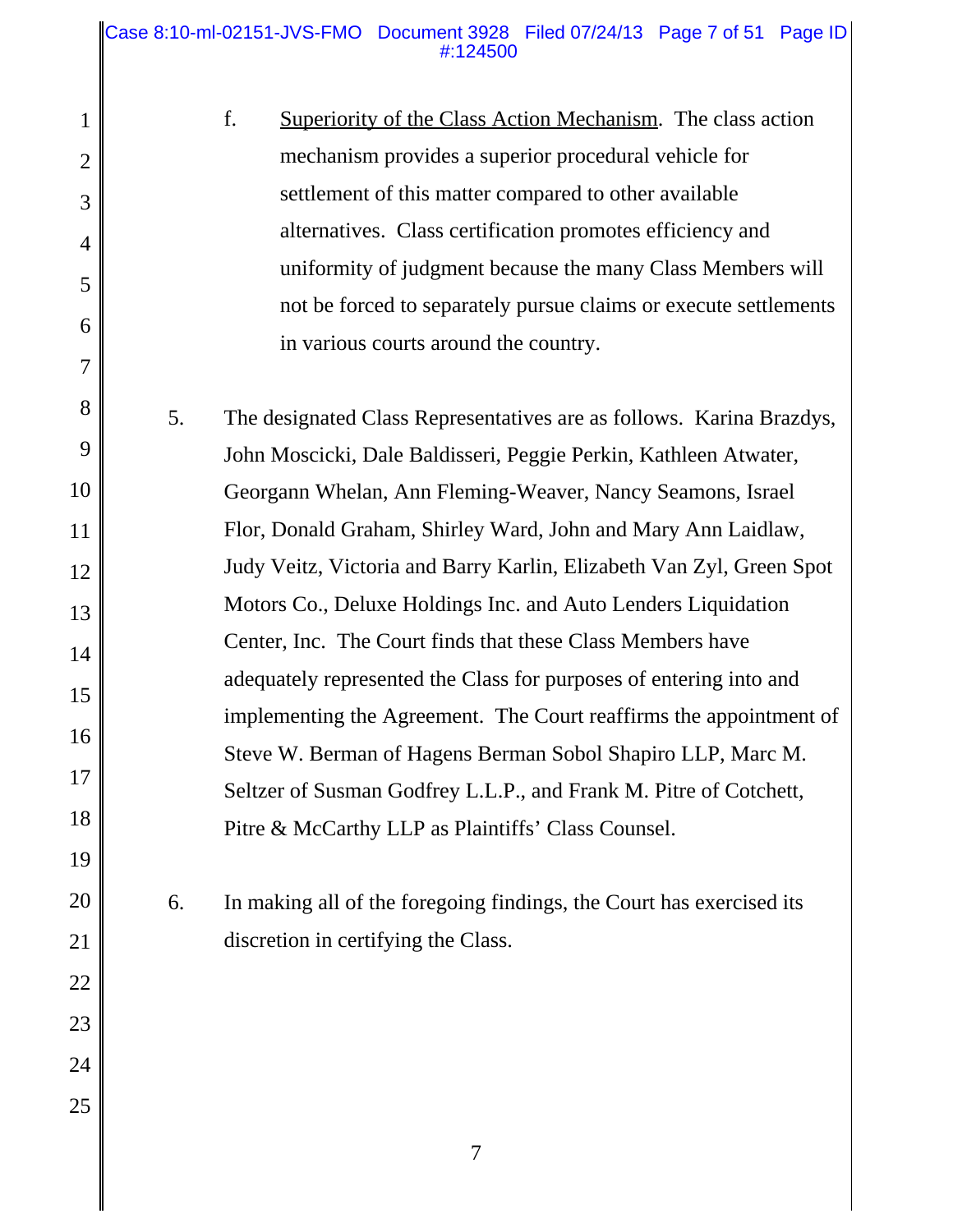f. <u>Superiority of the Class Action Mechanism</u>. The class action mechanism provides a superior procedural vehicle for settlement of this matter compared to other available alternatives. Class certification promotes efficiency and uniformity of judgment because the many Class Members will not be forced to separately pursue claims or execute settlements in various courts around the country.

5. The designated Class Representatives are as follows. Karina Brazdys, John Moscicki, Dale Baldisseri, Peggie Perkin, Kathleen Atwater, Georgann Whelan, Ann Fleming-Weaver, Nancy Seamons, Israel Flor, Donald Graham, Shirley Ward, John and Mary Ann Laidlaw, Judy Veitz, Victoria and Barry Karlin, Elizabeth Van Zyl, Green Spot Motors Co., Deluxe Holdings Inc. and Auto Lenders Liquidation Center, Inc. The Court finds that these Class Members have adequately represented the Class for purposes of entering into and implementing the Agreement. The Court reaffirms the appointment of Steve W. Berman of Hagens Berman Sobol Shapiro LLP, Marc M. Seltzer of Susman Godfrey L.L.P., and Frank M. Pitre of Cotchett, Pitre & McCarthy LLP as Plaintiffs' Class Counsel.

6. In making all of the foregoing findings, the Court has exercised its discretion in certifying the Class.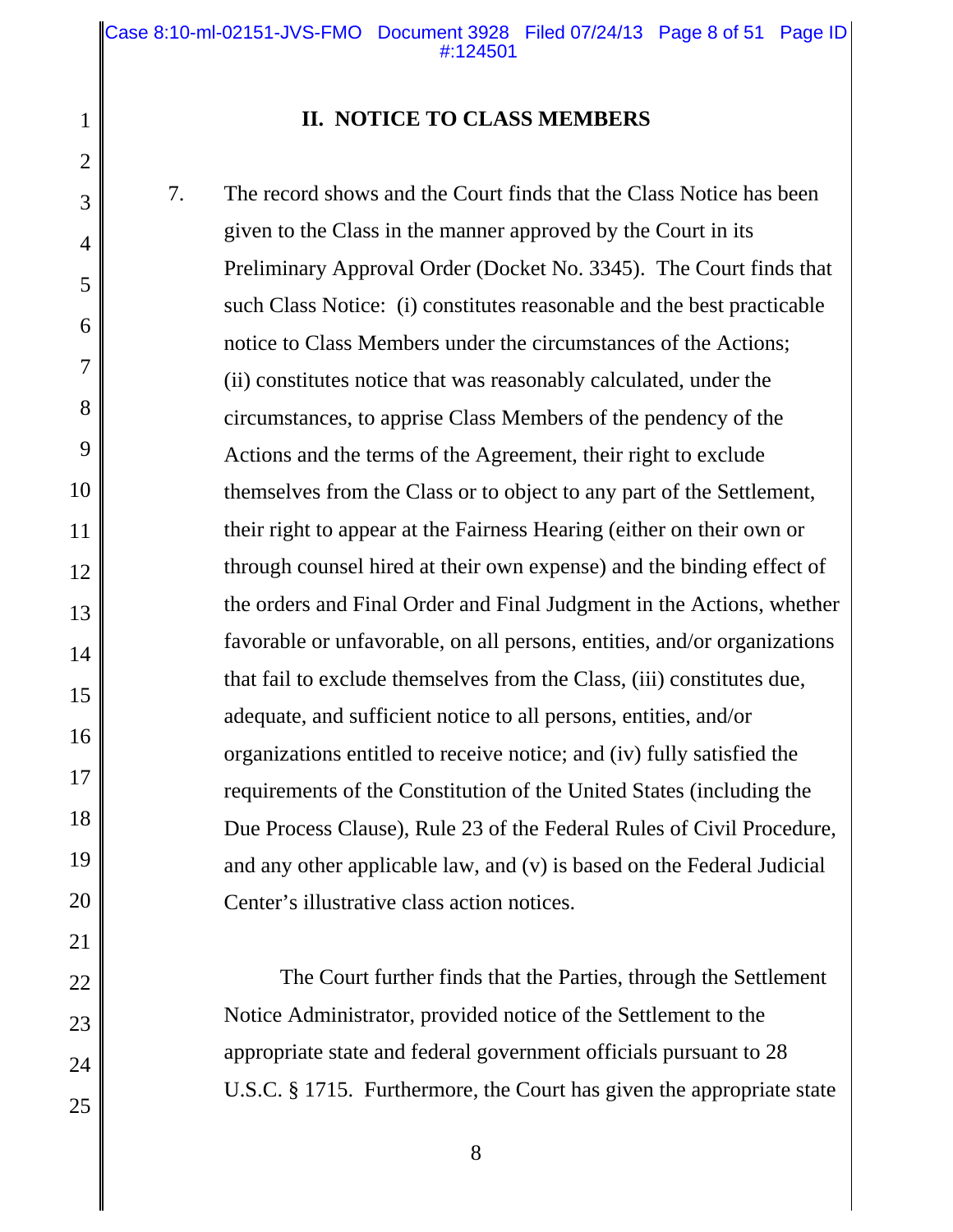## II. NOTICE TO CLASS MEMBERS

7. The record shows and the Court finds that the Class Notice has been given to the Class in the manner approved by the Court in its Preliminary Approval Order (Docket No. 3345). The Court finds that such Class Notice: (i) constitutes reasonable and the best practicable notice to Class Members under the circumstances of the Actions; (ii) constitutes notice that was reasonably calculated, under the circumstances, to apprise Class Members of the pendency of the Actions and the terms of the Agreement, their right to exclude themselves from the Class or to object to any part of the Settlement, their right to appear at the Fairness Hearing (either on their own or through counsel hired at their own expense) and the binding effect of the orders and Final Order and Final Judgment in the Actions, whether favorable or unfavorable, on all persons, entities, and/or organizations that fail to exclude themselves from the Class, (iii) constitutes due, adequate, and sufficient notice to all persons, entities, and/or organizations entitled to receive notice; and (iv) fully satisfied the requirements of the Constitution of the United States (including the Due Process Clause), Rule 23 of the Federal Rules of Civil Procedure, and any other applicable law, and (v) is based on the Federal Judicial Center's illustrative class action notices.

The Court further finds that the Parties, through the Settlement Notice Administrator, provided notice of the Settlement to the appropriate state and federal government officials pursuant to 28 U.S.C. § 1715. Furthermore, the Court has given the appropriate state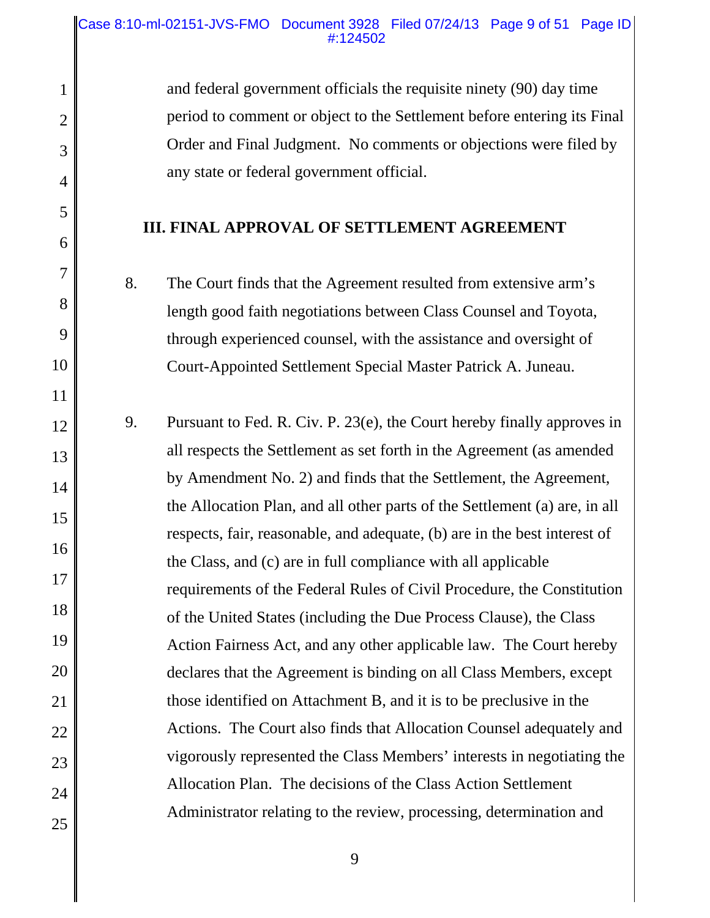and federal government officials the requisite ninety (90) day time period to comment or object to the Settlement before entering its Final Order and Final Judgment. No comments or objections were filed by any state or federal government official.

## III. FINAL APPROVAL OF SETTLEMENT AGREEMENT

8. The Court finds that the Agreement resulted from extensive arm's length good faith negotiations between Class Counsel and Toyota, through experienced counsel, with the assistance and oversight of Court-Appointed Settlement Special Master Patrick A. Juneau.

9. Pursuant to Fed. R. Civ. P. 23(e), the Court hereby finally approves in all respects the Settlement as set forth in the Agreement (as amended by Amendment No. 2) and finds that the Settlement, the Agreement, the Allocation Plan, and all other parts of the Settlement (a) are, in all respects, fair, reasonable, and adequate, (b) are in the best interest of the Class, and (c) are in full compliance with all applicable requirements of the Federal Rules of Civil Procedure, the Constitution of the United States (including the Due Process Clause), the Class Action Fairness Act, and any other applicable law. The Court hereby declares that the Agreement is binding on all Class Members, except those identified on Attachment B, and it is to be preclusive in the Actions. The Court also finds that Allocation Counsel adequately and vigorously represented the Class Members' interests in negotiating the Allocation Plan. The decisions of the Class Action Settlement Administrator relating to the review, processing, determination and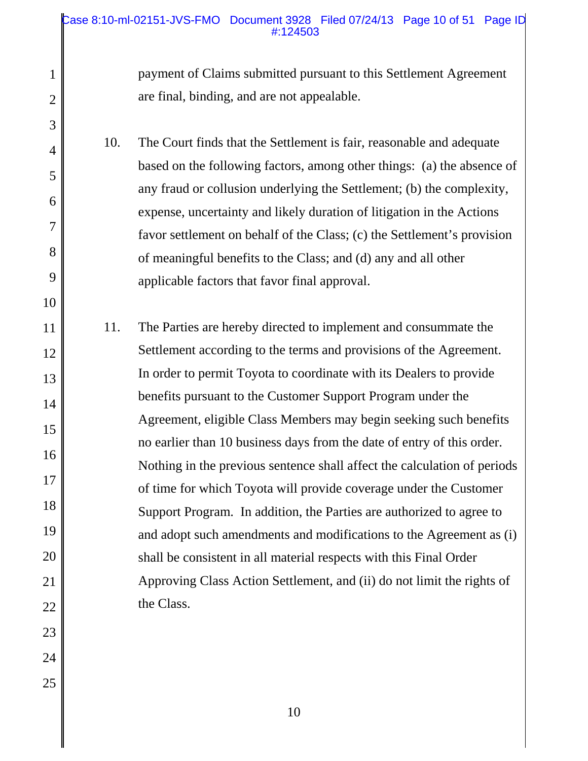payment of Claims submitted pursuant to this Settlement Agreement are final, binding, and are not appealable.

10. The Court finds that the Settlement is fair, reasonable and adequate based on the following factors, among other things: (a) the absence of any fraud or collusion underlying the Settlement; (b) the complexity, expense, uncertainty and likely duration of litigation in the Actions favor settlement on behalf of the Class; (c) the Settlement's provision of meaningful benefits to the Class; and (d) any and all other applicable factors that favor final approval.

11. The Parties are hereby directed to implement and consummate the Settlement according to the terms and provisions of the Agreement. In order to permit Toyota to coordinate with its Dealers to provide benefits pursuant to the Customer Support Program under the Agreement, eligible Class Members may begin seeking such benefits no earlier than 10 business days from the date of entry of this order. Nothing in the previous sentence shall affect the calculation of periods of time for which Toyota will provide coverage under the Customer Support Program. In addition, the Parties are authorized to agree to and adopt such amendments and modifications to the Agreement as (i) shall be consistent in all material respects with this Final Order Approving Class Action Settlement, and (ii) do not limit the rights of the Class.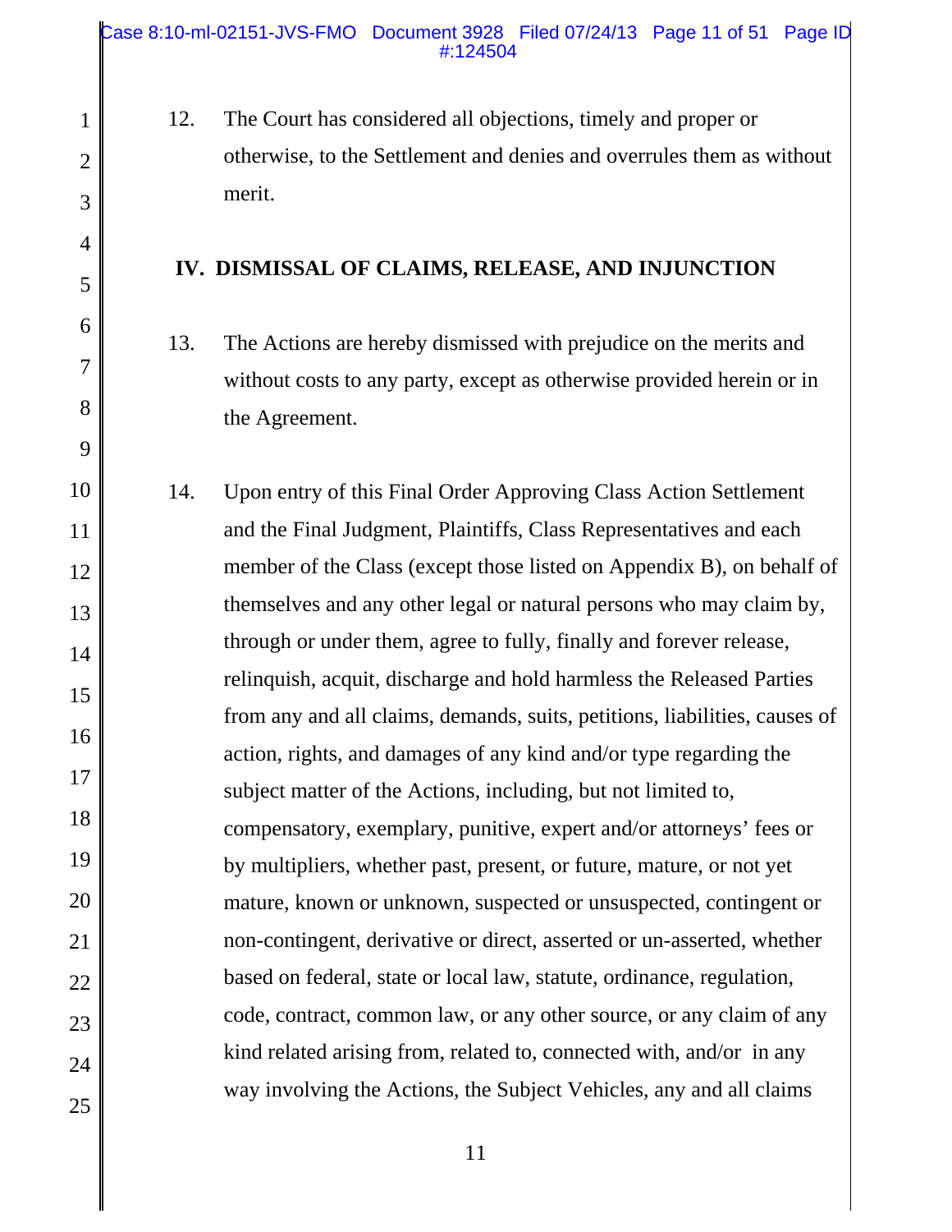12. The Court has considered all objections, timely and proper or otherwise, to the Settlement and denies and overrules them as without merit.

## IV. DISMISSAL OF CLAIMS, RELEASE, AND INJUNCTION

13. The Actions are hereby dismissed with prejudice on the merits and without costs to any party, except as otherwise provided herein or in the Agreement.

14. Upon entry of this Final Order Approving Class Action Settlement and the Final Judgment, Plaintiffs, Class Representatives and each member of the Class (except those listed on Appendix B), on behalf of themselves and any other legal or natural persons who may claim by, through or under them, agree to fully, finally and forever release, relinquish, acquit, discharge and hold harmless the Released Parties from any and all claims, demands, suits, petitions, liabilities, causes of action, rights, and damages of any kind and/or type regarding the subject matter of the Actions, including, but not limited to, compensatory, exemplary, punitive, expert and/or attorneys' fees or by multipliers, whether past, present, or future, mature, or not yet mature, known or unknown, suspected or unsuspected, contingent or non-contingent, derivative or direct, asserted or un-asserted, whether based on federal, state or local law, statute, ordinance, regulation, code, contract, common law, or any other source, or any claim of any kind related arising from, related to, connected with, and/or in any way involving the Actions, the Subject Vehicles, any and all claims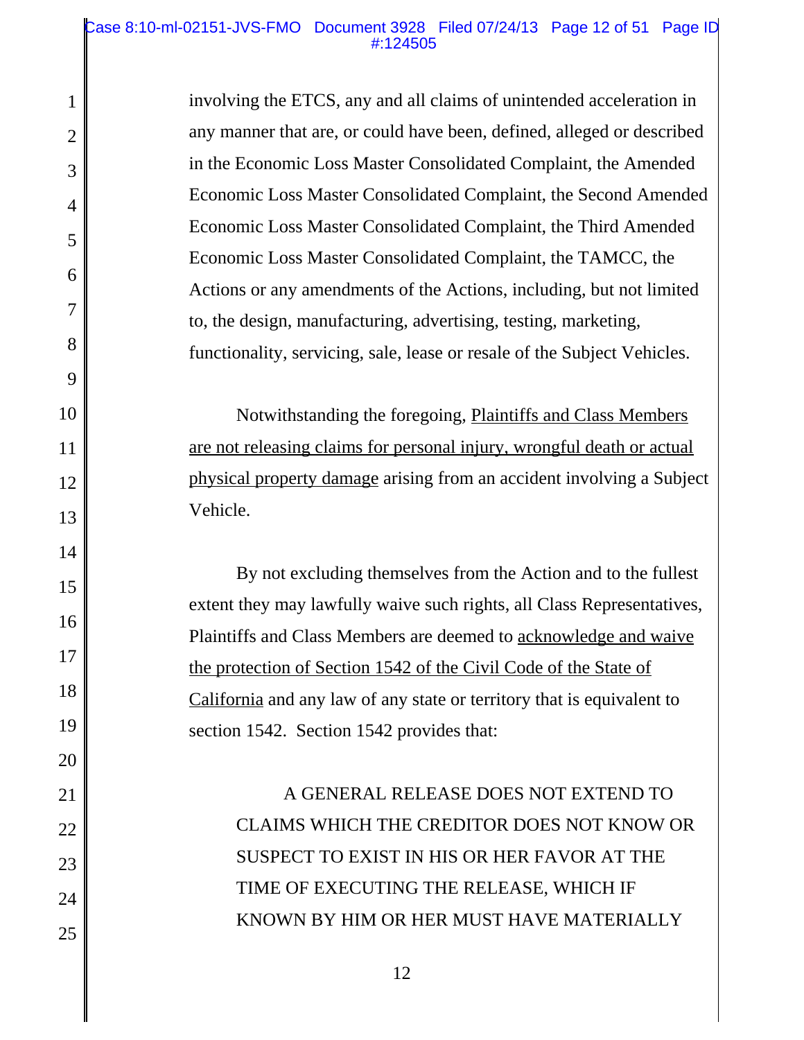involving the ETCS, any and all claims of unintended acceleration in any manner that are, or could have been, defined, alleged or described in the Economic Loss Master Consolidated Complaint, the Amended Economic Loss Master Consolidated Complaint, the Second Amended Economic Loss Master Consolidated Complaint, the Third Amended Economic Loss Master Consolidated Complaint, the TAMCC, the Actions or any amendments of the Actions, including, but not limited to, the design, manufacturing, advertising, testing, marketing, functionality, servicing, sale, lease or resale of the Subject Vehicles.

Notwithstanding the foregoing, <u>Plaintiffs and Class Members are not releasing claims for personal injury, wrongful death or actual physical property damage</u> arising from an accident involving a Subject Vehicle.

By not excluding themselves from the Action and to the fullest extent they may lawfully waive such rights, all Class Representatives, Plaintiffs and Class Members are deemed to <u>acknowledge and waive the protection of Section 1542 of the Civil Code of the State of California</u> and any law of any state or territory that is equivalent to section 1542. Section 1542 provides that:

> A GENERAL RELEASE DOES NOT EXTEND TO CLAIMS WHICH THE CREDITOR DOES NOT KNOW OR SUSPECT TO EXIST IN HIS OR HER FAVOR AT THE TIME OF EXECUTING THE RELEASE, WHICH IF KNOWN BY HIM OR HER MUST HAVE MATERIALLY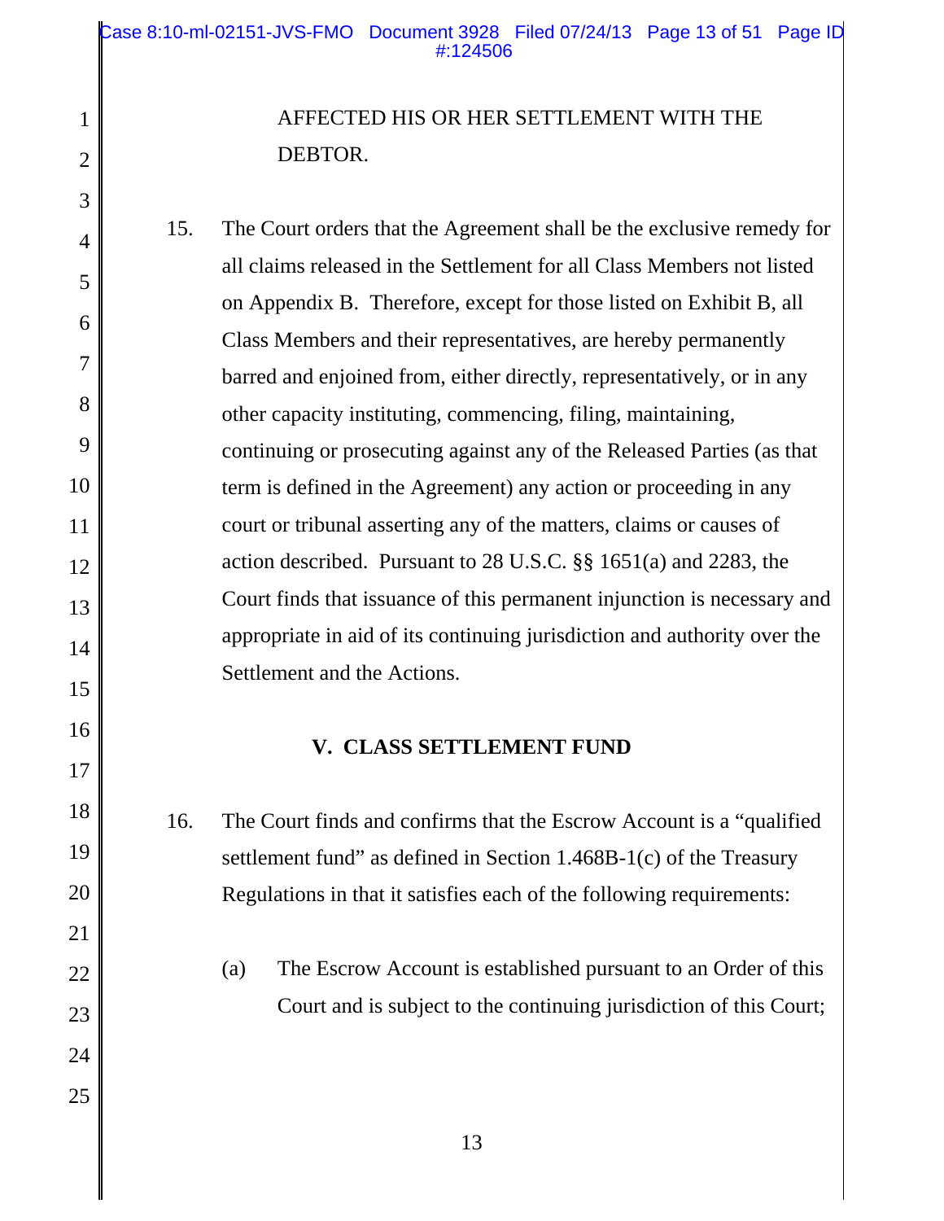AFFECTED HIS OR HER SETTLEMENT WITH THE DEBTOR.

15. The Court orders that the Agreement shall be the exclusive remedy for all claims released in the Settlement for all Class Members not listed on Appendix B. Therefore, except for those listed on Exhibit B, all Class Members and their representatives, are hereby permanently barred and enjoined from, either directly, representatively, or in any other capacity instituting, commencing, filing, maintaining, continuing or prosecuting against any of the Released Parties (as that term is defined in the Agreement) any action or proceeding in any court or tribunal asserting any of the matters, claims or causes of action described. Pursuant to 28 U.S.C. §§ 1651(a) and 2283, the Court finds that issuance of this permanent injunction is necessary and appropriate in aid of its continuing jurisdiction and authority over the Settlement and the Actions.

## V. CLASS SETTLEMENT FUND

16. The Court finds and confirms that the Escrow Account is a "qualified settlement fund" as defined in Section 1.468B-1(c) of the Treasury Regulations in that it satisfies each of the following requirements:

    (a) The Escrow Account is established pursuant to an Order of this Court and is subject to the continuing jurisdiction of this Court;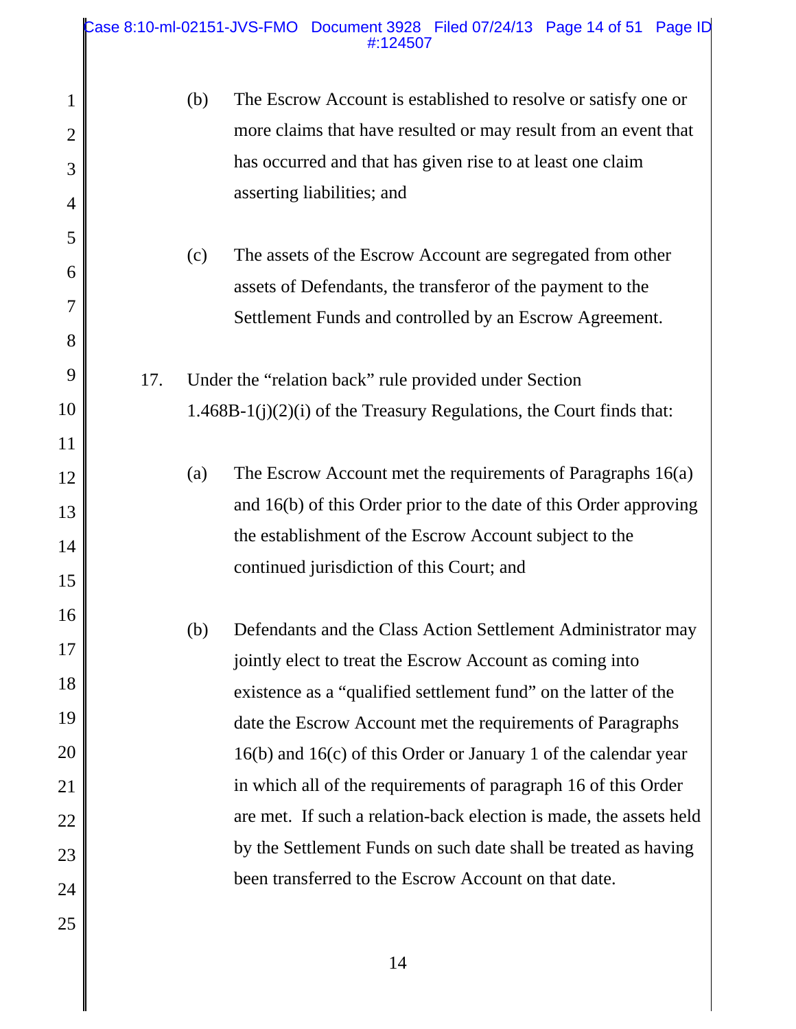(b) The Escrow Account is established to resolve or satisfy one or more claims that have resulted or may result from an event that has occurred and that has given rise to at least one claim asserting liabilities; and

(c) The assets of the Escrow Account are segregated from other assets of Defendants, the transferor of the payment to the Settlement Funds and controlled by an Escrow Agreement.

17. Under the "relation back" rule provided under Section 1.468B-1(j)(2)(i) of the Treasury Regulations, the Court finds that:

(a) The Escrow Account met the requirements of Paragraphs 16(a) and 16(b) of this Order prior to the date of this Order approving the establishment of the Escrow Account subject to the continued jurisdiction of this Court; and

(b) Defendants and the Class Action Settlement Administrator may jointly elect to treat the Escrow Account as coming into existence as a "qualified settlement fund" on the latter of the date the Escrow Account met the requirements of Paragraphs 16(b) and 16(c) of this Order or January 1 of the calendar year in which all of the requirements of paragraph 16 of this Order are met. If such a relation-back election is made, the assets held by the Settlement Funds on such date shall be treated as having been transferred to the Escrow Account on that date.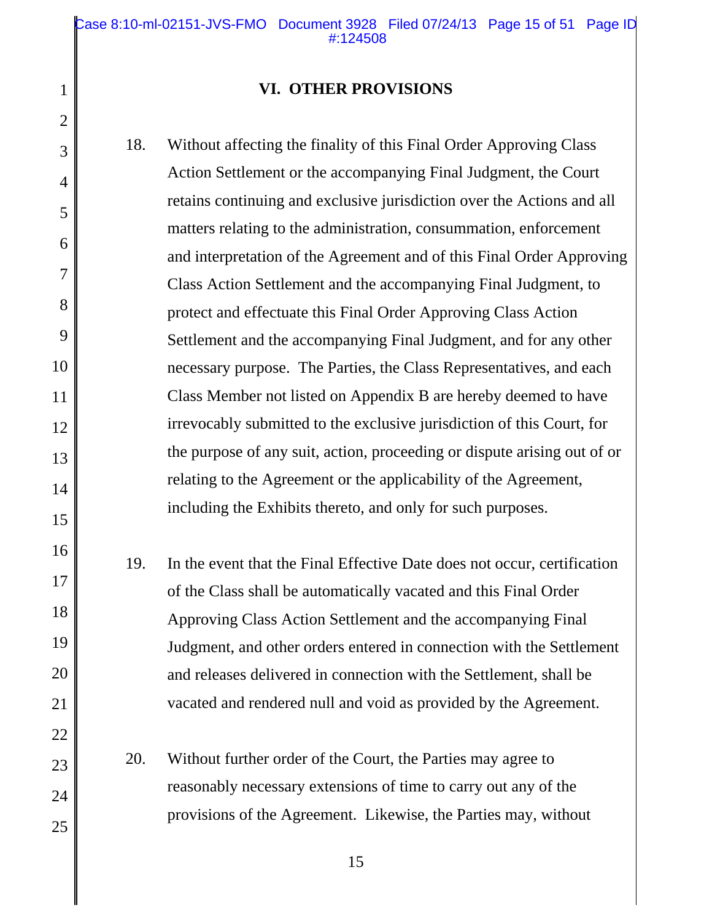## VI. OTHER PROVISIONS

18. Without affecting the finality of this Final Order Approving Class Action Settlement or the accompanying Final Judgment, the Court retains continuing and exclusive jurisdiction over the Actions and all matters relating to the administration, consummation, enforcement and interpretation of the Agreement and of this Final Order Approving Class Action Settlement and the accompanying Final Judgment, to protect and effectuate this Final Order Approving Class Action Settlement and the accompanying Final Judgment, and for any other necessary purpose. The Parties, the Class Representatives, and each Class Member not listed on Appendix B are hereby deemed to have irrevocably submitted to the exclusive jurisdiction of this Court, for the purpose of any suit, action, proceeding or dispute arising out of or relating to the Agreement or the applicability of the Agreement, including the Exhibits thereto, and only for such purposes.

19. In the event that the Final Effective Date does not occur, certification of the Class shall be automatically vacated and this Final Order Approving Class Action Settlement and the accompanying Final Judgment, and other orders entered in connection with the Settlement and releases delivered in connection with the Settlement, shall be vacated and rendered null and void as provided by the Agreement.

20. Without further order of the Court, the Parties may agree to reasonably necessary extensions of time to carry out any of the provisions of the Agreement. Likewise, the Parties may, without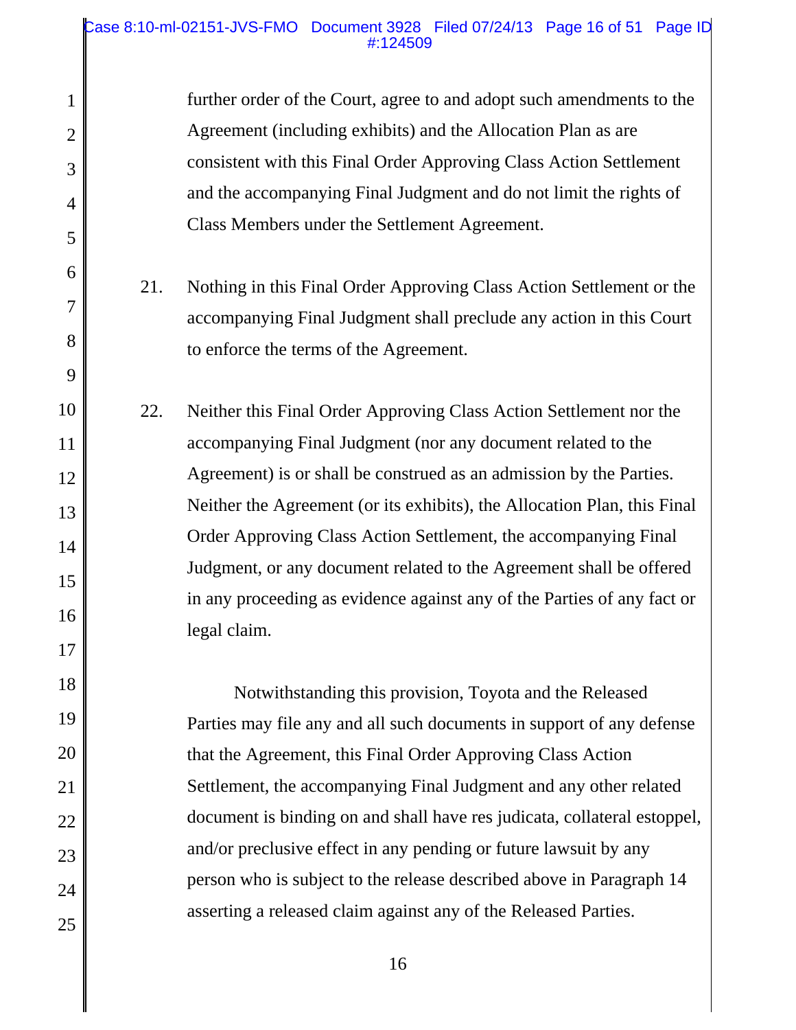further order of the Court, agree to and adopt such amendments to the Agreement (including exhibits) and the Allocation Plan as are consistent with this Final Order Approving Class Action Settlement and the accompanying Final Judgment and do not limit the rights of Class Members under the Settlement Agreement.

21. Nothing in this Final Order Approving Class Action Settlement or the accompanying Final Judgment shall preclude any action in this Court to enforce the terms of the Agreement.

22. Neither this Final Order Approving Class Action Settlement nor the accompanying Final Judgment (nor any document related to the Agreement) is or shall be construed as an admission by the Parties. Neither the Agreement (or its exhibits), the Allocation Plan, this Final Order Approving Class Action Settlement, the accompanying Final Judgment, or any document related to the Agreement shall be offered in any proceeding as evidence against any of the Parties of any fact or legal claim.

Notwithstanding this provision, Toyota and the Released Parties may file any and all such documents in support of any defense that the Agreement, this Final Order Approving Class Action Settlement, the accompanying Final Judgment and any other related document is binding on and shall have res judicata, collateral estoppel, and/or preclusive effect in any pending or future lawsuit by any person who is subject to the release described above in Paragraph 14 asserting a released claim against any of the Released Parties.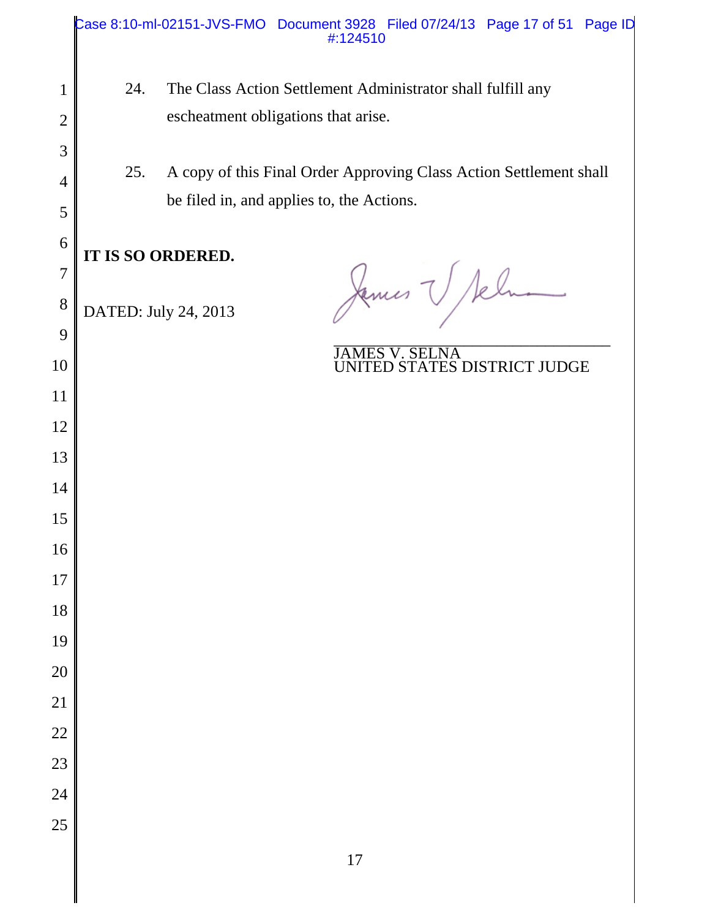24. The Class Action Settlement Administrator shall fulfill any escheatment obligations that arise.

25. A copy of this Final Order Approving Class Action Settlement shall be filed in, and applies to, the Actions.

**IT IS SO ORDERED.**

DATED: July 24, 2013

JAMES V. SELNA
UNITED STATES DISTRICT JUDGE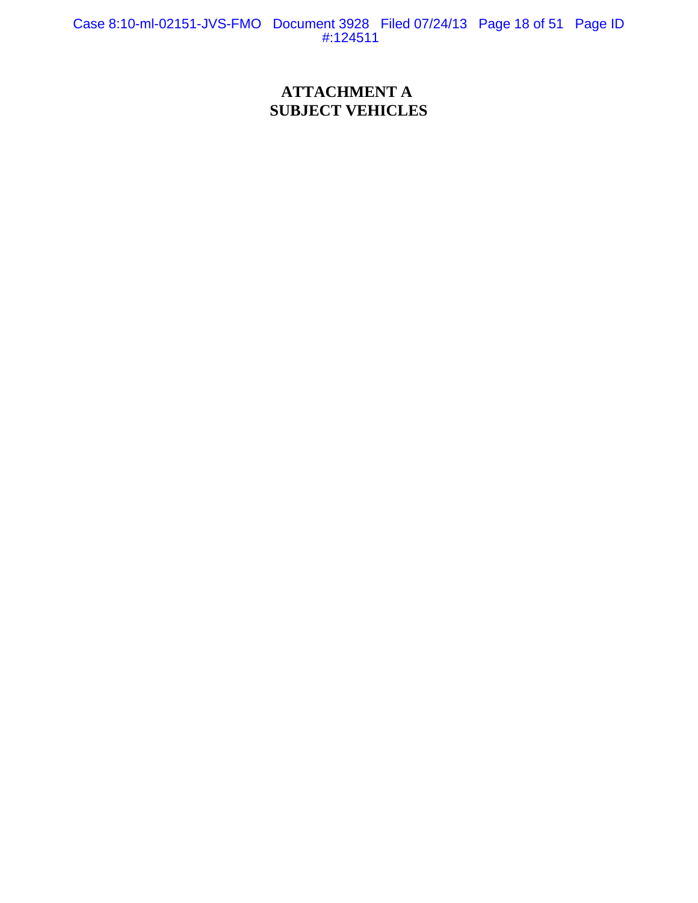# ATTACHMENT A
# SUBJECT VEHICLES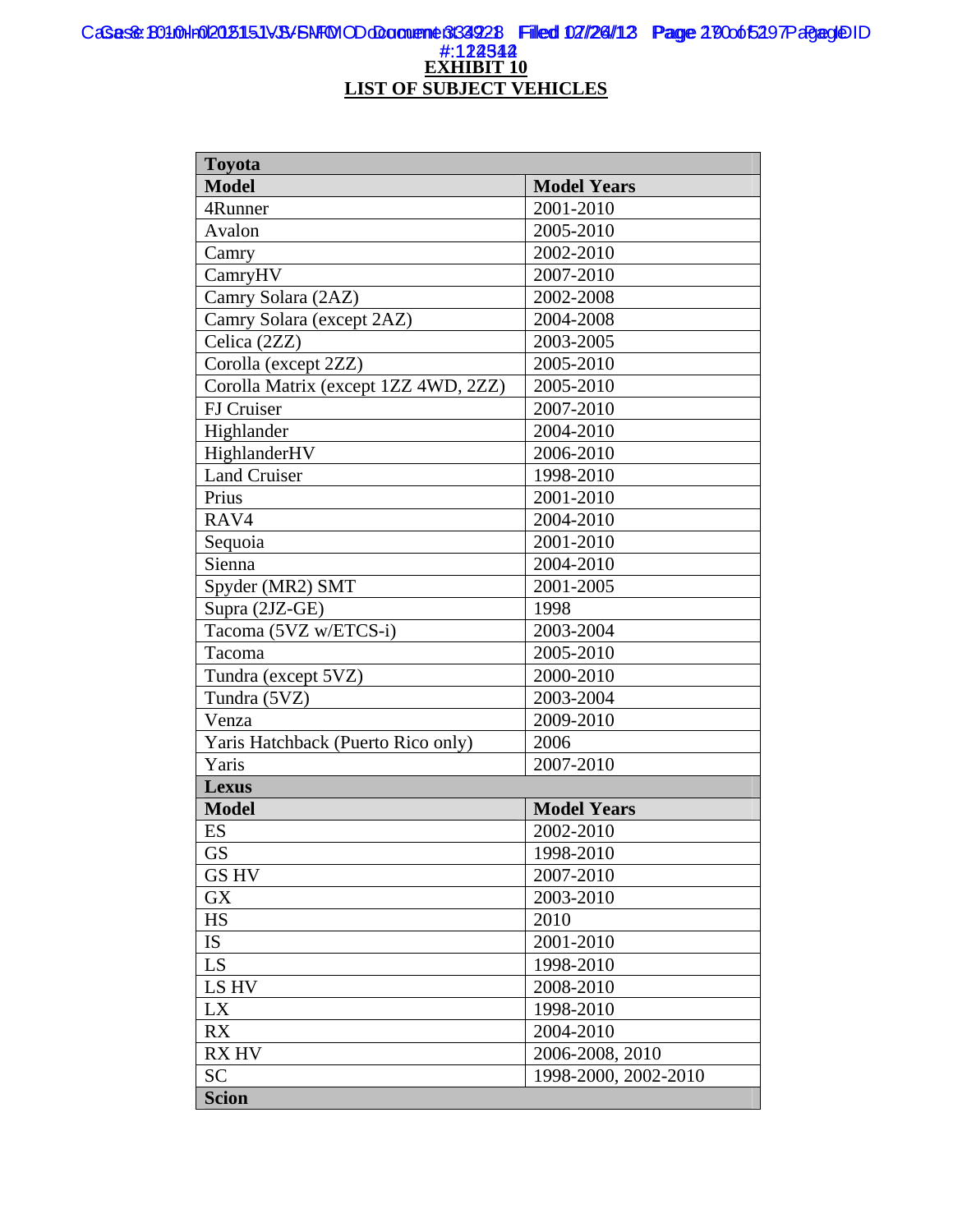**EXHIBIT 10**

**LIST OF SUBJECT VEHICLES**

| **Toyota** | |
|---|---|
| **Model** | **Model Years** |
| 4Runner | 2001-2010 |
| Avalon | 2005-2010 |
| Camry | 2002-2010 |
| CamryHV | 2007-2010 |
| Camry Solara (2AZ) | 2002-2008 |
| Camry Solara (except 2AZ) | 2004-2008 |
| Celica (2ZZ) | 2003-2005 |
| Corolla (except 2ZZ) | 2005-2010 |
| Corolla Matrix (except 1ZZ 4WD, 2ZZ) | 2005-2010 |
| FJ Cruiser | 2007-2010 |
| Highlander | 2004-2010 |
| HighlanderHV | 2006-2010 |
| Land Cruiser | 1998-2010 |
| Prius | 2001-2010 |
| RAV4 | 2004-2010 |
| Sequoia | 2001-2010 |
| Sienna | 2004-2010 |
| Spyder (MR2) SMT | 2001-2005 |
| Supra (2JZ-GE) | 1998 |
| Tacoma (5VZ w/ETCS-i) | 2003-2004 |
| Tacoma | 2005-2010 |
| Tundra (except 5VZ) | 2000-2010 |
| Tundra (5VZ) | 2003-2004 |
| Venza | 2009-2010 |
| Yaris Hatchback (Puerto Rico only) | 2006 |
| Yaris | 2007-2010 |
| **Lexus** | |
| **Model** | **Model Years** |
| ES | 2002-2010 |
| GS | 1998-2010 |
| GS HV | 2007-2010 |
| GX | 2003-2010 |
| HS | 2010 |
| IS | 2001-2010 |
| LS | 1998-2010 |
| LS HV | 2008-2010 |
| LX | 1998-2010 |
| RX | 2004-2010 |
| RX HV | 2006-2008, 2010 |
| SC | 1998-2000, 2002-2010 |
| **Scion** | |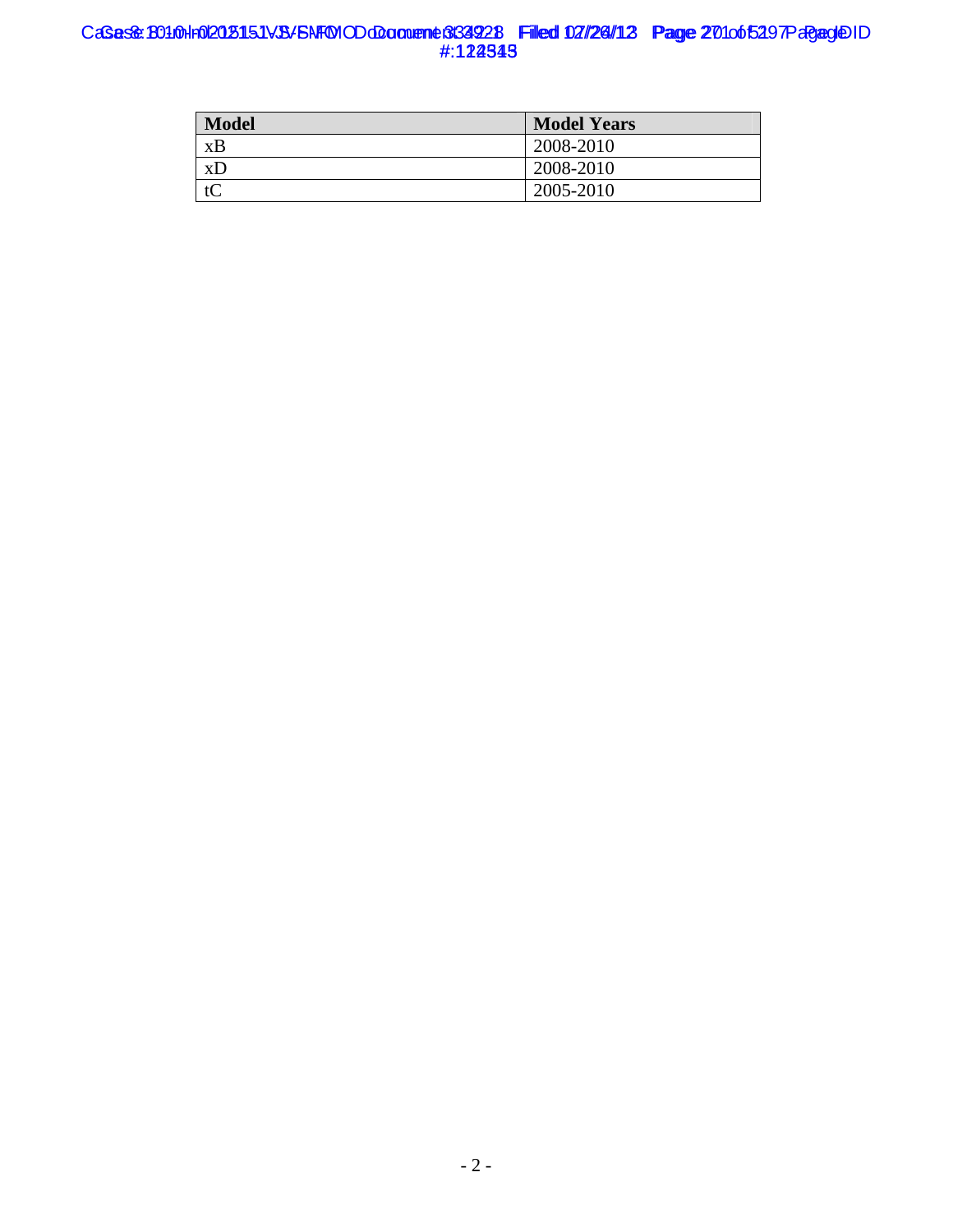| Model | Model Years |
| --- | --- |
| xB | 2008-2010 |
| xD | 2008-2010 |
| tC | 2005-2010 |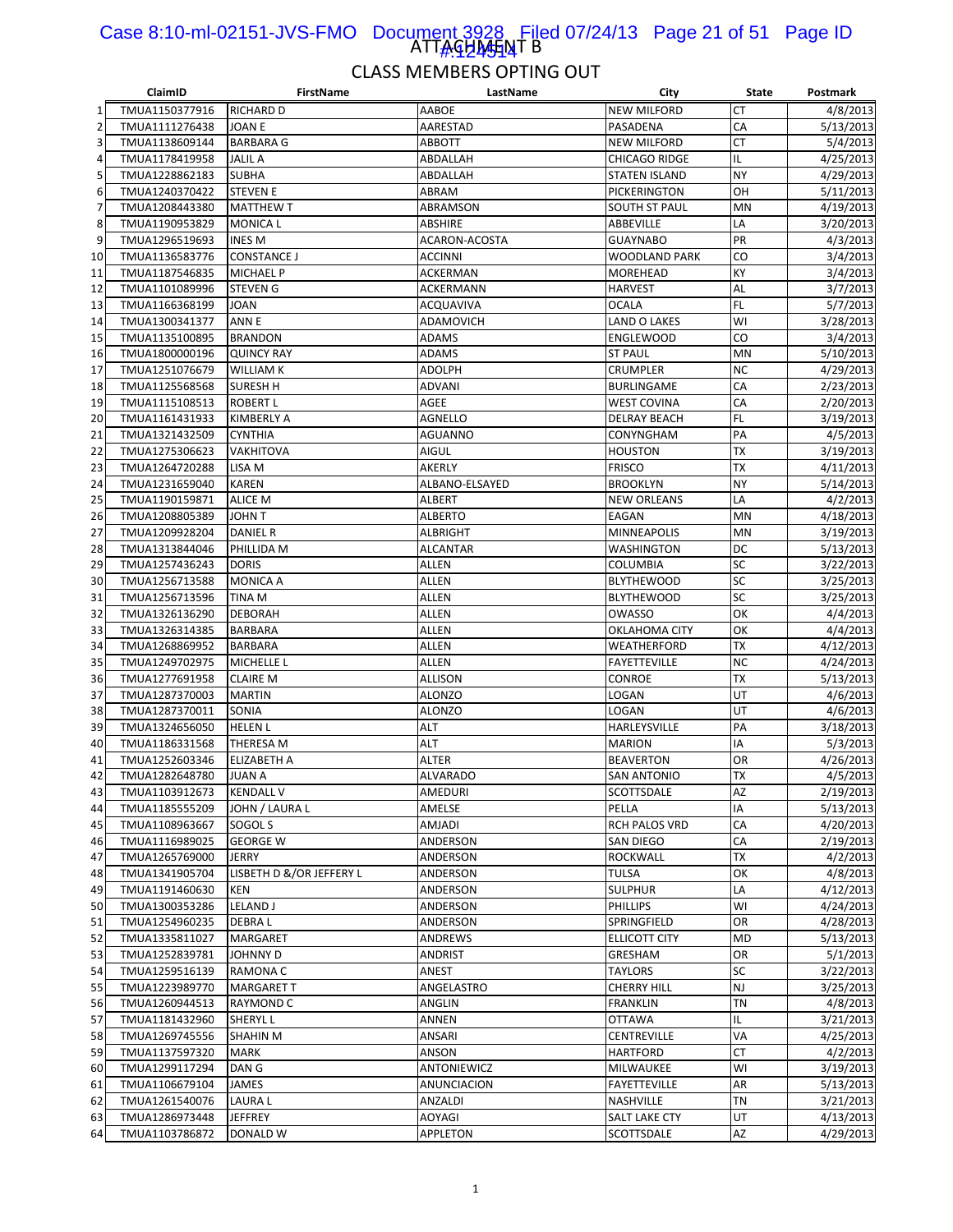# ATTACHMENT B

## CLASS MEMBERS OPTING OUT

| | ClaimID | FirstName | LastName | City | State | Postmark |
|---|---|---|---|---|---|---|
| 1 | TMUA1150377916 | RICHARD D | AABOE | NEW MILFORD | CT | 4/8/2013 |
| 2 | TMUA1111276438 | JOAN E | AARESTAD | PASADENA | CA | 5/13/2013 |
| 3 | TMUA1138609144 | BARBARA G | ABBOTT | NEW MILFORD | CT | 5/4/2013 |
| 4 | TMUA1178419958 | JALIL A | ABDALLAH | CHICAGO RIDGE | IL | 4/25/2013 |
| 5 | TMUA1228862183 | SUBHA | ABDALLAH | STATEN ISLAND | NY | 4/29/2013 |
| 6 | TMUA1240370422 | STEVEN E | ABRAM | PICKERINGTON | OH | 5/11/2013 |
| 7 | TMUA1208443380 | MATTHEW T | ABRAMSON | SOUTH ST PAUL | MN | 4/19/2013 |
| 8 | TMUA1190953829 | MONICA L | ABSHIRE | ABBEVILLE | LA | 3/20/2013 |
| 9 | TMUA1296519693 | INES M | ACARON-ACOSTA | GUAYNABO | PR | 4/3/2013 |
| 10 | TMUA1136583776 | CONSTANCE J | ACCINNI | WOODLAND PARK | CO | 3/4/2013 |
| 11 | TMUA1187546835 | MICHAEL P | ACKERMAN | MOREHEAD | KY | 3/4/2013 |
| 12 | TMUA1101089996 | STEVEN G | ACKERMANN | HARVEST | AL | 3/7/2013 |
| 13 | TMUA1166368199 | JOAN | ACQUAVIVA | OCALA | FL | 5/7/2013 |
| 14 | TMUA1300341377 | ANN E | ADAMOVICH | LAND O LAKES | WI | 3/28/2013 |
| 15 | TMUA1135100895 | BRANDON | ADAMS | ENGLEWOOD | CO | 3/4/2013 |
| 16 | TMUA1800000196 | QUINCY RAY | ADAMS | ST PAUL | MN | 5/10/2013 |
| 17 | TMUA1251076679 | WILLIAM K | ADOLPH | CRUMPLER | NC | 4/29/2013 |
| 18 | TMUA1125568568 | SURESH H | ADVANI | BURLINGAME | CA | 2/23/2013 |
| 19 | TMUA1115108513 | ROBERT L | AGEE | WEST COVINA | CA | 2/20/2013 |
| 20 | TMUA1161431933 | KIMBERLY A | AGNELLO | DELRAY BEACH | FL | 3/19/2013 |
| 21 | TMUA1321432509 | CYNTHIA | AGUANNO | CONYNGHAM | PA | 4/5/2013 |
| 22 | TMUA1275306623 | VAKHITOVA | AIGUL | HOUSTON | TX | 3/19/2013 |
| 23 | TMUA1264720288 | LISA M | AKERLY | FRISCO | TX | 4/11/2013 |
| 24 | TMUA1231659040 | KAREN | ALBANO-ELSAYED | BROOKLYN | NY | 5/14/2013 |
| 25 | TMUA1190159871 | ALICE M | ALBERT | NEW ORLEANS | LA | 4/2/2013 |
| 26 | TMUA1208805389 | JOHN T | ALBERTO | EAGAN | MN | 4/18/2013 |
| 27 | TMUA1209928204 | DANIEL R | ALBRIGHT | MINNEAPOLIS | MN | 3/19/2013 |
| 28 | TMUA1313844046 | PHILLIDA M | ALCANTAR | WASHINGTON | DC | 5/13/2013 |
| 29 | TMUA1257436243 | DORIS | ALLEN | COLUMBIA | SC | 3/22/2013 |
| 30 | TMUA1256713588 | MONICA A | ALLEN | BLYTHEWOOD | SC | 3/25/2013 |
| 31 | TMUA1256713596 | TINA M | ALLEN | BLYTHEWOOD | SC | 3/25/2013 |
| 32 | TMUA1326136290 | DEBORAH | ALLEN | OWASSO | OK | 4/4/2013 |
| 33 | TMUA1326314385 | BARBARA | ALLEN | OKLAHOMA CITY | OK | 4/4/2013 |
| 34 | TMUA1268869952 | BARBARA | ALLEN | WEATHERFORD | TX | 4/12/2013 |
| 35 | TMUA1249702975 | MICHELLE L | ALLEN | FAYETTEVILLE | NC | 4/24/2013 |
| 36 | TMUA1277691958 | CLAIRE M | ALLISON | CONROE | TX | 5/13/2013 |
| 37 | TMUA1287370003 | MARTIN | ALONZO | LOGAN | UT | 4/6/2013 |
| 38 | TMUA1287370011 | SONIA | ALONZO | LOGAN | UT | 4/6/2013 |
| 39 | TMUA1324656050 | HELEN L | ALT | HARLEYSVILLE | PA | 3/18/2013 |
| 40 | TMUA1186331568 | THERESA M | ALT | MARION | IA | 5/3/2013 |
| 41 | TMUA1252603346 | ELIZABETH A | ALTER | BEAVERTON | OR | 4/26/2013 |
| 42 | TMUA1282648780 | JUAN A | ALVARADO | SAN ANTONIO | TX | 4/5/2013 |
| 43 | TMUA1103912673 | KENDALL V | AMEDURI | SCOTTSDALE | AZ | 2/19/2013 |
| 44 | TMUA1185555209 | JOHN / LAURA L | AMELSE | PELLA | IA | 5/13/2013 |
| 45 | TMUA1108963667 | SOGOL S | AMJADI | RCH PALOS VRD | CA | 4/20/2013 |
| 46 | TMUA1116989025 | GEORGE W | ANDERSON | SAN DIEGO | CA | 2/19/2013 |
| 47 | TMUA1265769000 | JERRY | ANDERSON | ROCKWALL | TX | 4/2/2013 |
| 48 | TMUA1341905704 | LISBETH D &/OR JEFFERY L | ANDERSON | TULSA | OK | 4/8/2013 |
| 49 | TMUA1191460630 | KEN | ANDERSON | SULPHUR | LA | 4/12/2013 |
| 50 | TMUA1300353286 | LELAND J | ANDERSON | PHILLIPS | WI | 4/24/2013 |
| 51 | TMUA1254960235 | DEBRA L | ANDERSON | SPRINGFIELD | OR | 4/28/2013 |
| 52 | TMUA1335811027 | MARGARET | ANDREWS | ELLICOTT CITY | MD | 5/13/2013 |
| 53 | TMUA1252839781 | JOHNNY D | ANDRIST | GRESHAM | OR | 5/1/2013 |
| 54 | TMUA1259516139 | RAMONA C | ANEST | TAYLORS | SC | 3/22/2013 |
| 55 | TMUA1223989770 | MARGARET T | ANGELASTRO | CHERRY HILL | NJ | 3/25/2013 |
| 56 | TMUA1260944513 | RAYMOND C | ANGLIN | FRANKLIN | TN | 4/8/2013 |
| 57 | TMUA1181432960 | SHERYL L | ANNEN | OTTAWA | IL | 3/21/2013 |
| 58 | TMUA1269745556 | SHAHIN M | ANSARI | CENTREVILLE | VA | 4/25/2013 |
| 59 | TMUA1137597320 | MARK | ANSON | HARTFORD | CT | 4/2/2013 |
| 60 | TMUA1299117294 | DAN G | ANTONIEWICZ | MILWAUKEE | WI | 3/19/2013 |
| 61 | TMUA1106679104 | JAMES | ANUNCIACION | FAYETTEVILLE | AR | 5/13/2013 |
| 62 | TMUA1261540076 | LAURA L | ANZALDI | NASHVILLE | TN | 3/21/2013 |
| 63 | TMUA1286973448 | JEFFREY | AOYAGI | SALT LAKE CTY | UT | 4/13/2013 |
| 64 | TMUA1103786872 | DONALD W | APPLETON | SCOTTSDALE | AZ | 4/29/2013 |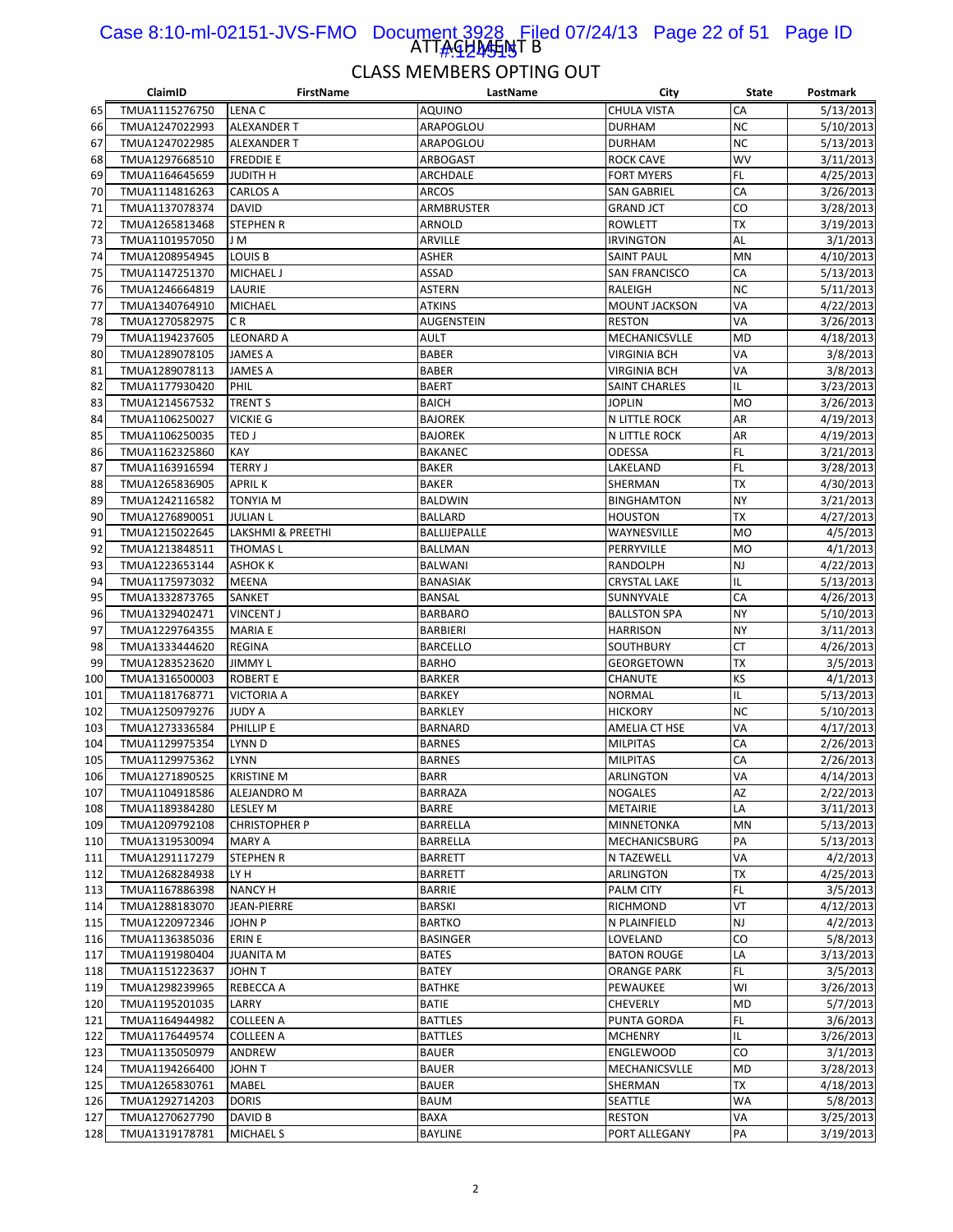ATTACHMENT B

## CLASS MEMBERS OPTING OUT

| | ClaimID | FirstName | LastName | City | State | Postmark |
|---|---|---|---|---|---|---|
| 65 | TMUA1115276750 | LENA C | AQUINO | CHULA VISTA | CA | 5/13/2013 |
| 66 | TMUA1247022993 | ALEXANDER T | ARAPOGLOU | DURHAM | NC | 5/10/2013 |
| 67 | TMUA1247022985 | ALEXANDER T | ARAPOGLOU | DURHAM | NC | 5/13/2013 |
| 68 | TMUA1297668510 | FREDDIE E | ARBOGAST | ROCK CAVE | WV | 3/11/2013 |
| 69 | TMUA1164645659 | JUDITH H | ARCHDALE | FORT MYERS | FL | 4/25/2013 |
| 70 | TMUA1114816263 | CARLOS A | ARCOS | SAN GABRIEL | CA | 3/26/2013 |
| 71 | TMUA1137078374 | DAVID | ARMBRUSTER | GRAND JCT | CO | 3/28/2013 |
| 72 | TMUA1265813468 | STEPHEN R | ARNOLD | ROWLETT | TX | 3/19/2013 |
| 73 | TMUA1101957050 | J M | ARVILLE | IRVINGTON | AL | 3/1/2013 |
| 74 | TMUA1208954945 | LOUIS B | ASHER | SAINT PAUL | MN | 4/10/2013 |
| 75 | TMUA1147251370 | MICHAEL J | ASSAD | SAN FRANCISCO | CA | 5/13/2013 |
| 76 | TMUA1246664819 | LAURIE | ASTERN | RALEIGH | NC | 5/11/2013 |
| 77 | TMUA1340764910 | MICHAEL | ATKINS | MOUNT JACKSON | VA | 4/22/2013 |
| 78 | TMUA1270582975 | C R | AUGENSTEIN | RESTON | VA | 3/26/2013 |
| 79 | TMUA1194237605 | LEONARD A | AULT | MECHANICSVLLE | MD | 4/18/2013 |
| 80 | TMUA1289078105 | JAMES A | BABER | VIRGINIA BCH | VA | 3/8/2013 |
| 81 | TMUA1289078113 | JAMES A | BABER | VIRGINIA BCH | VA | 3/8/2013 |
| 82 | TMUA1177930420 | PHIL | BAERT | SAINT CHARLES | IL | 3/23/2013 |
| 83 | TMUA1214567532 | TRENT S | BAICH | JOPLIN | MO | 3/26/2013 |
| 84 | TMUA1106250027 | VICKIE G | BAJOREK | N LITTLE ROCK | AR | 4/19/2013 |
| 85 | TMUA1106250035 | TED J | BAJOREK | N LITTLE ROCK | AR | 4/19/2013 |
| 86 | TMUA1162325860 | KAY | BAKANEC | ODESSA | FL | 3/21/2013 |
| 87 | TMUA1163916594 | TERRY J | BAKER | LAKELAND | FL | 3/28/2013 |
| 88 | TMUA1265836905 | APRIL K | BAKER | SHERMAN | TX | 4/30/2013 |
| 89 | TMUA1242116582 | TONYIA M | BALDWIN | BINGHAMTON | NY | 3/21/2013 |
| 90 | TMUA1276890051 | JULIAN L | BALLARD | HOUSTON | TX | 4/27/2013 |
| 91 | TMUA1215022645 | LAKSHMI & PREETHI | BALLIJEPALLE | WAYNESVILLE | MO | 4/5/2013 |
| 92 | TMUA1213848511 | THOMAS L | BALLMAN | PERRYVILLE | MO | 4/1/2013 |
| 93 | TMUA1223653144 | ASHOK K | BALWANI | RANDOLPH | NJ | 4/22/2013 |
| 94 | TMUA1175973032 | MEENA | BANASIAK | CRYSTAL LAKE | IL | 5/13/2013 |
| 95 | TMUA1332873765 | SANKET | BANSAL | SUNNYVALE | CA | 4/26/2013 |
| 96 | TMUA1329402471 | VINCENT J | BARBARO | BALLSTON SPA | NY | 5/10/2013 |
| 97 | TMUA1229764355 | MARIA E | BARBIERI | HARRISON | NY | 3/11/2013 |
| 98 | TMUA1333444620 | REGINA | BARCELLO | SOUTHBURY | CT | 4/26/2013 |
| 99 | TMUA1283523620 | JIMMY L | BARHO | GEORGETOWN | TX | 3/5/2013 |
| 100 | TMUA1316500003 | ROBERT E | BARKER | CHANUTE | KS | 4/1/2013 |
| 101 | TMUA1181768771 | VICTORIA A | BARKEY | NORMAL | IL | 5/13/2013 |
| 102 | TMUA1250979276 | JUDY A | BARKLEY | HICKORY | NC | 5/10/2013 |
| 103 | TMUA1273336584 | PHILLIP E | BARNARD | AMELIA CT HSE | VA | 4/17/2013 |
| 104 | TMUA1129975354 | LYNN D | BARNES | MILPITAS | CA | 2/26/2013 |
| 105 | TMUA1129975362 | LYNN | BARNES | MILPITAS | CA | 2/26/2013 |
| 106 | TMUA1271890525 | KRISTINE M | BARR | ARLINGTON | VA | 4/14/2013 |
| 107 | TMUA1104918586 | ALEJANDRO M | BARRAZA | NOGALES | AZ | 2/22/2013 |
| 108 | TMUA1189384280 | LESLEY M | BARRE | METAIRIE | LA | 3/11/2013 |
| 109 | TMUA1209792108 | CHRISTOPHER P | BARRELLA | MINNETONKA | MN | 5/13/2013 |
| 110 | TMUA1319530094 | MARY A | BARRELLA | MECHANICSBURG | PA | 5/13/2013 |
| 111 | TMUA1291117279 | STEPHEN R | BARRETT | N TAZEWELL | VA | 4/2/2013 |
| 112 | TMUA1268284938 | LY H | BARRETT | ARLINGTON | TX | 4/25/2013 |
| 113 | TMUA1167886398 | NANCY H | BARRIE | PALM CITY | FL | 3/5/2013 |
| 114 | TMUA1288183070 | JEAN-PIERRE | BARSKI | RICHMOND | VT | 4/12/2013 |
| 115 | TMUA1220972346 | JOHN P | BARTKO | N PLAINFIELD | NJ | 4/2/2013 |
| 116 | TMUA1136385036 | ERIN E | BASINGER | LOVELAND | CO | 5/8/2013 |
| 117 | TMUA1191980404 | JUANITA M | BATES | BATON ROUGE | LA | 3/13/2013 |
| 118 | TMUA1151223637 | JOHN T | BATEY | ORANGE PARK | FL | 3/5/2013 |
| 119 | TMUA1298239965 | REBECCA A | BATHKE | PEWAUKEE | WI | 3/26/2013 |
| 120 | TMUA1195201035 | LARRY | BATIE | CHEVERLY | MD | 5/7/2013 |
| 121 | TMUA1164944982 | COLLEEN A | BATTLES | PUNTA GORDA | FL | 3/6/2013 |
| 122 | TMUA1176449574 | COLLEEN A | BATTLES | MCHENRY | IL | 3/26/2013 |
| 123 | TMUA1135050979 | ANDREW | BAUER | ENGLEWOOD | CO | 3/1/2013 |
| 124 | TMUA1194266400 | JOHN T | BAUER | MECHANICSVLLE | MD | 3/28/2013 |
| 125 | TMUA1265830761 | MABEL | BAUER | SHERMAN | TX | 4/18/2013 |
| 126 | TMUA1292714203 | DORIS | BAUM | SEATTLE | WA | 5/8/2013 |
| 127 | TMUA1270627790 | DAVID B | BAXA | RESTON | VA | 3/25/2013 |
| 128 | TMUA1319178781 | MICHAEL S | BAYLINE | PORT ALLEGANY | PA | 3/19/2013 |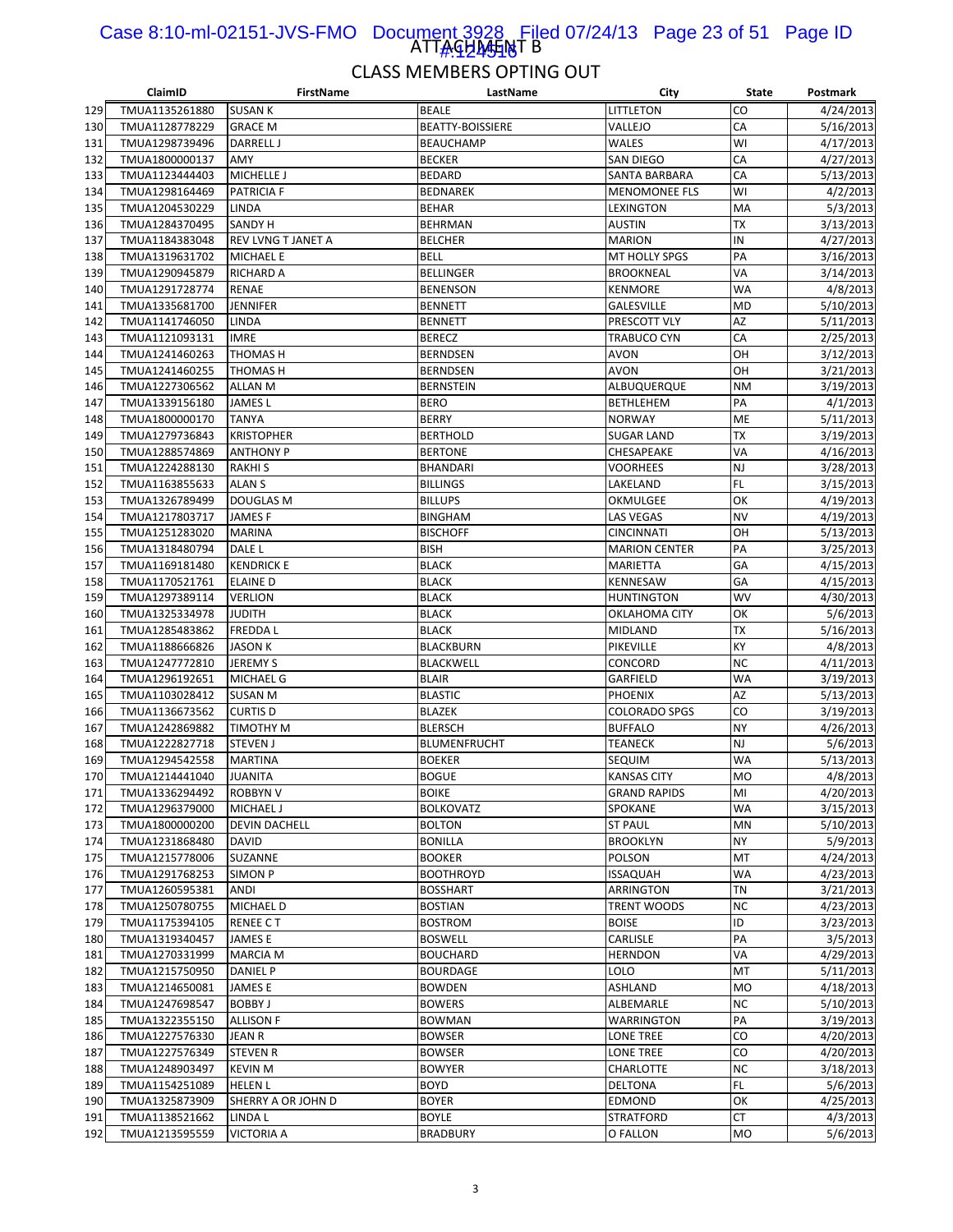ATTACHMENT B

## CLASS MEMBERS OPTING OUT

| | ClaimID | FirstName | LastName | City | State | Postmark |
|---|---|---|---|---|---|---|
| 129 | TMUA1135261880 | SUSAN K | BEALE | LITTLETON | CO | 4/24/2013 |
| 130 | TMUA1128778229 | GRACE M | BEATTY-BOISSIERE | VALLEJO | CA | 5/16/2013 |
| 131 | TMUA1298739496 | DARRELL J | BEAUCHAMP | WALES | WI | 4/17/2013 |
| 132 | TMUA1800000137 | AMY | BECKER | SAN DIEGO | CA | 4/27/2013 |
| 133 | TMUA1123444403 | MICHELLE J | BEDARD | SANTA BARBARA | CA | 5/13/2013 |
| 134 | TMUA1298164469 | PATRICIA F | BEDNAREK | MENOMONEE FLS | WI | 4/2/2013 |
| 135 | TMUA1204530229 | LINDA | BEHAR | LEXINGTON | MA | 5/3/2013 |
| 136 | TMUA1284370495 | SANDY H | BEHRMAN | AUSTIN | TX | 3/13/2013 |
| 137 | TMUA1184383048 | REV LVNG T JANET A | BELCHER | MARION | IN | 4/27/2013 |
| 138 | TMUA1319631702 | MICHAEL E | BELL | MT HOLLY SPGS | PA | 3/16/2013 |
| 139 | TMUA1290945879 | RICHARD A | BELLINGER | BROOKNEAL | VA | 3/14/2013 |
| 140 | TMUA1291728774 | RENAE | BENENSON | KENMORE | WA | 4/8/2013 |
| 141 | TMUA1335681700 | JENNIFER | BENNETT | GALESVILLE | MD | 5/10/2013 |
| 142 | TMUA1141746050 | LINDA | BENNETT | PRESCOTT VLY | AZ | 5/11/2013 |
| 143 | TMUA1121093131 | IMRE | BERECZ | TRABUCO CYN | CA | 2/25/2013 |
| 144 | TMUA1241460263 | THOMAS H | BERNDSEN | AVON | OH | 3/12/2013 |
| 145 | TMUA1241460255 | THOMAS H | BERNDSEN | AVON | OH | 3/21/2013 |
| 146 | TMUA1227306562 | ALLAN M | BERNSTEIN | ALBUQUERQUE | NM | 3/19/2013 |
| 147 | TMUA1339156180 | JAMES L | BERO | BETHLEHEM | PA | 4/1/2013 |
| 148 | TMUA1800000170 | TANYA | BERRY | NORWAY | ME | 5/11/2013 |
| 149 | TMUA1279736843 | KRISTOPHER | BERTHOLD | SUGAR LAND | TX | 3/19/2013 |
| 150 | TMUA1288574869 | ANTHONY P | BERTONE | CHESAPEAKE | VA | 4/16/2013 |
| 151 | TMUA1224288130 | RAKHI S | BHANDARI | VOORHEES | NJ | 3/28/2013 |
| 152 | TMUA1163855633 | ALAN S | BILLINGS | LAKELAND | FL | 3/15/2013 |
| 153 | TMUA1326789499 | DOUGLAS M | BILLUPS | OKMULGEE | OK | 4/19/2013 |
| 154 | TMUA1217803717 | JAMES F | BINGHAM | LAS VEGAS | NV | 4/19/2013 |
| 155 | TMUA1251283020 | MARINA | BISCHOFF | CINCINNATI | OH | 5/13/2013 |
| 156 | TMUA1318480794 | DALE L | BISH | MARION CENTER | PA | 3/25/2013 |
| 157 | TMUA1169181480 | KENDRICK E | BLACK | MARIETTA | GA | 4/15/2013 |
| 158 | TMUA1170521761 | ELAINE D | BLACK | KENNESAW | GA | 4/15/2013 |
| 159 | TMUA1297389114 | VERLION | BLACK | HUNTINGTON | WV | 4/30/2013 |
| 160 | TMUA1325334978 | JUDITH | BLACK | OKLAHOMA CITY | OK | 5/6/2013 |
| 161 | TMUA1285483862 | FREDDA L | BLACK | MIDLAND | TX | 5/16/2013 |
| 162 | TMUA1188666826 | JASON K | BLACKBURN | PIKEVILLE | KY | 4/8/2013 |
| 163 | TMUA1247772810 | JEREMY S | BLACKWELL | CONCORD | NC | 4/11/2013 |
| 164 | TMUA1296192651 | MICHAEL G | BLAIR | GARFIELD | WA | 3/19/2013 |
| 165 | TMUA1103028412 | SUSAN M | BLASTIC | PHOENIX | AZ | 5/13/2013 |
| 166 | TMUA1136673562 | CURTIS D | BLAZEK | COLORADO SPGS | CO | 3/19/2013 |
| 167 | TMUA1242869882 | TIMOTHY M | BLERSCH | BUFFALO | NY | 4/26/2013 |
| 168 | TMUA1222827718 | STEVEN J | BLUMENFRUCHT | TEANECK | NJ | 5/6/2013 |
| 169 | TMUA1294542558 | MARTINA | BOEKER | SEQUIM | WA | 5/13/2013 |
| 170 | TMUA1214441040 | JUANITA | BOGUE | KANSAS CITY | MO | 4/8/2013 |
| 171 | TMUA1336294492 | ROBBYN V | BOIKE | GRAND RAPIDS | MI | 4/20/2013 |
| 172 | TMUA1296379000 | MICHAEL J | BOLKOVATZ | SPOKANE | WA | 3/15/2013 |
| 173 | TMUA1800000200 | DEVIN DACHELL | BOLTON | ST PAUL | MN | 5/10/2013 |
| 174 | TMUA1231868480 | DAVID | BONILLA | BROOKLYN | NY | 5/9/2013 |
| 175 | TMUA1215778006 | SUZANNE | BOOKER | POLSON | MT | 4/24/2013 |
| 176 | TMUA1291768253 | SIMON P | BOOTHROYD | ISSAQUAH | WA | 4/23/2013 |
| 177 | TMUA1260595381 | ANDI | BOSSHART | ARRINGTON | TN | 3/21/2013 |
| 178 | TMUA1250780755 | MICHAEL D | BOSTIAN | TRENT WOODS | NC | 4/23/2013 |
| 179 | TMUA1175394105 | RENEE C T | BOSTROM | BOISE | ID | 3/23/2013 |
| 180 | TMUA1319340457 | JAMES E | BOSWELL | CARLISLE | PA | 3/5/2013 |
| 181 | TMUA1270331999 | MARCIA M | BOUCHARD | HERNDON | VA | 4/29/2013 |
| 182 | TMUA1215750950 | DANIEL P | BOURDAGE | LOLO | MT | 5/11/2013 |
| 183 | TMUA1214650081 | JAMES E | BOWDEN | ASHLAND | MO | 4/18/2013 |
| 184 | TMUA1247698547 | BOBBY J | BOWERS | ALBEMARLE | NC | 5/10/2013 |
| 185 | TMUA1322355150 | ALLISON F | BOWMAN | WARRINGTON | PA | 3/19/2013 |
| 186 | TMUA1227576330 | JEAN R | BOWSER | LONE TREE | CO | 4/20/2013 |
| 187 | TMUA1227576349 | STEVEN R | BOWSER | LONE TREE | CO | 4/20/2013 |
| 188 | TMUA1248903497 | KEVIN M | BOWYER | CHARLOTTE | NC | 3/18/2013 |
| 189 | TMUA1154251089 | HELEN L | BOYD | DELTONA | FL | 5/6/2013 |
| 190 | TMUA1325873909 | SHERRY A OR JOHN D | BOYER | EDMOND | OK | 4/25/2013 |
| 191 | TMUA1138521662 | LINDA L | BOYLE | STRATFORD | CT | 4/3/2013 |
| 192 | TMUA1213595559 | VICTORIA A | BRADBURY | O FALLON | MO | 5/6/2013 |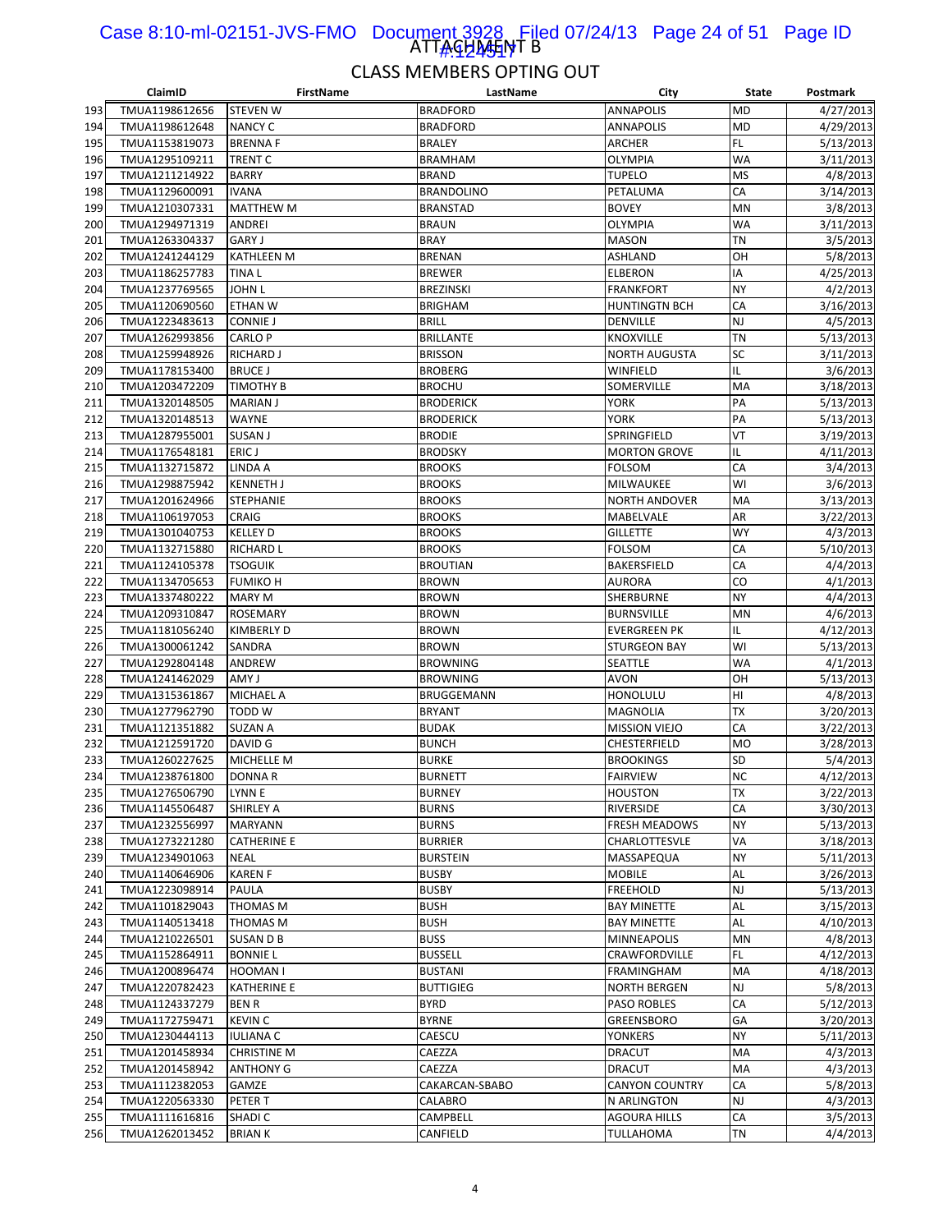ATTACHMENT B

## CLASS MEMBERS OPTING OUT

| | ClaimID | FirstName | LastName | City | State | Postmark |
|---|---|---|---|---|---|---|
| 193 | TMUA1198612656 | STEVEN W | BRADFORD | ANNAPOLIS | MD | 4/27/2013 |
| 194 | TMUA1198612648 | NANCY C | BRADFORD | ANNAPOLIS | MD | 4/29/2013 |
| 195 | TMUA1153819073 | BRENNA F | BRALEY | ARCHER | FL | 5/13/2013 |
| 196 | TMUA1295109211 | TRENT C | BRAMHAM | OLYMPIA | WA | 3/11/2013 |
| 197 | TMUA1211214922 | BARRY | BRAND | TUPELO | MS | 4/8/2013 |
| 198 | TMUA1129600091 | IVANA | BRANDOLINO | PETALUMA | CA | 3/14/2013 |
| 199 | TMUA1210307331 | MATTHEW M | BRANSTAD | BOVEY | MN | 3/8/2013 |
| 200 | TMUA1294971319 | ANDREI | BRAUN | OLYMPIA | WA | 3/11/2013 |
| 201 | TMUA1263304337 | GARY J | BRAY | MASON | TN | 3/5/2013 |
| 202 | TMUA1241244129 | KATHLEEN M | BRENAN | ASHLAND | OH | 5/8/2013 |
| 203 | TMUA1186257783 | TINA L | BREWER | ELBERON | IA | 4/25/2013 |
| 204 | TMUA1237769565 | JOHN L | BREZINSKI | FRANKFORT | NY | 4/2/2013 |
| 205 | TMUA1120690560 | ETHAN W | BRIGHAM | HUNTINGTN BCH | CA | 3/16/2013 |
| 206 | TMUA1223483613 | CONNIE J | BRILL | DENVILLE | NJ | 4/5/2013 |
| 207 | TMUA1262993856 | CARLO P | BRILLANTE | KNOXVILLE | TN | 5/13/2013 |
| 208 | TMUA1259948926 | RICHARD J | BRISSON | NORTH AUGUSTA | SC | 3/11/2013 |
| 209 | TMUA1178153400 | BRUCE J | BROBERG | WINFIELD | IL | 3/6/2013 |
| 210 | TMUA1203472209 | TIMOTHY B | BROCHU | SOMERVILLE | MA | 3/18/2013 |
| 211 | TMUA1320148505 | MARIAN J | BRODERICK | YORK | PA | 5/13/2013 |
| 212 | TMUA1320148513 | WAYNE | BRODERICK | YORK | PA | 5/13/2013 |
| 213 | TMUA1287955001 | SUSAN J | BRODIE | SPRINGFIELD | VT | 3/19/2013 |
| 214 | TMUA1176548181 | ERIC J | BRODSKY | MORTON GROVE | IL | 4/11/2013 |
| 215 | TMUA1132715872 | LINDA A | BROOKS | FOLSOM | CA | 3/4/2013 |
| 216 | TMUA1298875942 | KENNETH J | BROOKS | MILWAUKEE | WI | 3/6/2013 |
| 217 | TMUA1201624966 | STEPHANIE | BROOKS | NORTH ANDOVER | MA | 3/13/2013 |
| 218 | TMUA1106197053 | CRAIG | BROOKS | MABELVALE | AR | 3/22/2013 |
| 219 | TMUA1301040753 | KELLEY D | BROOKS | GILLETTE | WY | 4/3/2013 |
| 220 | TMUA1132715880 | RICHARD L | BROOKS | FOLSOM | CA | 5/10/2013 |
| 221 | TMUA1124105378 | TSOGUIK | BROUTIAN | BAKERSFIELD | CA | 4/4/2013 |
| 222 | TMUA1134705653 | FUMIKO H | BROWN | AURORA | CO | 4/1/2013 |
| 223 | TMUA1337480222 | MARY M | BROWN | SHERBURNE | NY | 4/4/2013 |
| 224 | TMUA1209310847 | ROSEMARY | BROWN | BURNSVILLE | MN | 4/6/2013 |
| 225 | TMUA1181056240 | KIMBERLY D | BROWN | EVERGREEN PK | IL | 4/12/2013 |
| 226 | TMUA1300061242 | SANDRA | BROWN | STURGEON BAY | WI | 5/13/2013 |
| 227 | TMUA1292804148 | ANDREW | BROWNING | SEATTLE | WA | 4/1/2013 |
| 228 | TMUA1241462029 | AMY J | BROWNING | AVON | OH | 5/13/2013 |
| 229 | TMUA1315361867 | MICHAEL A | BRUGGEMANN | HONOLULU | HI | 4/8/2013 |
| 230 | TMUA1277962790 | TODD W | BRYANT | MAGNOLIA | TX | 3/20/2013 |
| 231 | TMUA1121351882 | SUZAN A | BUDAK | MISSION VIEJO | CA | 3/22/2013 |
| 232 | TMUA1212591720 | DAVID G | BUNCH | CHESTERFIELD | MO | 3/28/2013 |
| 233 | TMUA1260227625 | MICHELLE M | BURKE | BROOKINGS | SD | 5/4/2013 |
| 234 | TMUA1238761800 | DONNA R | BURNETT | FAIRVIEW | NC | 4/12/2013 |
| 235 | TMUA1276506790 | LYNN E | BURNEY | HOUSTON | TX | 3/22/2013 |
| 236 | TMUA1145506487 | SHIRLEY A | BURNS | RIVERSIDE | CA | 3/30/2013 |
| 237 | TMUA1232556997 | MARYANN | BURNS | FRESH MEADOWS | NY | 5/13/2013 |
| 238 | TMUA1273221280 | CATHERINE E | BURRIER | CHARLOTTESVLE | VA | 3/18/2013 |
| 239 | TMUA1234901063 | NEAL | BURSTEIN | MASSAPEQUA | NY | 5/11/2013 |
| 240 | TMUA1140646906 | KAREN F | BUSBY | MOBILE | AL | 3/26/2013 |
| 241 | TMUA1223098914 | PAULA | BUSBY | FREEHOLD | NJ | 5/13/2013 |
| 242 | TMUA1101829043 | THOMAS M | BUSH | BAY MINETTE | AL | 3/15/2013 |
| 243 | TMUA1140513418 | THOMAS M | BUSH | BAY MINETTE | AL | 4/10/2013 |
| 244 | TMUA1210226501 | SUSAN D B | BUSS | MINNEAPOLIS | MN | 4/8/2013 |
| 245 | TMUA1152864911 | BONNIE L | BUSSELL | CRAWFORDVILLE | FL | 4/12/2013 |
| 246 | TMUA1200896474 | HOOMAN I | BUSTANI | FRAMINGHAM | MA | 4/18/2013 |
| 247 | TMUA1220782423 | KATHERINE E | BUTTIGIEG | NORTH BERGEN | NJ | 5/8/2013 |
| 248 | TMUA1124337279 | BEN R | BYRD | PASO ROBLES | CA | 5/12/2013 |
| 249 | TMUA1172759471 | KEVIN C | BYRNE | GREENSBORO | GA | 3/20/2013 |
| 250 | TMUA1230444113 | IULIANA C | CAESCU | YONKERS | NY | 5/11/2013 |
| 251 | TMUA1201458934 | CHRISTINE M | CAEZZA | DRACUT | MA | 4/3/2013 |
| 252 | TMUA1201458942 | ANTHONY G | CAEZZA | DRACUT | MA | 4/3/2013 |
| 253 | TMUA1112382053 | GAMZE | CAKARCAN-SBABO | CANYON COUNTRY | CA | 5/8/2013 |
| 254 | TMUA1220563330 | PETER T | CALABRO | N ARLINGTON | NJ | 4/3/2013 |
| 255 | TMUA1111616816 | SHADI C | CAMPBELL | AGOURA HILLS | CA | 3/5/2013 |
| 256 | TMUA1262013452 | BRIAN K | CANFIELD | TULLAHOMA | TN | 4/4/2013 |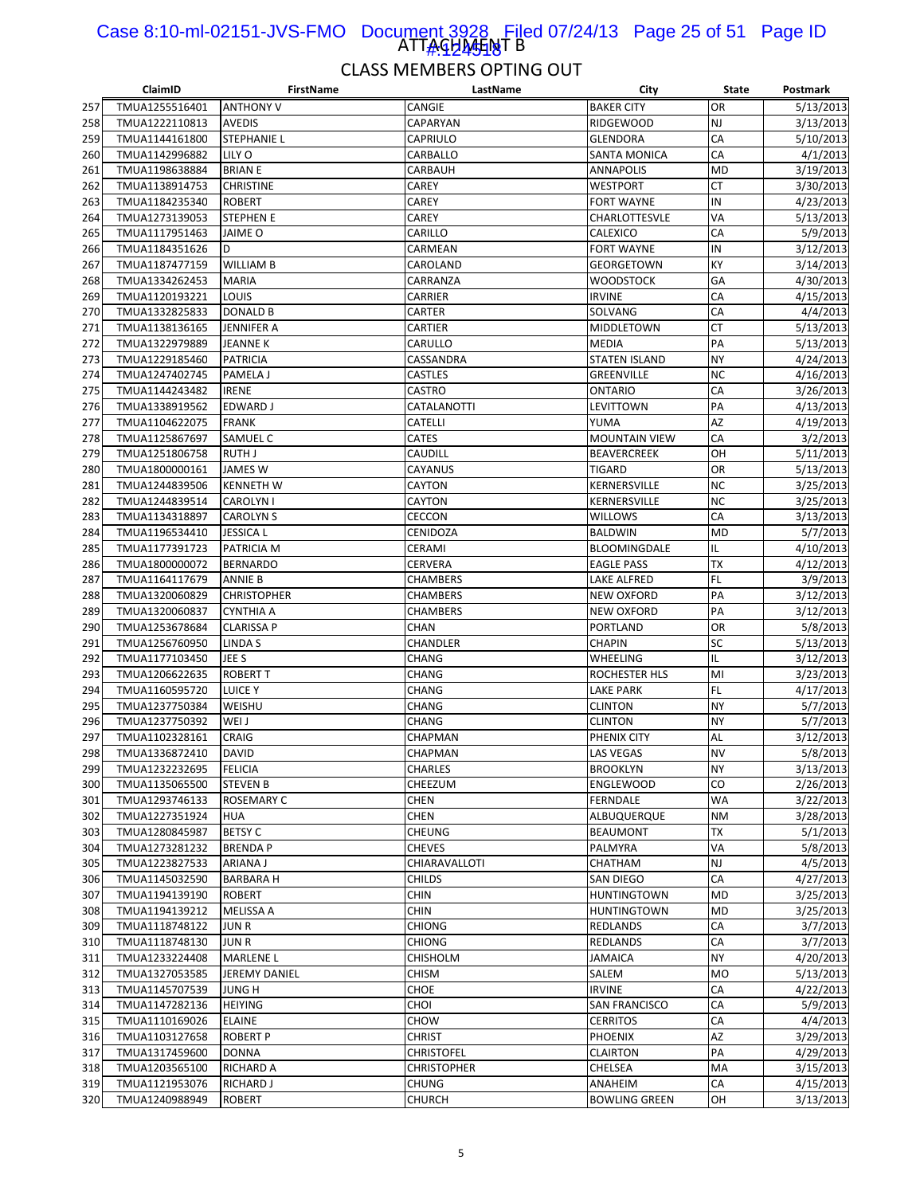# ATTACHMENT B

## CLASS MEMBERS OPTING OUT

| | ClaimID | FirstName | LastName | City | State | Postmark |
|---|---|---|---|---|---|---|
| 257 | TMUA1255516401 | ANTHONY V | CANGIE | BAKER CITY | OR | 5/13/2013 |
| 258 | TMUA1222110813 | AVEDIS | CAPARYAN | RIDGEWOOD | NJ | 3/13/2013 |
| 259 | TMUA1144161800 | STEPHANIE L | CAPRIULO | GLENDORA | CA | 5/10/2013 |
| 260 | TMUA1142996882 | LILY O | CARBALLO | SANTA MONICA | CA | 4/1/2013 |
| 261 | TMUA1198638884 | BRIAN E | CARBAUH | ANNAPOLIS | MD | 3/19/2013 |
| 262 | TMUA1138914753 | CHRISTINE | CAREY | WESTPORT | CT | 3/30/2013 |
| 263 | TMUA1184235340 | ROBERT | CAREY | FORT WAYNE | IN | 4/23/2013 |
| 264 | TMUA1273139053 | STEPHEN E | CAREY | CHARLOTTESVLE | VA | 5/13/2013 |
| 265 | TMUA1117951463 | JAIME O | CARILLO | CALEXICO | CA | 5/9/2013 |
| 266 | TMUA1184351626 | D | CARMEAN | FORT WAYNE | IN | 3/12/2013 |
| 267 | TMUA1187477159 | WILLIAM B | CAROLAND | GEORGETOWN | KY | 3/14/2013 |
| 268 | TMUA1334262453 | MARIA | CARRANZA | WOODSTOCK | GA | 4/30/2013 |
| 269 | TMUA1120193221 | LOUIS | CARRIER | IRVINE | CA | 4/15/2013 |
| 270 | TMUA1332825833 | DONALD B | CARTER | SOLVANG | CA | 4/4/2013 |
| 271 | TMUA1138136165 | JENNIFER A | CARTIER | MIDDLETOWN | CT | 5/13/2013 |
| 272 | TMUA1322979889 | JEANNE K | CARULLO | MEDIA | PA | 5/13/2013 |
| 273 | TMUA1229185460 | PATRICIA | CASSANDRA | STATEN ISLAND | NY | 4/24/2013 |
| 274 | TMUA1247402745 | PAMELA J | CASTLES | GREENVILLE | NC | 4/16/2013 |
| 275 | TMUA1144243482 | IRENE | CASTRO | ONTARIO | CA | 3/26/2013 |
| 276 | TMUA1338919562 | EDWARD J | CATALANOTTI | LEVITTOWN | PA | 4/13/2013 |
| 277 | TMUA1104622075 | FRANK | CATELLI | YUMA | AZ | 4/19/2013 |
| 278 | TMUA1125867697 | SAMUEL C | CATES | MOUNTAIN VIEW | CA | 3/2/2013 |
| 279 | TMUA1251806758 | RUTH J | CAUDILL | BEAVERCREEK | OH | 5/11/2013 |
| 280 | TMUA1800000161 | JAMES W | CAYANUS | TIGARD | OR | 5/13/2013 |
| 281 | TMUA1244839506 | KENNETH W | CAYTON | KERNERSVILLE | NC | 3/25/2013 |
| 282 | TMUA1244839514 | CAROLYN I | CAYTON | KERNERSVILLE | NC | 3/25/2013 |
| 283 | TMUA1134318897 | CAROLYN S | CECCON | WILLOWS | CA | 3/13/2013 |
| 284 | TMUA1196534410 | JESSICA L | CENIDOZA | BALDWIN | MD | 5/7/2013 |
| 285 | TMUA1177391723 | PATRICIA M | CERAMI | BLOOMINGDALE | IL | 4/10/2013 |
| 286 | TMUA1800000072 | BERNARDO | CERVERA | EAGLE PASS | TX | 4/12/2013 |
| 287 | TMUA1164117679 | ANNIE B | CHAMBERS | LAKE ALFRED | FL | 3/9/2013 |
| 288 | TMUA1320060829 | CHRISTOPHER | CHAMBERS | NEW OXFORD | PA | 3/12/2013 |
| 289 | TMUA1320060837 | CYNTHIA A | CHAMBERS | NEW OXFORD | PA | 3/12/2013 |
| 290 | TMUA1253678684 | CLARISSA P | CHAN | PORTLAND | OR | 5/8/2013 |
| 291 | TMUA1256760950 | LINDA S | CHANDLER | CHAPIN | SC | 5/13/2013 |
| 292 | TMUA1177103450 | JEE S | CHANG | WHEELING | IL | 3/12/2013 |
| 293 | TMUA1206622635 | ROBERT T | CHANG | ROCHESTER HLS | MI | 3/23/2013 |
| 294 | TMUA1160595720 | LUICE Y | CHANG | LAKE PARK | FL | 4/17/2013 |
| 295 | TMUA1237750384 | WEISHU | CHANG | CLINTON | NY | 5/7/2013 |
| 296 | TMUA1237750392 | WEI J | CHANG | CLINTON | NY | 5/7/2013 |
| 297 | TMUA1102328161 | CRAIG | CHAPMAN | PHENIX CITY | AL | 3/12/2013 |
| 298 | TMUA1336872410 | DAVID | CHAPMAN | LAS VEGAS | NV | 5/8/2013 |
| 299 | TMUA1232232695 | FELICIA | CHARLES | BROOKLYN | NY | 3/13/2013 |
| 300 | TMUA1135065500 | STEVEN B | CHEEZUM | ENGLEWOOD | CO | 2/26/2013 |
| 301 | TMUA1293746133 | ROSEMARY C | CHEN | FERNDALE | WA | 3/22/2013 |
| 302 | TMUA1227351924 | HUA | CHEN | ALBUQUERQUE | NM | 3/28/2013 |
| 303 | TMUA1280845987 | BETSY C | CHEUNG | BEAUMONT | TX | 5/1/2013 |
| 304 | TMUA1273281232 | BRENDA P | CHEVES | PALMYRA | VA | 5/8/2013 |
| 305 | TMUA1223827533 | ARIANA J | CHIARAVALLOTI | CHATHAM | NJ | 4/5/2013 |
| 306 | TMUA1145032590 | BARBARA H | CHILDS | SAN DIEGO | CA | 4/27/2013 |
| 307 | TMUA1194139190 | ROBERT | CHIN | HUNTINGTOWN | MD | 3/25/2013 |
| 308 | TMUA1194139212 | MELISSA A | CHIN | HUNTINGTOWN | MD | 3/25/2013 |
| 309 | TMUA1118748122 | JUN R | CHIONG | REDLANDS | CA | 3/7/2013 |
| 310 | TMUA1118748130 | JUN R | CHIONG | REDLANDS | CA | 3/7/2013 |
| 311 | TMUA1233224408 | MARLENE L | CHISHOLM | JAMAICA | NY | 4/20/2013 |
| 312 | TMUA1327053585 | JEREMY DANIEL | CHISM | SALEM | MO | 5/13/2013 |
| 313 | TMUA1145707539 | JUNG H | CHOE | IRVINE | CA | 4/22/2013 |
| 314 | TMUA1147282136 | HEIYING | CHOI | SAN FRANCISCO | CA | 5/9/2013 |
| 315 | TMUA1110169026 | ELAINE | CHOW | CERRITOS | CA | 4/4/2013 |
| 316 | TMUA1103127658 | ROBERT P | CHRIST | PHOENIX | AZ | 3/29/2013 |
| 317 | TMUA1317459600 | DONNA | CHRISTOFEL | CLAIRTON | PA | 4/29/2013 |
| 318 | TMUA1203565100 | RICHARD A | CHRISTOPHER | CHELSEA | MA | 3/15/2013 |
| 319 | TMUA1121953076 | RICHARD J | CHUNG | ANAHEIM | CA | 4/15/2013 |
| 320 | TMUA1240988949 | ROBERT | CHURCH | BOWLING GREEN | OH | 3/13/2013 |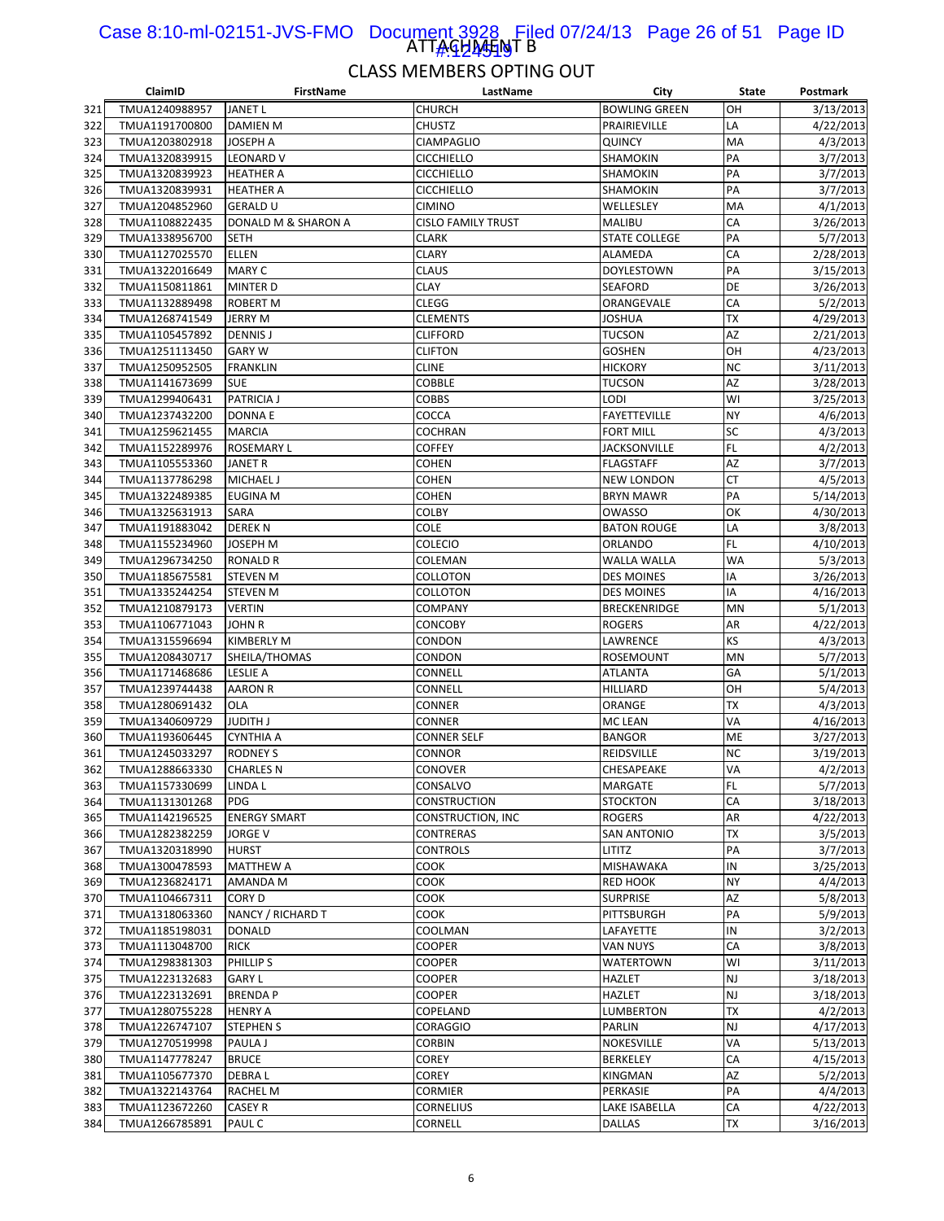## ATTACHMENT B

## CLASS MEMBERS OPTING OUT

| | ClaimID | FirstName | LastName | City | State | Postmark |
|---|---|---|---|---|---|---|
| 321 | TMUA1240988957 | JANET L | CHURCH | BOWLING GREEN | OH | 3/13/2013 |
| 322 | TMUA1191700800 | DAMIEN M | CHUSTZ | PRAIRIEVILLE | LA | 4/22/2013 |
| 323 | TMUA1203802918 | JOSEPH A | CIAMPAGLIO | QUINCY | MA | 4/3/2013 |
| 324 | TMUA1320839915 | LEONARD V | CICCHIELLO | SHAMOKIN | PA | 3/7/2013 |
| 325 | TMUA1320839923 | HEATHER A | CICCHIELLO | SHAMOKIN | PA | 3/7/2013 |
| 326 | TMUA1320839931 | HEATHER A | CICCHIELLO | SHAMOKIN | PA | 3/7/2013 |
| 327 | TMUA1204852960 | GERALD U | CIMINO | WELLESLEY | MA | 4/1/2013 |
| 328 | TMUA1108822435 | DONALD M & SHARON A | CISLO FAMILY TRUST | MALIBU | CA | 3/26/2013 |
| 329 | TMUA1338956700 | SETH | CLARK | STATE COLLEGE | PA | 5/7/2013 |
| 330 | TMUA1127025570 | ELLEN | CLARY | ALAMEDA | CA | 2/28/2013 |
| 331 | TMUA1322016649 | MARY C | CLAUS | DOYLESTOWN | PA | 3/15/2013 |
| 332 | TMUA1150811861 | MINTER D | CLAY | SEAFORD | DE | 3/26/2013 |
| 333 | TMUA1132889498 | ROBERT M | CLEGG | ORANGEVALE | CA | 5/2/2013 |
| 334 | TMUA1268741549 | JERRY M | CLEMENTS | JOSHUA | TX | 4/29/2013 |
| 335 | TMUA1105457892 | DENNIS J | CLIFFORD | TUCSON | AZ | 2/21/2013 |
| 336 | TMUA1251113450 | GARY W | CLIFTON | GOSHEN | OH | 4/23/2013 |
| 337 | TMUA1250952505 | FRANKLIN | CLINE | HICKORY | NC | 3/11/2013 |
| 338 | TMUA1141673699 | SUE | COBBLE | TUCSON | AZ | 3/28/2013 |
| 339 | TMUA1299406431 | PATRICIA J | COBBS | LODI | WI | 3/25/2013 |
| 340 | TMUA1237432200 | DONNA E | COCCA | FAYETTEVILLE | NY | 4/6/2013 |
| 341 | TMUA1259621455 | MARCIA | COCHRAN | FORT MILL | SC | 4/3/2013 |
| 342 | TMUA1152289976 | ROSEMARY L | COFFEY | JACKSONVILLE | FL | 4/2/2013 |
| 343 | TMUA1105553360 | JANET R | COHEN | FLAGSTAFF | AZ | 3/7/2013 |
| 344 | TMUA1137786298 | MICHAEL J | COHEN | NEW LONDON | CT | 4/5/2013 |
| 345 | TMUA1322489385 | EUGINA M | COHEN | BRYN MAWR | PA | 5/14/2013 |
| 346 | TMUA1325631913 | SARA | COLBY | OWASSO | OK | 4/30/2013 |
| 347 | TMUA1191883042 | DEREK N | COLE | BATON ROUGE | LA | 3/8/2013 |
| 348 | TMUA1155234960 | JOSEPH M | COLECIO | ORLANDO | FL | 4/10/2013 |
| 349 | TMUA1296734250 | RONALD R | COLEMAN | WALLA WALLA | WA | 5/3/2013 |
| 350 | TMUA1185675581 | STEVEN M | COLLOTON | DES MOINES | IA | 3/26/2013 |
| 351 | TMUA1335244254 | STEVEN M | COLLOTON | DES MOINES | IA | 4/16/2013 |
| 352 | TMUA1210879173 | VERTIN | COMPANY | BRECKENRIDGE | MN | 5/1/2013 |
| 353 | TMUA1106771043 | JOHN R | CONCOBY | ROGERS | AR | 4/22/2013 |
| 354 | TMUA1315596694 | KIMBERLY M | CONDON | LAWRENCE | KS | 4/3/2013 |
| 355 | TMUA1208430717 | SHEILA/THOMAS | CONDON | ROSEMOUNT | MN | 5/7/2013 |
| 356 | TMUA1171468686 | LESLIE A | CONNELL | ATLANTA | GA | 5/1/2013 |
| 357 | TMUA1239744438 | AARON R | CONNELL | HILLIARD | OH | 5/4/2013 |
| 358 | TMUA1280691432 | OLA | CONNER | ORANGE | TX | 4/3/2013 |
| 359 | TMUA1340609729 | JUDITH J | CONNER | MC LEAN | VA | 4/16/2013 |
| 360 | TMUA1193606445 | CYNTHIA A | CONNER SELF | BANGOR | ME | 3/27/2013 |
| 361 | TMUA1245033297 | RODNEY S | CONNOR | REIDSVILLE | NC | 3/19/2013 |
| 362 | TMUA1288663330 | CHARLES N | CONOVER | CHESAPEAKE | VA | 4/2/2013 |
| 363 | TMUA1157330699 | LINDA L | CONSALVO | MARGATE | FL | 5/7/2013 |
| 364 | TMUA1131301268 | PDG | CONSTRUCTION | STOCKTON | CA | 3/18/2013 |
| 365 | TMUA1142196525 | ENERGY SMART | CONSTRUCTION, INC | ROGERS | AR | 4/22/2013 |
| 366 | TMUA1282382259 | JORGE V | CONTRERAS | SAN ANTONIO | TX | 3/5/2013 |
| 367 | TMUA1320318990 | HURST | CONTROLS | LITITZ | PA | 3/7/2013 |
| 368 | TMUA1300478593 | MATTHEW A | COOK | MISHAWAKA | IN | 3/25/2013 |
| 369 | TMUA1236824171 | AMANDA M | COOK | RED HOOK | NY | 4/4/2013 |
| 370 | TMUA1104667311 | CORY D | COOK | SURPRISE | AZ | 5/8/2013 |
| 371 | TMUA1318063360 | NANCY / RICHARD T | COOK | PITTSBURGH | PA | 5/9/2013 |
| 372 | TMUA1185198031 | DONALD | COOLMAN | LAFAYETTE | IN | 3/2/2013 |
| 373 | TMUA1113048700 | RICK | COOPER | VAN NUYS | CA | 3/8/2013 |
| 374 | TMUA1298381303 | PHILLIP S | COOPER | WATERTOWN | WI | 3/11/2013 |
| 375 | TMUA1223132683 | GARY L | COOPER | HAZLET | NJ | 3/18/2013 |
| 376 | TMUA1223132691 | BRENDA P | COOPER | HAZLET | NJ | 3/18/2013 |
| 377 | TMUA1280755228 | HENRY A | COPELAND | LUMBERTON | TX | 4/2/2013 |
| 378 | TMUA1226747107 | STEPHEN S | CORAGGIO | PARLIN | NJ | 4/17/2013 |
| 379 | TMUA1270519998 | PAULA J | CORBIN | NOKESVILLE | VA | 5/13/2013 |
| 380 | TMUA1147778247 | BRUCE | COREY | BERKELEY | CA | 4/15/2013 |
| 381 | TMUA1105677370 | DEBRA L | COREY | KINGMAN | AZ | 5/2/2013 |
| 382 | TMUA1322143764 | RACHEL M | CORMIER | PERKASIE | PA | 4/4/2013 |
| 383 | TMUA1123672260 | CASEY R | CORNELIUS | LAKE ISABELLA | CA | 4/22/2013 |
| 384 | TMUA1266785891 | PAUL C | CORNELL | DALLAS | TX | 3/16/2013 |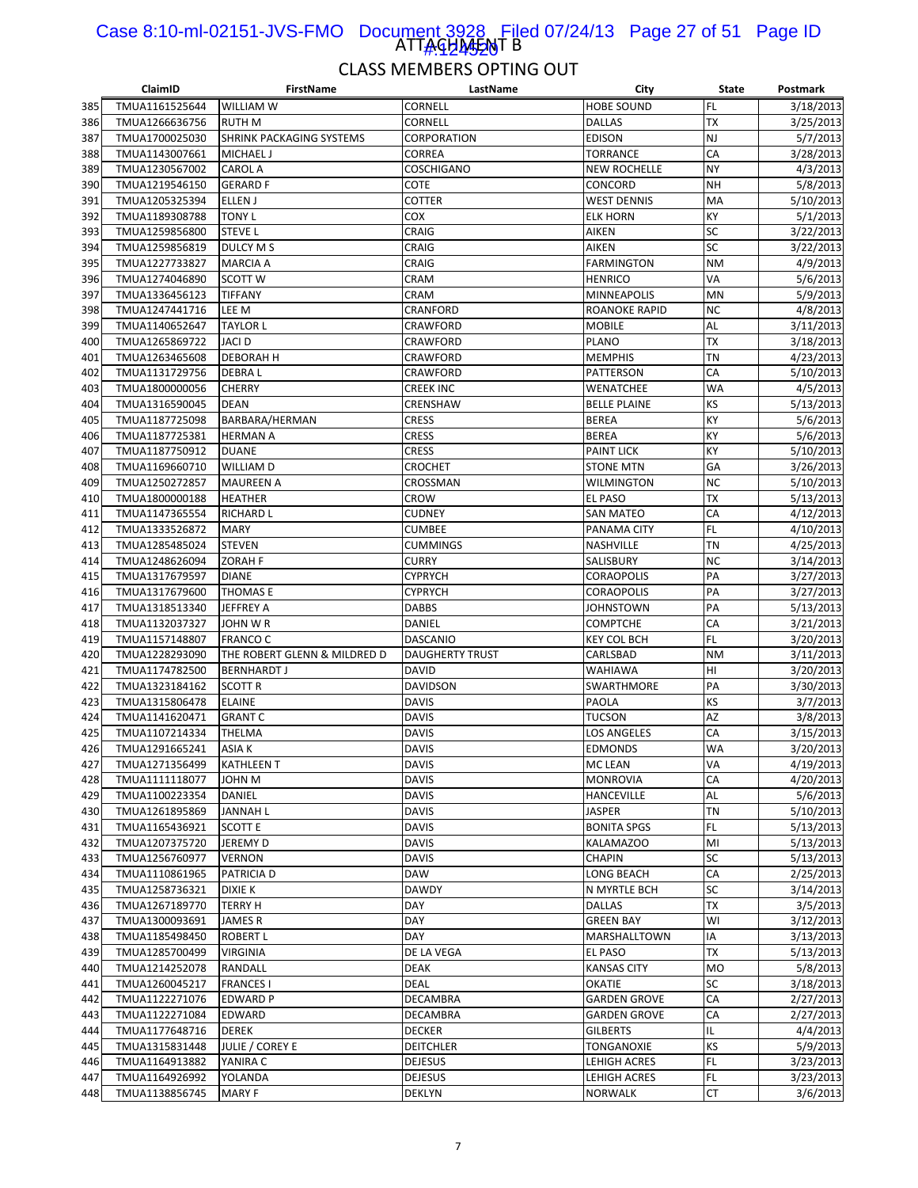# ATTACHMENT B

## CLASS MEMBERS OPTING OUT

| | ClaimID | FirstName | LastName | City | State | Postmark |
|---|---|---|---|---|---|---|
| 385 | TMUA1161525644 | WILLIAM W | CORNELL | HOBE SOUND | FL | 3/18/2013 |
| 386 | TMUA1266636756 | RUTH M | CORNELL | DALLAS | TX | 3/25/2013 |
| 387 | TMUA1700025030 | SHRINK PACKAGING SYSTEMS | CORPORATION | EDISON | NJ | 5/7/2013 |
| 388 | TMUA1143007661 | MICHAEL J | CORREA | TORRANCE | CA | 3/28/2013 |
| 389 | TMUA1230567002 | CAROL A | COSCHIGANO | NEW ROCHELLE | NY | 4/3/2013 |
| 390 | TMUA1219546150 | GERARD F | COTE | CONCORD | NH | 5/8/2013 |
| 391 | TMUA1205325394 | ELLEN J | COTTER | WEST DENNIS | MA | 5/10/2013 |
| 392 | TMUA1189308788 | TONY L | COX | ELK HORN | KY | 5/1/2013 |
| 393 | TMUA1259856800 | STEVE L | CRAIG | AIKEN | SC | 3/22/2013 |
| 394 | TMUA1259856819 | DULCY M S | CRAIG | AIKEN | SC | 3/22/2013 |
| 395 | TMUA1227733827 | MARCIA A | CRAIG | FARMINGTON | NM | 4/9/2013 |
| 396 | TMUA1274046890 | SCOTT W | CRAM | HENRICO | VA | 5/6/2013 |
| 397 | TMUA1336456123 | TIFFANY | CRAM | MINNEAPOLIS | MN | 5/9/2013 |
| 398 | TMUA1247441716 | LEE M | CRANFORD | ROANOKE RAPID | NC | 4/8/2013 |
| 399 | TMUA1140652647 | TAYLOR L | CRAWFORD | MOBILE | AL | 3/11/2013 |
| 400 | TMUA1265869722 | JACI D | CRAWFORD | PLANO | TX | 3/18/2013 |
| 401 | TMUA1263465608 | DEBORAH H | CRAWFORD | MEMPHIS | TN | 4/23/2013 |
| 402 | TMUA1131729756 | DEBRA L | CRAWFORD | PATTERSON | CA | 5/10/2013 |
| 403 | TMUA1800000056 | CHERRY | CREEK INC | WENATCHEE | WA | 4/5/2013 |
| 404 | TMUA1316590045 | DEAN | CRENSHAW | BELLE PLAINE | KS | 5/13/2013 |
| 405 | TMUA1187725098 | BARBARA/HERMAN | CRESS | BEREA | KY | 5/6/2013 |
| 406 | TMUA1187725381 | HERMAN A | CRESS | BEREA | KY | 5/6/2013 |
| 407 | TMUA1187750912 | DUANE | CRESS | PAINT LICK | KY | 5/10/2013 |
| 408 | TMUA1169660710 | WILLIAM D | CROCHET | STONE MTN | GA | 3/26/2013 |
| 409 | TMUA1250272857 | MAUREEN A | CROSSMAN | WILMINGTON | NC | 5/10/2013 |
| 410 | TMUA1800000188 | HEATHER | CROW | EL PASO | TX | 5/13/2013 |
| 411 | TMUA1147365554 | RICHARD L | CUDNEY | SAN MATEO | CA | 4/12/2013 |
| 412 | TMUA1333526872 | MARY | CUMBEE | PANAMA CITY | FL | 4/10/2013 |
| 413 | TMUA1285485024 | STEVEN | CUMMINGS | NASHVILLE | TN | 4/25/2013 |
| 414 | TMUA1248626094 | ZORAH F | CURRY | SALISBURY | NC | 3/14/2013 |
| 415 | TMUA1317679597 | DIANE | CYPRYCH | CORAOPOLIS | PA | 3/27/2013 |
| 416 | TMUA1317679600 | THOMAS E | CYPRYCH | CORAOPOLIS | PA | 3/27/2013 |
| 417 | TMUA1318513340 | JEFFREY A | DABBS | JOHNSTOWN | PA | 5/13/2013 |
| 418 | TMUA1132037327 | JOHN W R | DANIEL | COMPTCHE | CA | 3/21/2013 |
| 419 | TMUA1157148807 | FRANCO C | DASCANIO | KEY COL BCH | FL | 3/20/2013 |
| 420 | TMUA1228293090 | THE ROBERT GLENN & MILDRED D | DAUGHERTY TRUST | CARLSBAD | NM | 3/11/2013 |
| 421 | TMUA1174782500 | BERNHARDT J | DAVID | WAHIAWA | HI | 3/20/2013 |
| 422 | TMUA1323184162 | SCOTT R | DAVIDSON | SWARTHMORE | PA | 3/30/2013 |
| 423 | TMUA1315806478 | ELAINE | DAVIS | PAOLA | KS | 3/7/2013 |
| 424 | TMUA1141620471 | GRANT C | DAVIS | TUCSON | AZ | 3/8/2013 |
| 425 | TMUA1107214334 | THELMA | DAVIS | LOS ANGELES | CA | 3/15/2013 |
| 426 | TMUA1291665241 | ASIA K | DAVIS | EDMONDS | WA | 3/20/2013 |
| 427 | TMUA1271356499 | KATHLEEN T | DAVIS | MC LEAN | VA | 4/19/2013 |
| 428 | TMUA1111118077 | JOHN M | DAVIS | MONROVIA | CA | 4/20/2013 |
| 429 | TMUA1100223354 | DANIEL | DAVIS | HANCEVILLE | AL | 5/6/2013 |
| 430 | TMUA1261895869 | JANNAH L | DAVIS | JASPER | TN | 5/10/2013 |
| 431 | TMUA1165436921 | SCOTT E | DAVIS | BONITA SPGS | FL | 5/13/2013 |
| 432 | TMUA1207375720 | JEREMY D | DAVIS | KALAMAZOO | MI | 5/13/2013 |
| 433 | TMUA1256760977 | VERNON | DAVIS | CHAPIN | SC | 5/13/2013 |
| 434 | TMUA1110861965 | PATRICIA D | DAW | LONG BEACH | CA | 2/25/2013 |
| 435 | TMUA1258736321 | DIXIE K | DAWDY | N MYRTLE BCH | SC | 3/14/2013 |
| 436 | TMUA1267189770 | TERRY H | DAY | DALLAS | TX | 3/5/2013 |
| 437 | TMUA1300093691 | JAMES R | DAY | GREEN BAY | WI | 3/12/2013 |
| 438 | TMUA1185498450 | ROBERT L | DAY | MARSHALLTOWN | IA | 3/13/2013 |
| 439 | TMUA1285700499 | VIRGINIA | DE LA VEGA | EL PASO | TX | 5/13/2013 |
| 440 | TMUA1214252078 | RANDALL | DEAK | KANSAS CITY | MO | 5/8/2013 |
| 441 | TMUA1260045217 | FRANCES I | DEAL | OKATIE | SC | 3/18/2013 |
| 442 | TMUA1122271076 | EDWARD P | DECAMBRA | GARDEN GROVE | CA | 2/27/2013 |
| 443 | TMUA1122271084 | EDWARD | DECAMBRA | GARDEN GROVE | CA | 2/27/2013 |
| 444 | TMUA1177648716 | DEREK | DECKER | GILBERTS | IL | 4/4/2013 |
| 445 | TMUA1315831448 | JULIE / COREY E | DEITCHLER | TONGANOXIE | KS | 5/9/2013 |
| 446 | TMUA1164913882 | YANIRA C | DEJESUS | LEHIGH ACRES | FL | 3/23/2013 |
| 447 | TMUA1164926992 | YOLANDA | DEJESUS | LEHIGH ACRES | FL | 3/23/2013 |
| 448 | TMUA1138856745 | MARY F | DEKLYN | NORWALK | CT | 3/6/2013 |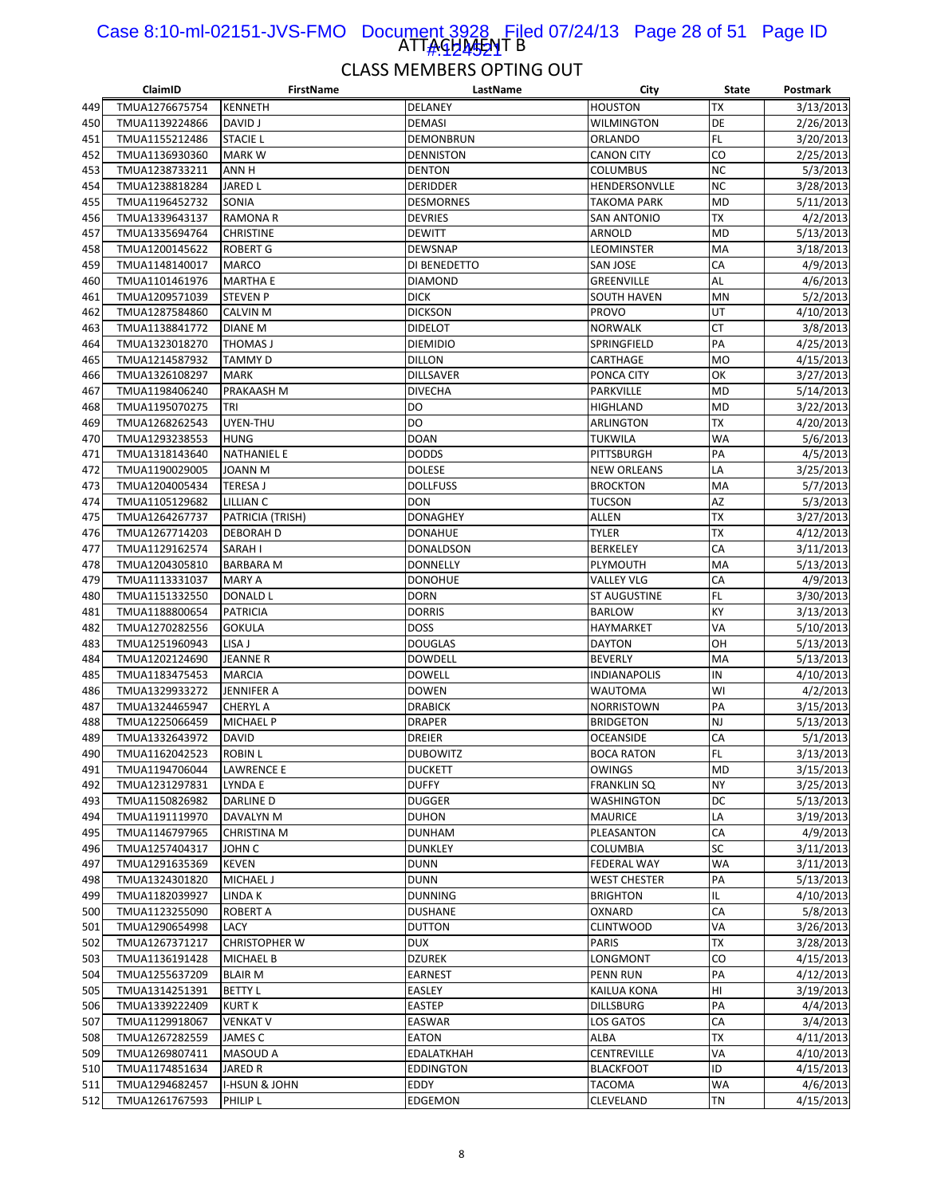# ATTACHMENT B

## CLASS MEMBERS OPTING OUT

| | ClaimID | FirstName | LastName | City | State | Postmark |
|---|---|---|---|---|---|---|
| 449 | TMUA1276675754 | KENNETH | DELANEY | HOUSTON | TX | 3/13/2013 |
| 450 | TMUA1139224866 | DAVID J | DEMASI | WILMINGTON | DE | 2/26/2013 |
| 451 | TMUA1155212486 | STACIE L | DEMONBRUN | ORLANDO | FL | 3/20/2013 |
| 452 | TMUA1136930360 | MARK W | DENNISTON | CANON CITY | CO | 2/25/2013 |
| 453 | TMUA1238733211 | ANN H | DENTON | COLUMBUS | NC | 5/3/2013 |
| 454 | TMUA1238818284 | JARED L | DERIDDER | HENDERSONVLLE | NC | 3/28/2013 |
| 455 | TMUA1196452732 | SONIA | DESMORNES | TAKOMA PARK | MD | 5/11/2013 |
| 456 | TMUA1339643137 | RAMONA R | DEVRIES | SAN ANTONIO | TX | 4/2/2013 |
| 457 | TMUA1335694764 | CHRISTINE | DEWITT | ARNOLD | MD | 5/13/2013 |
| 458 | TMUA1200145622 | ROBERT G | DEWSNAP | LEOMINSTER | MA | 3/18/2013 |
| 459 | TMUA1148140017 | MARCO | DI BENEDETTO | SAN JOSE | CA | 4/9/2013 |
| 460 | TMUA1101461976 | MARTHA E | DIAMOND | GREENVILLE | AL | 4/6/2013 |
| 461 | TMUA1209571039 | STEVEN P | DICK | SOUTH HAVEN | MN | 5/2/2013 |
| 462 | TMUA1287584860 | CALVIN M | DICKSON | PROVO | UT | 4/10/2013 |
| 463 | TMUA1138841772 | DIANE M | DIDELOT | NORWALK | CT | 3/8/2013 |
| 464 | TMUA1323018270 | THOMAS J | DIEMIDIO | SPRINGFIELD | PA | 4/25/2013 |
| 465 | TMUA1214587932 | TAMMY D | DILLON | CARTHAGE | MO | 4/15/2013 |
| 466 | TMUA1326108297 | MARK | DILLSAVER | PONCA CITY | OK | 3/27/2013 |
| 467 | TMUA1198406240 | PRAKAASH M | DIVECHA | PARKVILLE | MD | 5/14/2013 |
| 468 | TMUA1195070275 | TRI | DO | HIGHLAND | MD | 3/22/2013 |
| 469 | TMUA1268262543 | UYEN-THU | DO | ARLINGTON | TX | 4/20/2013 |
| 470 | TMUA1293238553 | HUNG | DOAN | TUKWILA | WA | 5/6/2013 |
| 471 | TMUA1318143640 | NATHANIEL E | DODDS | PITTSBURGH | PA | 4/5/2013 |
| 472 | TMUA1190029005 | JOANN M | DOLESE | NEW ORLEANS | LA | 3/25/2013 |
| 473 | TMUA1204005434 | TERESA J | DOLLFUSS | BROCKTON | MA | 5/7/2013 |
| 474 | TMUA1105129682 | LILLIAN C | DON | TUCSON | AZ | 5/3/2013 |
| 475 | TMUA1264267737 | PATRICIA (TRISH) | DONAGHEY | ALLEN | TX | 3/27/2013 |
| 476 | TMUA1267714203 | DEBORAH D | DONAHUE | TYLER | TX | 4/12/2013 |
| 477 | TMUA1129162574 | SARAH I | DONALDSON | BERKELEY | CA | 3/11/2013 |
| 478 | TMUA1204305810 | BARBARA M | DONNELLY | PLYMOUTH | MA | 5/13/2013 |
| 479 | TMUA1113331037 | MARY A | DONOHUE | VALLEY VLG | CA | 4/9/2013 |
| 480 | TMUA1151332550 | DONALD L | DORN | ST AUGUSTINE | FL | 3/30/2013 |
| 481 | TMUA1188800654 | PATRICIA | DORRIS | BARLOW | KY | 3/13/2013 |
| 482 | TMUA1270282556 | GOKULA | DOSS | HAYMARKET | VA | 5/10/2013 |
| 483 | TMUA1251960943 | LISA J | DOUGLAS | DAYTON | OH | 5/13/2013 |
| 484 | TMUA1202124690 | JEANNE R | DOWDELL | BEVERLY | MA | 5/13/2013 |
| 485 | TMUA1183475453 | MARCIA | DOWELL | INDIANAPOLIS | IN | 4/10/2013 |
| 486 | TMUA1329933272 | JENNIFER A | DOWEN | WAUTOMA | WI | 4/2/2013 |
| 487 | TMUA1324465947 | CHERYL A | DRABICK | NORRISTOWN | PA | 3/15/2013 |
| 488 | TMUA1225066459 | MICHAEL P | DRAPER | BRIDGETON | NJ | 5/13/2013 |
| 489 | TMUA1332643972 | DAVID | DREIER | OCEANSIDE | CA | 5/1/2013 |
| 490 | TMUA1162042523 | ROBIN L | DUBOWITZ | BOCA RATON | FL | 3/13/2013 |
| 491 | TMUA1194706044 | LAWRENCE E | DUCKETT | OWINGS | MD | 3/15/2013 |
| 492 | TMUA1231297831 | LYNDA E | DUFFY | FRANKLIN SQ | NY | 3/25/2013 |
| 493 | TMUA1150826982 | DARLINE D | DUGGER | WASHINGTON | DC | 5/13/2013 |
| 494 | TMUA1191119970 | DAVALYN M | DUHON | MAURICE | LA | 3/19/2013 |
| 495 | TMUA1146797965 | CHRISTINA M | DUNHAM | PLEASANTON | CA | 4/9/2013 |
| 496 | TMUA1257404317 | JOHN C | DUNKLEY | COLUMBIA | SC | 3/11/2013 |
| 497 | TMUA1291635369 | KEVEN | DUNN | FEDERAL WAY | WA | 3/11/2013 |
| 498 | TMUA1324301820 | MICHAEL J | DUNN | WEST CHESTER | PA | 5/13/2013 |
| 499 | TMUA1182039927 | LINDA K | DUNNING | BRIGHTON | IL | 4/10/2013 |
| 500 | TMUA1123255090 | ROBERT A | DUSHANE | OXNARD | CA | 5/8/2013 |
| 501 | TMUA1290654998 | LACY | DUTTON | CLINTWOOD | VA | 3/26/2013 |
| 502 | TMUA1267371217 | CHRISTOPHER W | DUX | PARIS | TX | 3/28/2013 |
| 503 | TMUA1136191428 | MICHAEL B | DZUREK | LONGMONT | CO | 4/15/2013 |
| 504 | TMUA1255637209 | BLAIR M | EARNEST | PENN RUN | PA | 4/12/2013 |
| 505 | TMUA1314251391 | BETTY L | EASLEY | KAILUA KONA | HI | 3/19/2013 |
| 506 | TMUA1339222409 | KURT K | EASTEP | DILLSBURG | PA | 4/4/2013 |
| 507 | TMUA1129918067 | VENKAT V | EASWAR | LOS GATOS | CA | 3/4/2013 |
| 508 | TMUA1267282559 | JAMES C | EATON | ALBA | TX | 4/11/2013 |
| 509 | TMUA1269807411 | MASOUD A | EDALATKHAH | CENTREVILLE | VA | 4/10/2013 |
| 510 | TMUA1174851634 | JARED R | EDDINGTON | BLACKFOOT | ID | 4/15/2013 |
| 511 | TMUA1294682457 | I-HSUN & JOHN | EDDY | TACOMA | WA | 4/6/2013 |
| 512 | TMUA1261767593 | PHILIP L | EDGEMON | CLEVELAND | TN | 4/15/2013 |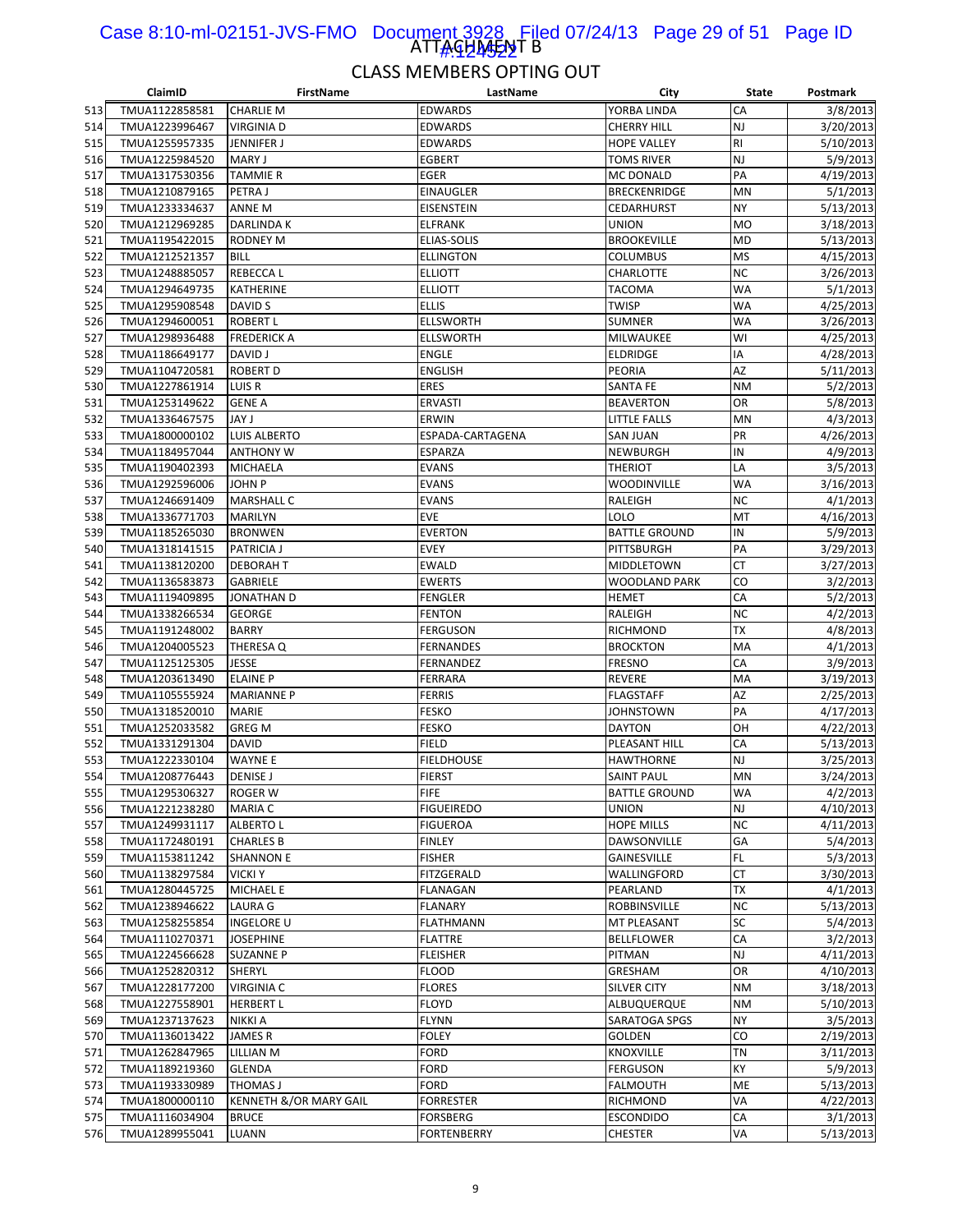ATTACHMENT B

## CLASS MEMBERS OPTING OUT

| | ClaimID | FirstName | LastName | City | State | Postmark |
|---|---|---|---|---|---|---|
| 513 | TMUA1122858581 | CHARLIE M | EDWARDS | YORBA LINDA | CA | 3/8/2013 |
| 514 | TMUA1223996467 | VIRGINIA D | EDWARDS | CHERRY HILL | NJ | 3/20/2013 |
| 515 | TMUA1255957335 | JENNIFER J | EDWARDS | HOPE VALLEY | RI | 5/10/2013 |
| 516 | TMUA1225984520 | MARY J | EGBERT | TOMS RIVER | NJ | 5/9/2013 |
| 517 | TMUA1317530356 | TAMMIE R | EGER | MC DONALD | PA | 4/19/2013 |
| 518 | TMUA1210879165 | PETRA J | EINAUGLER | BRECKENRIDGE | MN | 5/1/2013 |
| 519 | TMUA1233334637 | ANNE M | EISENSTEIN | CEDARHURST | NY | 5/13/2013 |
| 520 | TMUA1212969285 | DARLINDA K | ELFRANK | UNION | MO | 3/18/2013 |
| 521 | TMUA1195422015 | RODNEY M | ELIAS-SOLIS | BROOKEVILLE | MD | 5/13/2013 |
| 522 | TMUA1212521357 | BILL | ELLINGTON | COLUMBUS | MS | 4/15/2013 |
| 523 | TMUA1248885057 | REBECCA L | ELLIOTT | CHARLOTTE | NC | 3/26/2013 |
| 524 | TMUA1294649735 | KATHERINE | ELLIOTT | TACOMA | WA | 5/1/2013 |
| 525 | TMUA1295908548 | DAVID S | ELLIS | TWISP | WA | 4/25/2013 |
| 526 | TMUA1294600051 | ROBERT L | ELLSWORTH | SUMNER | WA | 3/26/2013 |
| 527 | TMUA1298936488 | FREDERICK A | ELLSWORTH | MILWAUKEE | WI | 4/25/2013 |
| 528 | TMUA1186649177 | DAVID J | ENGLE | ELDRIDGE | IA | 4/28/2013 |
| 529 | TMUA1104720581 | ROBERT D | ENGLISH | PEORIA | AZ | 5/11/2013 |
| 530 | TMUA1227861914 | LUIS R | ERES | SANTA FE | NM | 5/2/2013 |
| 531 | TMUA1253149622 | GENE A | ERVASTI | BEAVERTON | OR | 5/8/2013 |
| 532 | TMUA1336467575 | JAY J | ERWIN | LITTLE FALLS | MN | 4/3/2013 |
| 533 | TMUA1800000102 | LUIS ALBERTO | ESPADA-CARTAGENA | SAN JUAN | PR | 4/26/2013 |
| 534 | TMUA1184957044 | ANTHONY W | ESPARZA | NEWBURGH | IN | 4/9/2013 |
| 535 | TMUA1190402393 | MICHAELA | EVANS | THERIOT | LA | 3/5/2013 |
| 536 | TMUA1292596006 | JOHN P | EVANS | WOODINVILLE | WA | 3/16/2013 |
| 537 | TMUA1246691409 | MARSHALL C | EVANS | RALEIGH | NC | 4/1/2013 |
| 538 | TMUA1336771703 | MARILYN | EVE | LOLO | MT | 4/16/2013 |
| 539 | TMUA1185265030 | BRONWEN | EVERTON | BATTLE GROUND | IN | 5/9/2013 |
| 540 | TMUA1318141515 | PATRICIA J | EVEY | PITTSBURGH | PA | 3/29/2013 |
| 541 | TMUA1138120200 | DEBORAH T | EWALD | MIDDLETOWN | CT | 3/27/2013 |
| 542 | TMUA1136583873 | GABRIELE | EWERTS | WOODLAND PARK | CO | 3/2/2013 |
| 543 | TMUA1119409895 | JONATHAN D | FENGLER | HEMET | CA | 5/2/2013 |
| 544 | TMUA1338266534 | GEORGE | FENTON | RALEIGH | NC | 4/2/2013 |
| 545 | TMUA1191248002 | BARRY | FERGUSON | RICHMOND | TX | 4/8/2013 |
| 546 | TMUA1204005523 | THERESA Q | FERNANDES | BROCKTON | MA | 4/1/2013 |
| 547 | TMUA1125125305 | JESSE | FERNANDEZ | FRESNO | CA | 3/9/2013 |
| 548 | TMUA1203613490 | ELAINE P | FERRARA | REVERE | MA | 3/19/2013 |
| 549 | TMUA1105555924 | MARIANNE P | FERRIS | FLAGSTAFF | AZ | 2/25/2013 |
| 550 | TMUA1318520010 | MARIE | FESKO | JOHNSTOWN | PA | 4/17/2013 |
| 551 | TMUA1252033582 | GREG M | FESKO | DAYTON | OH | 4/22/2013 |
| 552 | TMUA1331291304 | DAVID | FIELD | PLEASANT HILL | CA | 5/13/2013 |
| 553 | TMUA1222330104 | WAYNE E | FIELDHOUSE | HAWTHORNE | NJ | 3/25/2013 |
| 554 | TMUA1208776443 | DENISE J | FIERST | SAINT PAUL | MN | 3/24/2013 |
| 555 | TMUA1295306327 | ROGER W | FIFE | BATTLE GROUND | WA | 4/2/2013 |
| 556 | TMUA1221238280 | MARIA C | FIGUEIREDO | UNION | NJ | 4/10/2013 |
| 557 | TMUA1249931117 | ALBERTO L | FIGUEROA | HOPE MILLS | NC | 4/11/2013 |
| 558 | TMUA1172480191 | CHARLES B | FINLEY | DAWSONVILLE | GA | 5/4/2013 |
| 559 | TMUA1153811242 | SHANNON E | FISHER | GAINESVILLE | FL | 5/3/2013 |
| 560 | TMUA1138297584 | VICKI Y | FITZGERALD | WALLINGFORD | CT | 3/30/2013 |
| 561 | TMUA1280445725 | MICHAEL E | FLANAGAN | PEARLAND | TX | 4/1/2013 |
| 562 | TMUA1238946622 | LAURA G | FLANARY | ROBBINSVILLE | NC | 5/13/2013 |
| 563 | TMUA1258255854 | INGELORE U | FLATHMANN | MT PLEASANT | SC | 5/4/2013 |
| 564 | TMUA1110270371 | JOSEPHINE | FLATTRE | BELLFLOWER | CA | 3/2/2013 |
| 565 | TMUA1224566628 | SUZANNE P | FLEISHER | PITMAN | NJ | 4/11/2013 |
| 566 | TMUA1252820312 | SHERYL | FLOOD | GRESHAM | OR | 4/10/2013 |
| 567 | TMUA1228177200 | VIRGINIA C | FLORES | SILVER CITY | NM | 3/18/2013 |
| 568 | TMUA1227558901 | HERBERT L | FLOYD | ALBUQUERQUE | NM | 5/10/2013 |
| 569 | TMUA1237137623 | NIKKI A | FLYNN | SARATOGA SPGS | NY | 3/5/2013 |
| 570 | TMUA1136013422 | JAMES R | FOLEY | GOLDEN | CO | 2/19/2013 |
| 571 | TMUA1262847965 | LILLIAN M | FORD | KNOXVILLE | TN | 3/11/2013 |
| 572 | TMUA1189219360 | GLENDA | FORD | FERGUSON | KY | 5/9/2013 |
| 573 | TMUA1193330989 | THOMAS J | FORD | FALMOUTH | ME | 5/13/2013 |
| 574 | TMUA1800000110 | KENNETH &/OR MARY GAIL | FORRESTER | RICHMOND | VA | 4/22/2013 |
| 575 | TMUA1116034904 | BRUCE | FORSBERG | ESCONDIDO | CA | 3/1/2013 |
| 576 | TMUA1289955041 | LUANN | FORTENBERRY | CHESTER | VA | 5/13/2013 |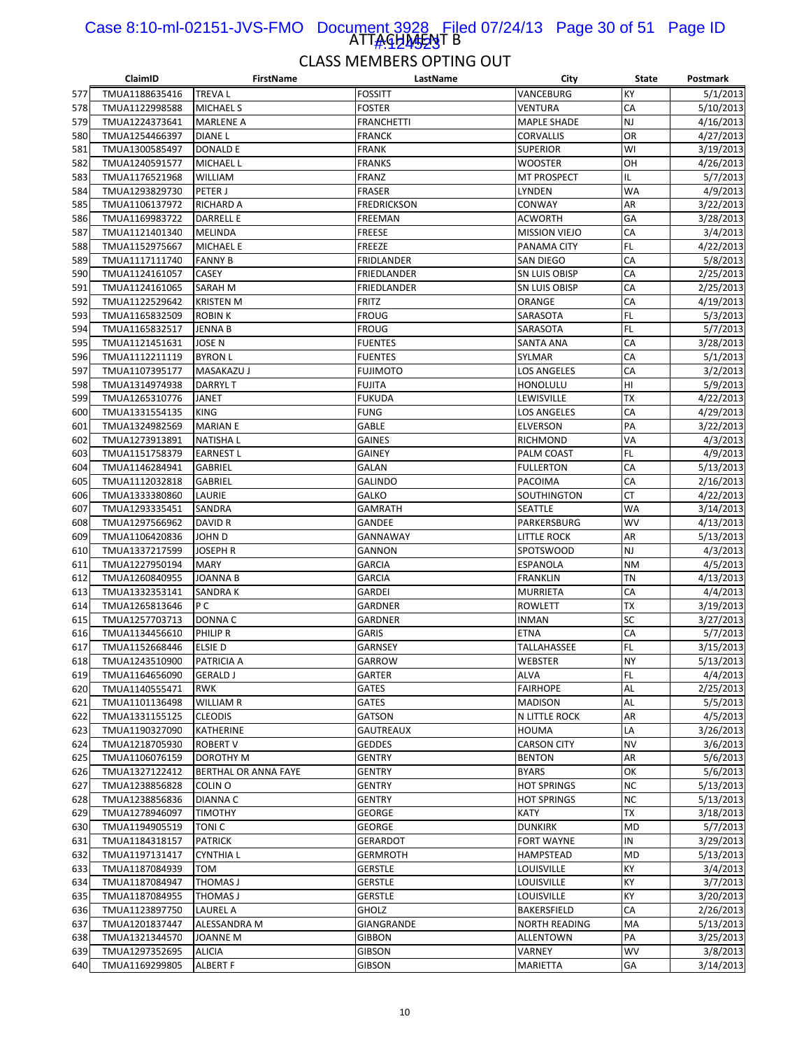ATTACHMENT B

CLASS MEMBERS OPTING OUT

| | ClaimID | FirstName | LastName | City | State | Postmark |
|---|---|---|---|---|---|---|
| 577 | TMUA1188635416 | TREVA L | FOSSITT | VANCEBURG | KY | 5/1/2013 |
| 578 | TMUA1122998588 | MICHAEL S | FOSTER | VENTURA | CA | 5/10/2013 |
| 579 | TMUA1224373641 | MARLENE A | FRANCHETTI | MAPLE SHADE | NJ | 4/16/2013 |
| 580 | TMUA1254466397 | DIANE L | FRANCK | CORVALLIS | OR | 4/27/2013 |
| 581 | TMUA1300585497 | DONALD E | FRANK | SUPERIOR | WI | 3/19/2013 |
| 582 | TMUA1240591577 | MICHAEL L | FRANKS | WOOSTER | OH | 4/26/2013 |
| 583 | TMUA1176521968 | WILLIAM | FRANZ | MT PROSPECT | IL | 5/7/2013 |
| 584 | TMUA1293829730 | PETER J | FRASER | LYNDEN | WA | 4/9/2013 |
| 585 | TMUA1106137972 | RICHARD A | FREDRICKSON | CONWAY | AR | 3/22/2013 |
| 586 | TMUA1169983722 | DARRELL E | FREEMAN | ACWORTH | GA | 3/28/2013 |
| 587 | TMUA1121401340 | MELINDA | FREESE | MISSION VIEJO | CA | 3/4/2013 |
| 588 | TMUA1152975667 | MICHAEL E | FREEZE | PANAMA CITY | FL | 4/22/2013 |
| 589 | TMUA1117111740 | FANNY B | FRIDLANDER | SAN DIEGO | CA | 5/8/2013 |
| 590 | TMUA1124161057 | CASEY | FRIEDLANDER | SN LUIS OBISP | CA | 2/25/2013 |
| 591 | TMUA1124161065 | SARAH M | FRIEDLANDER | SN LUIS OBISP | CA | 2/25/2013 |
| 592 | TMUA1122529642 | KRISTEN M | FRITZ | ORANGE | CA | 4/19/2013 |
| 593 | TMUA1165832509 | ROBIN K | FROUG | SARASOTA | FL | 5/3/2013 |
| 594 | TMUA1165832517 | JENNA B | FROUG | SARASOTA | FL | 5/7/2013 |
| 595 | TMUA1121451631 | JOSE N | FUENTES | SANTA ANA | CA | 3/28/2013 |
| 596 | TMUA1112211119 | BYRON L | FUENTES | SYLMAR | CA | 5/1/2013 |
| 597 | TMUA1107395177 | MASAKAZU J | FUJIMOTO | LOS ANGELES | CA | 3/2/2013 |
| 598 | TMUA1314974938 | DARRYL T | FUJITA | HONOLULU | HI | 5/9/2013 |
| 599 | TMUA1265310776 | JANET | FUKUDA | LEWISVILLE | TX | 4/22/2013 |
| 600 | TMUA1331554135 | KING | FUNG | LOS ANGELES | CA | 4/29/2013 |
| 601 | TMUA1324982569 | MARIAN E | GABLE | ELVERSON | PA | 3/22/2013 |
| 602 | TMUA1273913891 | NATISHA L | GAINES | RICHMOND | VA | 4/3/2013 |
| 603 | TMUA1151758379 | EARNEST L | GAINEY | PALM COAST | FL | 4/9/2013 |
| 604 | TMUA1146284941 | GABRIEL | GALAN | FULLERTON | CA | 5/13/2013 |
| 605 | TMUA1112032818 | GABRIEL | GALINDO | PACOIMA | CA | 2/16/2013 |
| 606 | TMUA1333380860 | LAURIE | GALKO | SOUTHINGTON | CT | 4/22/2013 |
| 607 | TMUA1293335451 | SANDRA | GAMRATH | SEATTLE | WA | 3/14/2013 |
| 608 | TMUA1297566962 | DAVID R | GANDEE | PARKERSBURG | WV | 4/13/2013 |
| 609 | TMUA1106420836 | JOHN D | GANNAWAY | LITTLE ROCK | AR | 5/13/2013 |
| 610 | TMUA1337217599 | JOSEPH R | GANNON | SPOTSWOOD | NJ | 4/3/2013 |
| 611 | TMUA1227950194 | MARY | GARCIA | ESPANOLA | NM | 4/5/2013 |
| 612 | TMUA1260840955 | JOANNA B | GARCIA | FRANKLIN | TN | 4/13/2013 |
| 613 | TMUA1332353141 | SANDRA K | GARDEI | MURRIETA | CA | 4/4/2013 |
| 614 | TMUA1265813646 | P C | GARDNER | ROWLETT | TX | 3/19/2013 |
| 615 | TMUA1257703713 | DONNA C | GARDNER | INMAN | SC | 3/27/2013 |
| 616 | TMUA1134456610 | PHILIP R | GARIS | ETNA | CA | 5/7/2013 |
| 617 | TMUA1152668446 | ELSIE D | GARNSEY | TALLAHASSEE | FL | 3/15/2013 |
| 618 | TMUA1243510900 | PATRICIA A | GARROW | WEBSTER | NY | 5/13/2013 |
| 619 | TMUA1164656090 | GERALD J | GARTER | ALVA | FL | 4/4/2013 |
| 620 | TMUA1140555471 | RWK | GATES | FAIRHOPE | AL | 2/25/2013 |
| 621 | TMUA1101136498 | WILLIAM R | GATES | MADISON | AL | 5/5/2013 |
| 622 | TMUA1331155125 | CLEODIS | GATSON | N LITTLE ROCK | AR | 4/5/2013 |
| 623 | TMUA1190327090 | KATHERINE | GAUTREAUX | HOUMA | LA | 3/26/2013 |
| 624 | TMUA1218705930 | ROBERT V | GEDDES | CARSON CITY | NV | 3/6/2013 |
| 625 | TMUA1106076159 | DOROTHY M | GENTRY | BENTON | AR | 5/6/2013 |
| 626 | TMUA1327122412 | BERTHAL OR ANNA FAYE | GENTRY | BYARS | OK | 5/6/2013 |
| 627 | TMUA1238856828 | COLIN O | GENTRY | HOT SPRINGS | NC | 5/13/2013 |
| 628 | TMUA1238856836 | DIANNA C | GENTRY | HOT SPRINGS | NC | 5/13/2013 |
| 629 | TMUA1278946097 | TIMOTHY | GEORGE | KATY | TX | 3/18/2013 |
| 630 | TMUA1194905519 | TONI C | GEORGE | DUNKIRK | MD | 5/7/2013 |
| 631 | TMUA1184318157 | PATRICK | GERARDOT | FORT WAYNE | IN | 3/29/2013 |
| 632 | TMUA1197131417 | CYNTHIA L | GERMROTH | HAMPSTEAD | MD | 5/13/2013 |
| 633 | TMUA1187084939 | TOM | GERSTLE | LOUISVILLE | KY | 3/4/2013 |
| 634 | TMUA1187084947 | THOMAS J | GERSTLE | LOUISVILLE | KY | 3/7/2013 |
| 635 | TMUA1187084955 | THOMAS J | GERSTLE | LOUISVILLE | KY | 3/20/2013 |
| 636 | TMUA1123897750 | LAUREL A | GHOLZ | BAKERSFIELD | CA | 2/26/2013 |
| 637 | TMUA1201837447 | ALESSANDRA M | GIANGRANDE | NORTH READING | MA | 5/13/2013 |
| 638 | TMUA1321344570 | JOANNE M | GIBBON | ALLENTOWN | PA | 3/25/2013 |
| 639 | TMUA1297352695 | ALICIA | GIBSON | VARNEY | WV | 3/8/2013 |
| 640 | TMUA1169299805 | ALBERT F | GIBSON | MARIETTA | GA | 3/14/2013 |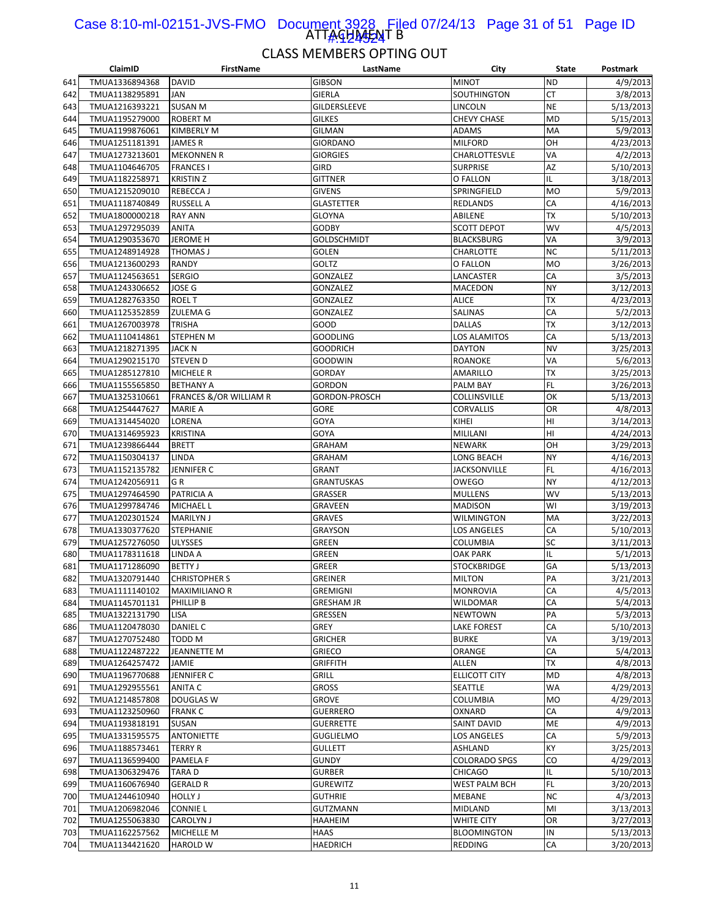## ATTACHMENT B

## CLASS MEMBERS OPTING OUT

| | ClaimID | FirstName | LastName | City | State | Postmark |
|---|---|---|---|---|---|---|
| 641 | TMUA1336894368 | DAVID | GIBSON | MINOT | ND | 4/9/2013 |
| 642 | TMUA1138295891 | JAN | GIERLA | SOUTHINGTON | CT | 3/8/2013 |
| 643 | TMUA1216393221 | SUSAN M | GILDERSLEEVE | LINCOLN | NE | 5/13/2013 |
| 644 | TMUA1195279000 | ROBERT M | GILKES | CHEVY CHASE | MD | 5/15/2013 |
| 645 | TMUA1199876061 | KIMBERLY M | GILMAN | ADAMS | MA | 5/9/2013 |
| 646 | TMUA1251181391 | JAMES R | GIORDANO | MILFORD | OH | 4/23/2013 |
| 647 | TMUA1273213601 | MEKONNEN R | GIORGIES | CHARLOTTESVLE | VA | 4/2/2013 |
| 648 | TMUA1104646705 | FRANCES I | GIRD | SURPRISE | AZ | 5/10/2013 |
| 649 | TMUA1182258971 | KRISTIN Z | GITTNER | O FALLON | IL | 3/18/2013 |
| 650 | TMUA1215209010 | REBECCA J | GIVENS | SPRINGFIELD | MO | 5/9/2013 |
| 651 | TMUA1118740849 | RUSSELL A | GLASTETTER | REDLANDS | CA | 4/16/2013 |
| 652 | TMUA1800000218 | RAY ANN | GLOYNA | ABILENE | TX | 5/10/2013 |
| 653 | TMUA1297295039 | ANITA | GODBY | SCOTT DEPOT | WV | 4/5/2013 |
| 654 | TMUA1290353670 | JEROME H | GOLDSCHMIDT | BLACKSBURG | VA | 3/9/2013 |
| 655 | TMUA1248914928 | THOMAS J | GOLEN | CHARLOTTE | NC | 5/11/2013 |
| 656 | TMUA1213600293 | RANDY | GOLTZ | O FALLON | MO | 3/26/2013 |
| 657 | TMUA1124563651 | SERGIO | GONZALEZ | LANCASTER | CA | 3/5/2013 |
| 658 | TMUA1243306652 | JOSE G | GONZALEZ | MACEDON | NY | 3/12/2013 |
| 659 | TMUA1282763350 | ROEL T | GONZALEZ | ALICE | TX | 4/23/2013 |
| 660 | TMUA1125352859 | ZULEMA G | GONZALEZ | SALINAS | CA | 5/2/2013 |
| 661 | TMUA1267003978 | TRISHA | GOOD | DALLAS | TX | 3/12/2013 |
| 662 | TMUA1110414861 | STEPHEN M | GOODLING | LOS ALAMITOS | CA | 5/13/2013 |
| 663 | TMUA1218271395 | JACK N | GOODRICH | DAYTON | NV | 3/25/2013 |
| 664 | TMUA1290215170 | STEVEN D | GOODWIN | ROANOKE | VA | 5/6/2013 |
| 665 | TMUA1285127810 | MICHELE R | GORDAY | AMARILLO | TX | 3/25/2013 |
| 666 | TMUA1155565850 | BETHANY A | GORDON | PALM BAY | FL | 3/26/2013 |
| 667 | TMUA1325310661 | FRANCES &/OR WILLIAM R | GORDON-PROSCH | COLLINSVILLE | OK | 5/13/2013 |
| 668 | TMUA1254447627 | MARIE A | GORE | CORVALLIS | OR | 4/8/2013 |
| 669 | TMUA1314454020 | LORENA | GOYA | KIHEI | HI | 3/14/2013 |
| 670 | TMUA1314695923 | KRISTINA | GOYA | MILILANI | HI | 4/24/2013 |
| 671 | TMUA1239866444 | BRETT | GRAHAM | NEWARK | OH | 3/29/2013 |
| 672 | TMUA1150304137 | LINDA | GRAHAM | LONG BEACH | NY | 4/16/2013 |
| 673 | TMUA1152135782 | JENNIFER C | GRANT | JACKSONVILLE | FL | 4/16/2013 |
| 674 | TMUA1242056911 | G R | GRANTUSKAS | OWEGO | NY | 4/12/2013 |
| 675 | TMUA1297464590 | PATRICIA A | GRASSER | MULLENS | WV | 5/13/2013 |
| 676 | TMUA1299784746 | MICHAEL L | GRAVEEN | MADISON | WI | 3/19/2013 |
| 677 | TMUA1202301524 | MARILYN J | GRAVES | WILMINGTON | MA | 3/22/2013 |
| 678 | TMUA1330377620 | STEPHANIE | GRAYSON | LOS ANGELES | CA | 5/10/2013 |
| 679 | TMUA1257276050 | ULYSSES | GREEN | COLUMBIA | SC | 3/11/2013 |
| 680 | TMUA1178311618 | LINDA A | GREEN | OAK PARK | IL | 5/1/2013 |
| 681 | TMUA1171286090 | BETTY J | GREER | STOCKBRIDGE | GA | 5/13/2013 |
| 682 | TMUA1320791440 | CHRISTOPHER S | GREINER | MILTON | PA | 3/21/2013 |
| 683 | TMUA1111140102 | MAXIMILIANO R | GREMIGNI | MONROVIA | CA | 4/5/2013 |
| 684 | TMUA1145701131 | PHILLIP B | GRESHAM JR | WILDOMAR | CA | 5/4/2013 |
| 685 | TMUA1322131790 | LISA | GRESSEN | NEWTOWN | PA | 5/3/2013 |
| 686 | TMUA1120478030 | DANIEL C | GREY | LAKE FOREST | CA | 5/10/2013 |
| 687 | TMUA1270752480 | TODD M | GRICHER | BURKE | VA | 3/19/2013 |
| 688 | TMUA1122487222 | JEANNETTE M | GRIECO | ORANGE | CA | 5/4/2013 |
| 689 | TMUA1264257472 | JAMIE | GRIFFITH | ALLEN | TX | 4/8/2013 |
| 690 | TMUA1196770688 | JENNIFER C | GRILL | ELLICOTT CITY | MD | 4/8/2013 |
| 691 | TMUA1292955561 | ANITA C | GROSS | SEATTLE | WA | 4/29/2013 |
| 692 | TMUA1214857808 | DOUGLAS W | GROVE | COLUMBIA | MO | 4/29/2013 |
| 693 | TMUA1123250960 | FRANK C | GUERRERO | OXNARD | CA | 4/9/2013 |
| 694 | TMUA1193818191 | SUSAN | GUERRETTE | SAINT DAVID | ME | 4/9/2013 |
| 695 | TMUA1331595575 | ANTONIETTE | GUGLIELMO | LOS ANGELES | CA | 5/9/2013 |
| 696 | TMUA1188573461 | TERRY R | GULLETT | ASHLAND | KY | 3/25/2013 |
| 697 | TMUA1136599400 | PAMELA F | GUNDY | COLORADO SPGS | CO | 4/29/2013 |
| 698 | TMUA1306329476 | TARA D | GURBER | CHICAGO | IL | 5/10/2013 |
| 699 | TMUA1160676940 | GERALD R | GUREWITZ | WEST PALM BCH | FL | 3/20/2013 |
| 700 | TMUA1244610940 | HOLLY J | GUTHRIE | MEBANE | NC | 4/3/2013 |
| 701 | TMUA1206982046 | CONNIE L | GUTZMANN | MIDLAND | MI | 3/13/2013 |
| 702 | TMUA1255063830 | CAROLYN J | HAAHEIM | WHITE CITY | OR | 3/27/2013 |
| 703 | TMUA1162257562 | MICHELLE M | HAAS | BLOOMINGTON | IN | 5/13/2013 |
| 704 | TMUA1134421620 | HAROLD W | HAEDRICH | REDDING | CA | 3/20/2013 |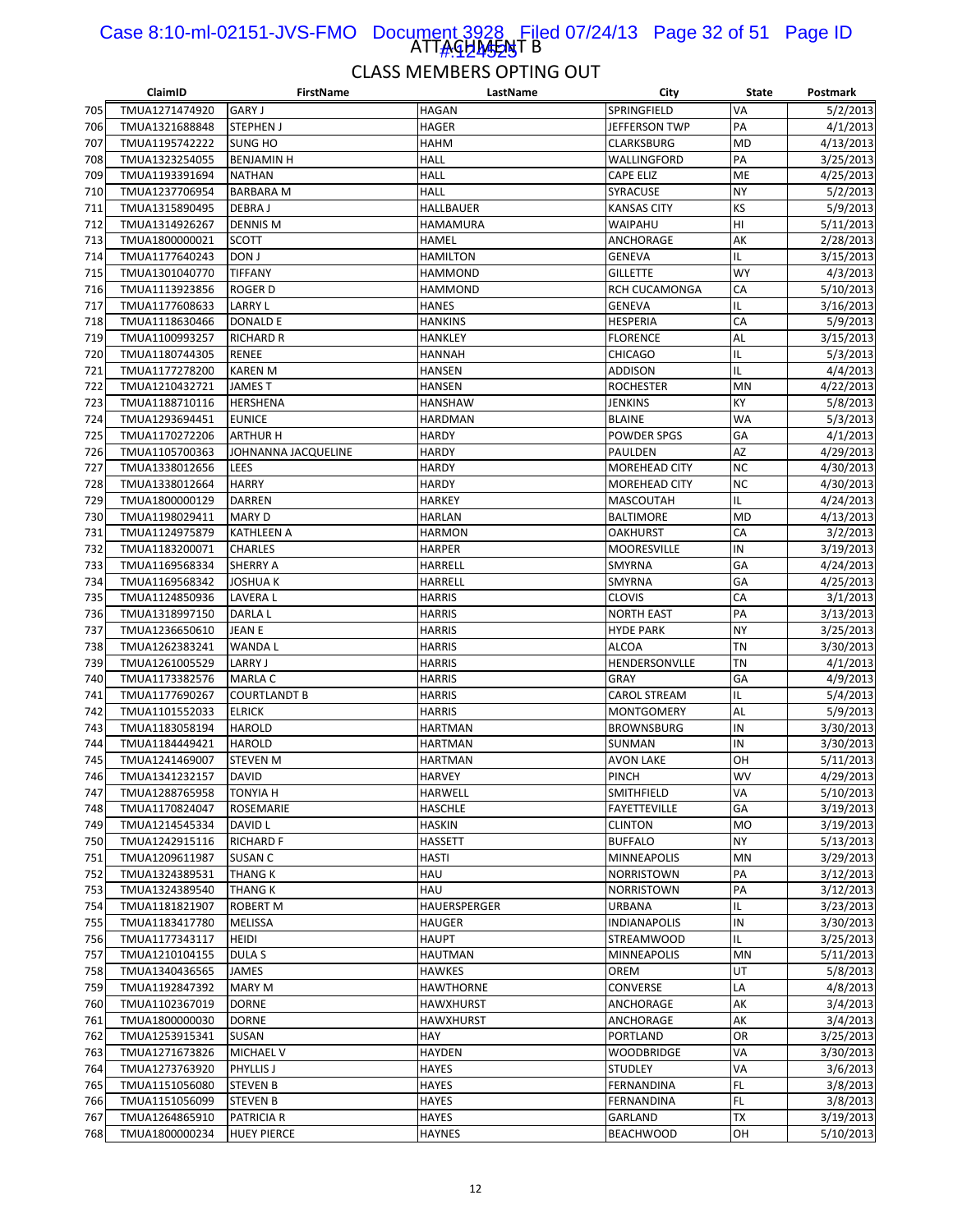ATTACHMENT B

## CLASS MEMBERS OPTING OUT

| | ClaimID | FirstName | LastName | City | State | Postmark |
|---|---|---|---|---|---|---|
| 705 | TMUA1271474920 | GARY J | HAGAN | SPRINGFIELD | VA | 5/2/2013 |
| 706 | TMUA1321688848 | STEPHEN J | HAGER | JEFFERSON TWP | PA | 4/1/2013 |
| 707 | TMUA1195742222 | SUNG HO | HAHM | CLARKSBURG | MD | 4/13/2013 |
| 708 | TMUA1323254055 | BENJAMIN H | HALL | WALLINGFORD | PA | 3/25/2013 |
| 709 | TMUA1193391694 | NATHAN | HALL | CAPE ELIZ | ME | 4/25/2013 |
| 710 | TMUA1237706954 | BARBARA M | HALL | SYRACUSE | NY | 5/2/2013 |
| 711 | TMUA1315890495 | DEBRA J | HALLBAUER | KANSAS CITY | KS | 5/9/2013 |
| 712 | TMUA1314926267 | DENNIS M | HAMAMURA | WAIPAHU | HI | 5/11/2013 |
| 713 | TMUA1800000021 | SCOTT | HAMEL | ANCHORAGE | AK | 2/28/2013 |
| 714 | TMUA1177640243 | DON J | HAMILTON | GENEVA | IL | 3/15/2013 |
| 715 | TMUA1301040770 | TIFFANY | HAMMOND | GILLETTE | WY | 4/3/2013 |
| 716 | TMUA1113923856 | ROGER D | HAMMOND | RCH CUCAMONGA | CA | 5/10/2013 |
| 717 | TMUA1177608633 | LARRY L | HANES | GENEVA | IL | 3/16/2013 |
| 718 | TMUA1118630466 | DONALD E | HANKINS | HESPERIA | CA | 5/9/2013 |
| 719 | TMUA1100993257 | RICHARD R | HANKLEY | FLORENCE | AL | 3/15/2013 |
| 720 | TMUA1180744305 | RENEE | HANNAH | CHICAGO | IL | 5/3/2013 |
| 721 | TMUA1177278200 | KAREN M | HANSEN | ADDISON | IL | 4/4/2013 |
| 722 | TMUA1210432721 | JAMES T | HANSEN | ROCHESTER | MN | 4/22/2013 |
| 723 | TMUA1188710116 | HERSHENA | HANSHAW | JENKINS | KY | 5/8/2013 |
| 724 | TMUA1293694451 | EUNICE | HARDMAN | BLAINE | WA | 5/3/2013 |
| 725 | TMUA1170272206 | ARTHUR H | HARDY | POWDER SPGS | GA | 4/1/2013 |
| 726 | TMUA1105700363 | JOHNANNA JACQUELINE | HARDY | PAULDEN | AZ | 4/29/2013 |
| 727 | TMUA1338012656 | LEES | HARDY | MOREHEAD CITY | NC | 4/30/2013 |
| 728 | TMUA1338012664 | HARRY | HARDY | MOREHEAD CITY | NC | 4/30/2013 |
| 729 | TMUA1800000129 | DARREN | HARKEY | MASCOUTAH | IL | 4/24/2013 |
| 730 | TMUA1198029411 | MARY D | HARLAN | BALTIMORE | MD | 4/13/2013 |
| 731 | TMUA1124975879 | KATHLEEN A | HARMON | OAKHURST | CA | 3/2/2013 |
| 732 | TMUA1183200071 | CHARLES | HARPER | MOORESVILLE | IN | 3/19/2013 |
| 733 | TMUA1169568334 | SHERRY A | HARRELL | SMYRNA | GA | 4/24/2013 |
| 734 | TMUA1169568342 | JOSHUA K | HARRELL | SMYRNA | GA | 4/25/2013 |
| 735 | TMUA1124850936 | LAVERA L | HARRIS | CLOVIS | CA | 3/1/2013 |
| 736 | TMUA1318997150 | DARLA L | HARRIS | NORTH EAST | PA | 3/13/2013 |
| 737 | TMUA1236650610 | JEAN E | HARRIS | HYDE PARK | NY | 3/25/2013 |
| 738 | TMUA1262383241 | WANDA L | HARRIS | ALCOA | TN | 3/30/2013 |
| 739 | TMUA1261005529 | LARRY J | HARRIS | HENDERSONVLLE | TN | 4/1/2013 |
| 740 | TMUA1173382576 | MARLA C | HARRIS | GRAY | GA | 4/9/2013 |
| 741 | TMUA1177690267 | COURTLANDT B | HARRIS | CAROL STREAM | IL | 5/4/2013 |
| 742 | TMUA1101552033 | ELRICK | HARRIS | MONTGOMERY | AL | 5/9/2013 |
| 743 | TMUA1183058194 | HAROLD | HARTMAN | BROWNSBURG | IN | 3/30/2013 |
| 744 | TMUA1184449421 | HAROLD | HARTMAN | SUNMAN | IN | 3/30/2013 |
| 745 | TMUA1241469007 | STEVEN M | HARTMAN | AVON LAKE | OH | 5/11/2013 |
| 746 | TMUA1341232157 | DAVID | HARVEY | PINCH | WV | 4/29/2013 |
| 747 | TMUA1288765958 | TONYIA H | HARWELL | SMITHFIELD | VA | 5/10/2013 |
| 748 | TMUA1170824047 | ROSEMARIE | HASCHLE | FAYETTEVILLE | GA | 3/19/2013 |
| 749 | TMUA1214545334 | DAVID L | HASKIN | CLINTON | MO | 3/19/2013 |
| 750 | TMUA1242915116 | RICHARD F | HASSETT | BUFFALO | NY | 5/13/2013 |
| 751 | TMUA1209611987 | SUSAN C | HASTI | MINNEAPOLIS | MN | 3/29/2013 |
| 752 | TMUA1324389531 | THANG K | HAU | NORRISTOWN | PA | 3/12/2013 |
| 753 | TMUA1324389540 | THANG K | HAU | NORRISTOWN | PA | 3/12/2013 |
| 754 | TMUA1181821907 | ROBERT M | HAUERSPERGER | URBANA | IL | 3/23/2013 |
| 755 | TMUA1183417780 | MELISSA | HAUGER | INDIANAPOLIS | IN | 3/30/2013 |
| 756 | TMUA1177343117 | HEIDI | HAUPT | STREAMWOOD | IL | 3/25/2013 |
| 757 | TMUA1210104155 | DULA S | HAUTMAN | MINNEAPOLIS | MN | 5/11/2013 |
| 758 | TMUA1340436565 | JAMES | HAWKES | OREM | UT | 5/8/2013 |
| 759 | TMUA1192847392 | MARY M | HAWTHORNE | CONVERSE | LA | 4/8/2013 |
| 760 | TMUA1102367019 | DORNE | HAWXHURST | ANCHORAGE | AK | 3/4/2013 |
| 761 | TMUA1800000030 | DORNE | HAWXHURST | ANCHORAGE | AK | 3/4/2013 |
| 762 | TMUA1253915341 | SUSAN | HAY | PORTLAND | OR | 3/25/2013 |
| 763 | TMUA1271673826 | MICHAEL V | HAYDEN | WOODBRIDGE | VA | 3/30/2013 |
| 764 | TMUA1273763920 | PHYLLIS J | HAYES | STUDLEY | VA | 3/6/2013 |
| 765 | TMUA1151056080 | STEVEN B | HAYES | FERNANDINA | FL | 3/8/2013 |
| 766 | TMUA1151056099 | STEVEN B | HAYES | FERNANDINA | FL | 3/8/2013 |
| 767 | TMUA1264865910 | PATRICIA R | HAYES | GARLAND | TX | 3/19/2013 |
| 768 | TMUA1800000234 | HUEY PIERCE | HAYNES | BEACHWOOD | OH | 5/10/2013 |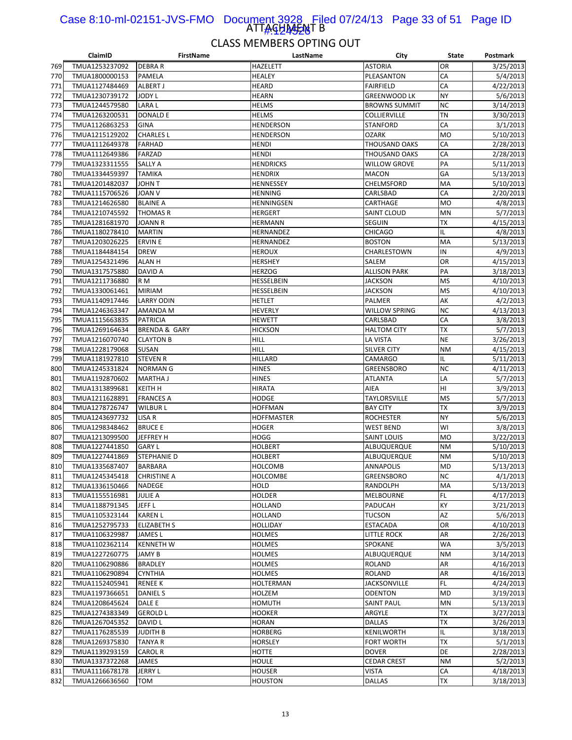ATTACHMENT B

CLASS MEMBERS OPTING OUT

| | ClaimID | FirstName | LastName | City | State | Postmark |
|---|---|---|---|---|---|---|
| 769 | TMUA1253237092 | DEBRA R | HAZELETT | ASTORIA | OR | 3/25/2013 |
| 770 | TMUA1800000153 | PAMELA | HEALEY | PLEASANTON | CA | 5/4/2013 |
| 771 | TMUA1127484469 | ALBERT J | HEARD | FAIRFIELD | CA | 4/22/2013 |
| 772 | TMUA1230739172 | JODY L | HEARN | GREENWOOD LK | NY | 5/6/2013 |
| 773 | TMUA1244579580 | LARA L | HELMS | BROWNS SUMMIT | NC | 3/14/2013 |
| 774 | TMUA1263200531 | DONALD E | HELMS | COLLIERVILLE | TN | 3/30/2013 |
| 775 | TMUA1126863253 | GINA | HENDERSON | STANFORD | CA | 3/1/2013 |
| 776 | TMUA1215129202 | CHARLES L | HENDERSON | OZARK | MO | 5/10/2013 |
| 777 | TMUA1112649378 | FARHAD | HENDI | THOUSAND OAKS | CA | 2/28/2013 |
| 778 | TMUA1112649386 | FARZAD | HENDI | THOUSAND OAKS | CA | 2/28/2013 |
| 779 | TMUA1323311555 | SALLY A | HENDRICKS | WILLOW GROVE | PA | 5/11/2013 |
| 780 | TMUA1334459397 | TAMIKA | HENDRIX | MACON | GA | 5/13/2013 |
| 781 | TMUA1201482037 | JOHN T | HENNESSEY | CHELMSFORD | MA | 5/10/2013 |
| 782 | TMUA1115706526 | JOAN V | HENNING | CARLSBAD | CA | 2/20/2013 |
| 783 | TMUA1214626580 | BLAINE A | HENNINGSEN | CARTHAGE | MO | 4/8/2013 |
| 784 | TMUA1210745592 | THOMAS R | HERGERT | SAINT CLOUD | MN | 5/7/2013 |
| 785 | TMUA1281681970 | JOANN R | HERMANN | SEGUIN | TX | 4/15/2013 |
| 786 | TMUA1180278410 | MARTIN | HERNANDEZ | CHICAGO | IL | 4/8/2013 |
| 787 | TMUA1203026225 | ERVIN E | HERNANDEZ | BOSTON | MA | 5/13/2013 |
| 788 | TMUA1184484154 | DREW | HEROUX | CHARLESTOWN | IN | 4/9/2013 |
| 789 | TMUA1254321496 | ALAN H | HERSHEY | SALEM | OR | 4/15/2013 |
| 790 | TMUA1317575880 | DAVID A | HERZOG | ALLISON PARK | PA | 3/18/2013 |
| 791 | TMUA1211736880 | R M | HESSELBEIN | JACKSON | MS | 4/10/2013 |
| 792 | TMUA1330061461 | MIRIAM | HESSELBEIN | JACKSON | MS | 4/10/2013 |
| 793 | TMUA1140917446 | LARRY ODIN | HETLET | PALMER | AK | 4/2/2013 |
| 794 | TMUA1246363347 | AMANDA M | HEVERLY | WILLOW SPRING | NC | 4/13/2013 |
| 795 | TMUA1115663835 | PATRICIA | HEWETT | CARLSBAD | CA | 3/8/2013 |
| 796 | TMUA1269164634 | BRENDA & GARY | HICKSON | HALTOM CITY | TX | 5/7/2013 |
| 797 | TMUA1216070740 | CLAYTON B | HILL | LA VISTA | NE | 3/26/2013 |
| 798 | TMUA1228179068 | SUSAN | HILL | SILVER CITY | NM | 4/15/2013 |
| 799 | TMUA1181927810 | STEVEN R | HILLARD | CAMARGO | IL | 5/11/2013 |
| 800 | TMUA1245331824 | NORMAN G | HINES | GREENSBORO | NC | 4/11/2013 |
| 801 | TMUA1192870602 | MARTHA J | HINES | ATLANTA | LA | 5/7/2013 |
| 802 | TMUA1313899681 | KEITH H | HIRATA | AIEA | HI | 3/9/2013 |
| 803 | TMUA1211628891 | FRANCES A | HODGE | TAYLORSVILLE | MS | 5/7/2013 |
| 804 | TMUA1278726747 | WILBUR L | HOFFMAN | BAY CITY | TX | 3/9/2013 |
| 805 | TMUA1243697732 | LISA R | HOFFMASTER | ROCHESTER | NY | 5/6/2013 |
| 806 | TMUA1298348462 | BRUCE E | HOGER | WEST BEND | WI | 3/8/2013 |
| 807 | TMUA1213099500 | JEFFREY H | HOGG | SAINT LOUIS | MO | 3/22/2013 |
| 808 | TMUA1227441850 | GARY L | HOLBERT | ALBUQUERQUE | NM | 5/10/2013 |
| 809 | TMUA1227441869 | STEPHANIE D | HOLBERT | ALBUQUERQUE | NM | 5/10/2013 |
| 810 | TMUA1335687407 | BARBARA | HOLCOMB | ANNAPOLIS | MD | 5/13/2013 |
| 811 | TMUA1245345418 | CHRISTINE A | HOLCOMBE | GREENSBORO | NC | 4/1/2013 |
| 812 | TMUA1336150466 | NADEGE | HOLD | RANDOLPH | MA | 5/13/2013 |
| 813 | TMUA1155516981 | JULIE A | HOLDER | MELBOURNE | FL | 4/17/2013 |
| 814 | TMUA1188791345 | JEFF L | HOLLAND | PADUCAH | KY | 3/21/2013 |
| 815 | TMUA1105323144 | KAREN L | HOLLAND | TUCSON | AZ | 5/6/2013 |
| 816 | TMUA1252795733 | ELIZABETH S | HOLLIDAY | ESTACADA | OR | 4/10/2013 |
| 817 | TMUA1106329987 | JAMES L | HOLMES | LITTLE ROCK | AR | 2/26/2013 |
| 818 | TMUA1102362114 | KENNETH W | HOLMES | SPOKANE | WA | 3/5/2013 |
| 819 | TMUA1227260775 | JAMY B | HOLMES | ALBUQUERQUE | NM | 3/14/2013 |
| 820 | TMUA1106290886 | BRADLEY | HOLMES | ROLAND | AR | 4/16/2013 |
| 821 | TMUA1106290894 | CYNTHIA | HOLMES | ROLAND | AR | 4/16/2013 |
| 822 | TMUA1152405941 | RENEE K | HOLTERMAN | JACKSONVILLE | FL | 4/24/2013 |
| 823 | TMUA1197366651 | DANIEL S | HOLZEM | ODENTON | MD | 3/19/2013 |
| 824 | TMUA1208645624 | DALE E | HOMUTH | SAINT PAUL | MN | 5/13/2013 |
| 825 | TMUA1274383349 | GEROLD L | HOOKER | ARGYLE | TX | 3/27/2013 |
| 826 | TMUA1267045352 | DAVID L | HORAN | DALLAS | TX | 3/26/2013 |
| 827 | TMUA1176285539 | JUDITH B | HORBERG | KENILWORTH | IL | 3/18/2013 |
| 828 | TMUA1269375830 | TANYA R | HORSLEY | FORT WORTH | TX | 5/1/2013 |
| 829 | TMUA1139293159 | CAROL R | HOTTE | DOVER | DE | 2/28/2013 |
| 830 | TMUA1337372268 | JAMES | HOULE | CEDAR CREST | NM | 5/2/2013 |
| 831 | TMUA1116678178 | JERRY L | HOUSER | VISTA | CA | 4/18/2013 |
| 832 | TMUA1266636560 | TOM | HOUSTON | DALLAS | TX | 3/18/2013 |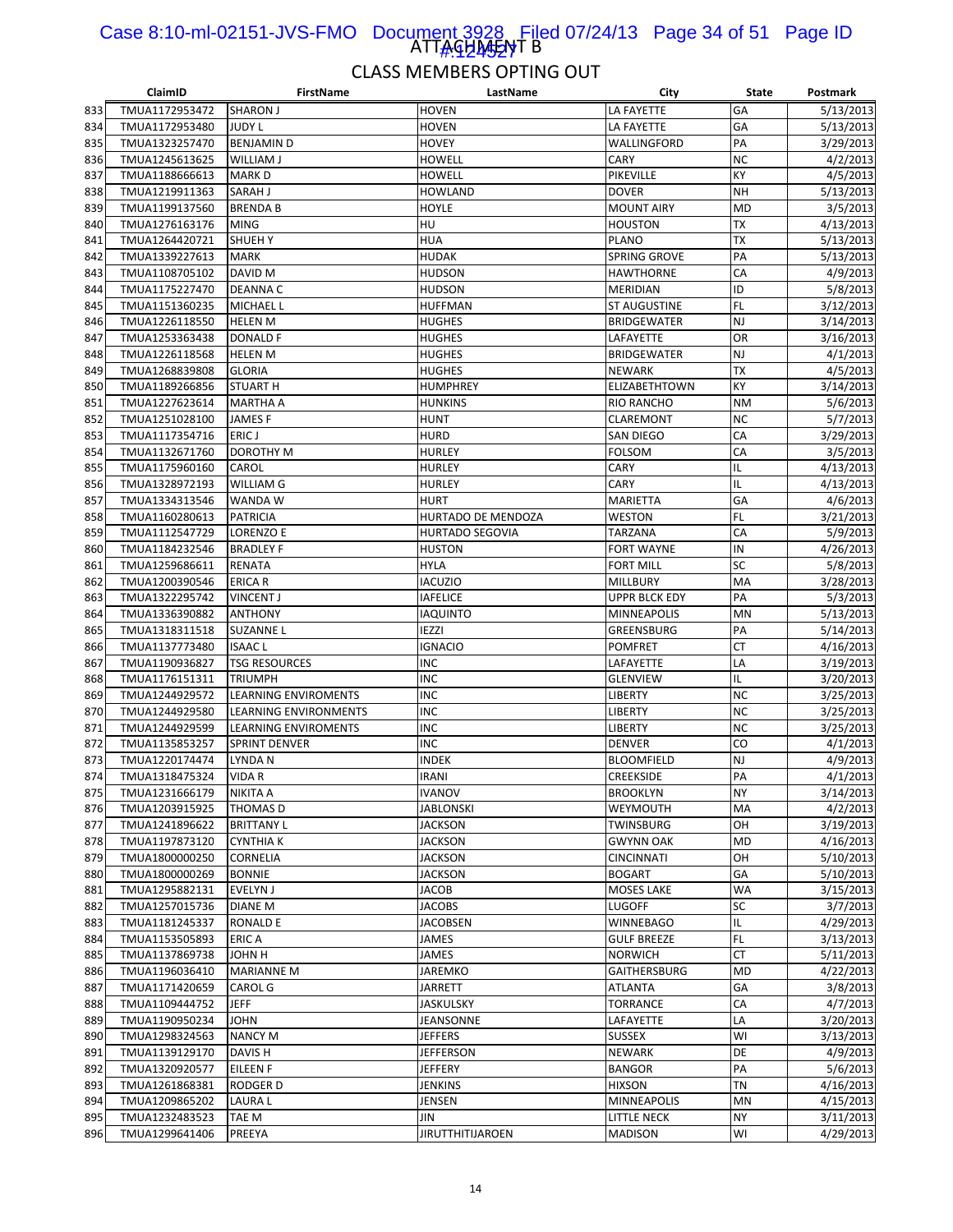# ATTACHMENT B

## CLASS MEMBERS OPTING OUT

| | ClaimID | FirstName | LastName | City | State | Postmark |
|---|---|---|---|---|---|---|
| 833 | TMUA1172953472 | SHARON J | HOVEN | LA FAYETTE | GA | 5/13/2013 |
| 834 | TMUA1172953480 | JUDY L | HOVEN | LA FAYETTE | GA | 5/13/2013 |
| 835 | TMUA1323257470 | BENJAMIN D | HOVEY | WALLINGFORD | PA | 3/29/2013 |
| 836 | TMUA1245613625 | WILLIAM J | HOWELL | CARY | NC | 4/2/2013 |
| 837 | TMUA1188666613 | MARK D | HOWELL | PIKEVILLE | KY | 4/5/2013 |
| 838 | TMUA1219911363 | SARAH J | HOWLAND | DOVER | NH | 5/13/2013 |
| 839 | TMUA1199137560 | BRENDA B | HOYLE | MOUNT AIRY | MD | 3/5/2013 |
| 840 | TMUA1276163176 | MING | HU | HOUSTON | TX | 4/13/2013 |
| 841 | TMUA1264420721 | SHUEH Y | HUA | PLANO | TX | 5/13/2013 |
| 842 | TMUA1339227613 | MARK | HUDAK | SPRING GROVE | PA | 5/13/2013 |
| 843 | TMUA1108705102 | DAVID M | HUDSON | HAWTHORNE | CA | 4/9/2013 |
| 844 | TMUA1175227470 | DEANNA C | HUDSON | MERIDIAN | ID | 5/8/2013 |
| 845 | TMUA1151360235 | MICHAEL L | HUFFMAN | ST AUGUSTINE | FL | 3/12/2013 |
| 846 | TMUA1226118550 | HELEN M | HUGHES | BRIDGEWATER | NJ | 3/14/2013 |
| 847 | TMUA1253363438 | DONALD F | HUGHES | LAFAYETTE | OR | 3/16/2013 |
| 848 | TMUA1226118568 | HELEN M | HUGHES | BRIDGEWATER | NJ | 4/1/2013 |
| 849 | TMUA1268839808 | GLORIA | HUGHES | NEWARK | TX | 4/5/2013 |
| 850 | TMUA1189266856 | STUART H | HUMPHREY | ELIZABETHTOWN | KY | 3/14/2013 |
| 851 | TMUA1227623614 | MARTHA A | HUNKINS | RIO RANCHO | NM | 5/6/2013 |
| 852 | TMUA1251028100 | JAMES F | HUNT | CLAREMONT | NC | 5/7/2013 |
| 853 | TMUA1117354716 | ERIC J | HURD | SAN DIEGO | CA | 3/29/2013 |
| 854 | TMUA1132671760 | DOROTHY M | HURLEY | FOLSOM | CA | 3/5/2013 |
| 855 | TMUA1175960160 | CAROL | HURLEY | CARY | IL | 4/13/2013 |
| 856 | TMUA1328972193 | WILLIAM G | HURLEY | CARY | IL | 4/13/2013 |
| 857 | TMUA1334313546 | WANDA W | HURT | MARIETTA | GA | 4/6/2013 |
| 858 | TMUA1160280613 | PATRICIA | HURTADO DE MENDOZA | WESTON | FL | 3/21/2013 |
| 859 | TMUA1112547729 | LORENZO E | HURTADO SEGOVIA | TARZANA | CA | 5/9/2013 |
| 860 | TMUA1184232546 | BRADLEY F | HUSTON | FORT WAYNE | IN | 4/26/2013 |
| 861 | TMUA1259686611 | RENATA | HYLA | FORT MILL | SC | 5/8/2013 |
| 862 | TMUA1200390546 | ERICA R | IACUZIO | MILLBURY | MA | 3/28/2013 |
| 863 | TMUA1322295742 | VINCENT J | IAFELICE | UPPR BLCK EDY | PA | 5/3/2013 |
| 864 | TMUA1336390882 | ANTHONY | IAQUINTO | MINNEAPOLIS | MN | 5/13/2013 |
| 865 | TMUA1318311518 | SUZANNE L | IEZZI | GREENSBURG | PA | 5/14/2013 |
| 866 | TMUA1137773480 | ISAAC L | IGNACIO | POMFRET | CT | 4/16/2013 |
| 867 | TMUA1190936827 | TSG RESOURCES | INC | LAFAYETTE | LA | 3/19/2013 |
| 868 | TMUA1176151311 | TRIUMPH | INC | GLENVIEW | IL | 3/20/2013 |
| 869 | TMUA1244929572 | LEARNING ENVIROMENTS | INC | LIBERTY | NC | 3/25/2013 |
| 870 | TMUA1244929580 | LEARNING ENVIRONMENTS | INC | LIBERTY | NC | 3/25/2013 |
| 871 | TMUA1244929599 | LEARNING ENVIROMENTS | INC | LIBERTY | NC | 3/25/2013 |
| 872 | TMUA1135853257 | SPRINT DENVER | INC | DENVER | CO | 4/1/2013 |
| 873 | TMUA1220174474 | LYNDA N | INDEK | BLOOMFIELD | NJ | 4/9/2013 |
| 874 | TMUA1318475324 | VIDA R | IRANI | CREEKSIDE | PA | 4/1/2013 |
| 875 | TMUA1231666179 | NIKITA A | IVANOV | BROOKLYN | NY | 3/14/2013 |
| 876 | TMUA1203915925 | THOMAS D | JABLONSKI | WEYMOUTH | MA | 4/2/2013 |
| 877 | TMUA1241896622 | BRITTANY L | JACKSON | TWINSBURG | OH | 3/19/2013 |
| 878 | TMUA1197873120 | CYNTHIA K | JACKSON | GWYNN OAK | MD | 4/16/2013 |
| 879 | TMUA1800000250 | CORNELIA | JACKSON | CINCINNATI | OH | 5/10/2013 |
| 880 | TMUA1800000269 | BONNIE | JACKSON | BOGART | GA | 5/10/2013 |
| 881 | TMUA1295882131 | EVELYN J | JACOB | MOSES LAKE | WA | 3/15/2013 |
| 882 | TMUA1257015736 | DIANE M | JACOBS | LUGOFF | SC | 3/7/2013 |
| 883 | TMUA1181245337 | RONALD E | JACOBSEN | WINNEBAGO | IL | 4/29/2013 |
| 884 | TMUA1153505893 | ERIC A | JAMES | GULF BREEZE | FL | 3/13/2013 |
| 885 | TMUA1137869738 | JOHN H | JAMES | NORWICH | CT | 5/11/2013 |
| 886 | TMUA1196036410 | MARIANNE M | JAREMKO | GAITHERSBURG | MD | 4/22/2013 |
| 887 | TMUA1171420659 | CAROL G | JARRETT | ATLANTA | GA | 3/8/2013 |
| 888 | TMUA1109444752 | JEFF | JASKULSKY | TORRANCE | CA | 4/7/2013 |
| 889 | TMUA1190950234 | JOHN | JEANSONNE | LAFAYETTE | LA | 3/20/2013 |
| 890 | TMUA1298324563 | NANCY M | JEFFERS | SUSSEX | WI | 3/13/2013 |
| 891 | TMUA1139129170 | DAVIS H | JEFFERSON | NEWARK | DE | 4/9/2013 |
| 892 | TMUA1320920577 | EILEEN F | JEFFERY | BANGOR | PA | 5/6/2013 |
| 893 | TMUA1261868381 | RODGER D | JENKINS | HIXSON | TN | 4/16/2013 |
| 894 | TMUA1209865202 | LAURA L | JENSEN | MINNEAPOLIS | MN | 4/15/2013 |
| 895 | TMUA1232483523 | TAE M | JIN | LITTLE NECK | NY | 3/11/2013 |
| 896 | TMUA1299641406 | PREEYA | JIRUTTHITIJAROEN | MADISON | WI | 4/29/2013 |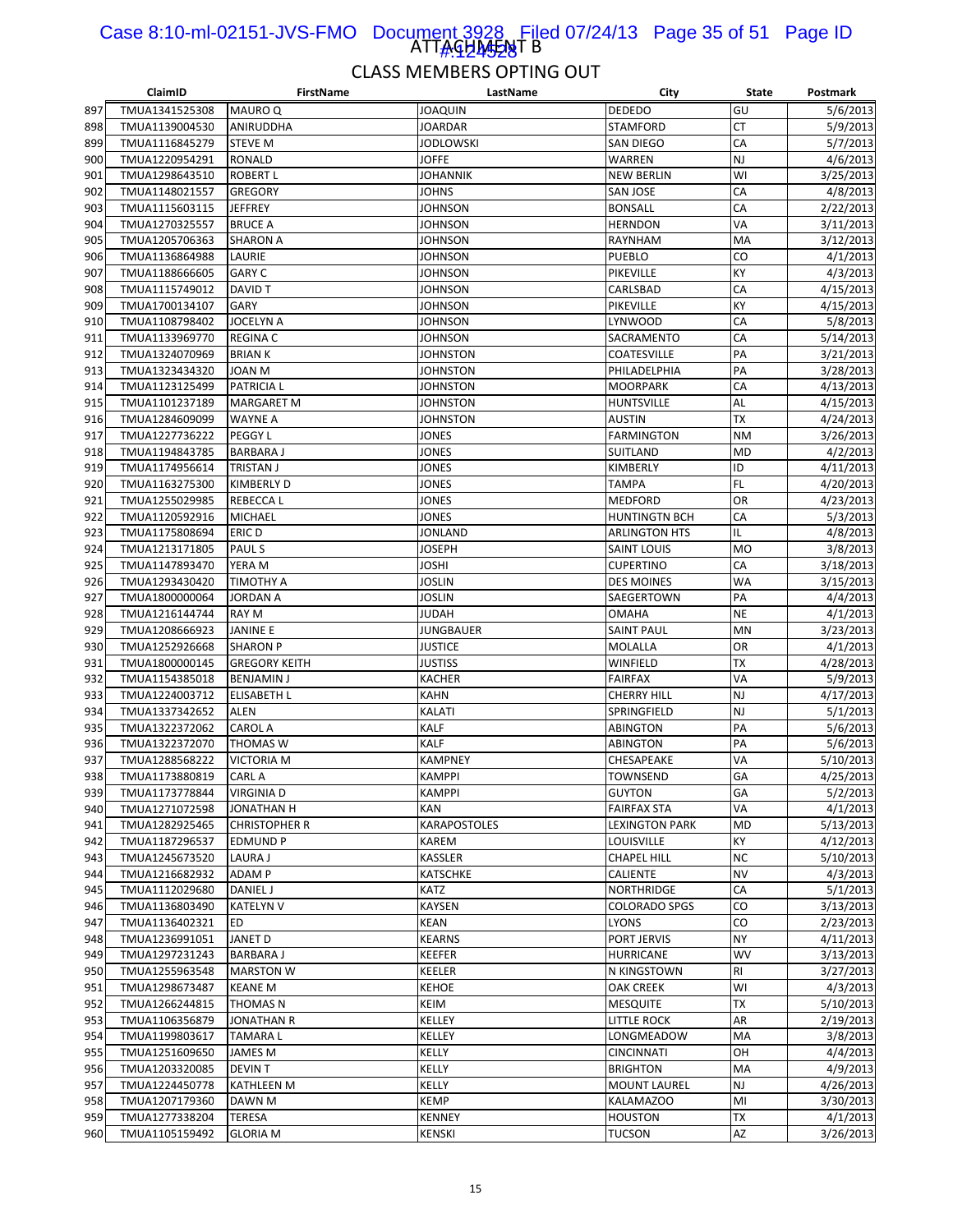ATTACHMENT B

CLASS MEMBERS OPTING OUT

| | ClaimID | FirstName | LastName | City | State | Postmark |
|---|---|---|---|---|---|---|
| 897 | TMUA1341525308 | MAURO Q | JOAQUIN | DEDEDO | GU | 5/6/2013 |
| 898 | TMUA1139004530 | ANIRUDDHA | JOARDAR | STAMFORD | CT | 5/9/2013 |
| 899 | TMUA1116845279 | STEVE M | JODLOWSKI | SAN DIEGO | CA | 5/7/2013 |
| 900 | TMUA1220954291 | RONALD | JOFFE | WARREN | NJ | 4/6/2013 |
| 901 | TMUA1298643510 | ROBERT L | JOHANNIK | NEW BERLIN | WI | 3/25/2013 |
| 902 | TMUA1148021557 | GREGORY | JOHNS | SAN JOSE | CA | 4/8/2013 |
| 903 | TMUA1115603115 | JEFFREY | JOHNSON | BONSALL | CA | 2/22/2013 |
| 904 | TMUA1270325557 | BRUCE A | JOHNSON | HERNDON | VA | 3/11/2013 |
| 905 | TMUA1205706363 | SHARON A | JOHNSON | RAYNHAM | MA | 3/12/2013 |
| 906 | TMUA1136864988 | LAURIE | JOHNSON | PUEBLO | CO | 4/1/2013 |
| 907 | TMUA1188666605 | GARY C | JOHNSON | PIKEVILLE | KY | 4/3/2013 |
| 908 | TMUA1115749012 | DAVID T | JOHNSON | CARLSBAD | CA | 4/15/2013 |
| 909 | TMUA1700134107 | GARY | JOHNSON | PIKEVILLE | KY | 4/15/2013 |
| 910 | TMUA1108798402 | JOCELYN A | JOHNSON | LYNWOOD | CA | 5/8/2013 |
| 911 | TMUA1133969770 | REGINA C | JOHNSON | SACRAMENTO | CA | 5/14/2013 |
| 912 | TMUA1324070969 | BRIAN K | JOHNSTON | COATESVILLE | PA | 3/21/2013 |
| 913 | TMUA1323434320 | JOAN M | JOHNSTON | PHILADELPHIA | PA | 3/28/2013 |
| 914 | TMUA1123125499 | PATRICIA L | JOHNSTON | MOORPARK | CA | 4/13/2013 |
| 915 | TMUA1101237189 | MARGARET M | JOHNSTON | HUNTSVILLE | AL | 4/15/2013 |
| 916 | TMUA1284609099 | WAYNE A | JOHNSTON | AUSTIN | TX | 4/24/2013 |
| 917 | TMUA1227736222 | PEGGY L | JONES | FARMINGTON | NM | 3/26/2013 |
| 918 | TMUA1194843785 | BARBARA J | JONES | SUITLAND | MD | 4/2/2013 |
| 919 | TMUA1174956614 | TRISTAN J | JONES | KIMBERLY | ID | 4/11/2013 |
| 920 | TMUA1163275300 | KIMBERLY D | JONES | TAMPA | FL | 4/20/2013 |
| 921 | TMUA1255029985 | REBECCA L | JONES | MEDFORD | OR | 4/23/2013 |
| 922 | TMUA1120592916 | MICHAEL | JONES | HUNTINGTN BCH | CA | 5/3/2013 |
| 923 | TMUA1175808694 | ERIC D | JONLAND | ARLINGTON HTS | IL | 4/8/2013 |
| 924 | TMUA1213171805 | PAUL S | JOSEPH | SAINT LOUIS | MO | 3/8/2013 |
| 925 | TMUA1147893470 | YERA M | JOSHI | CUPERTINO | CA | 3/18/2013 |
| 926 | TMUA1293430420 | TIMOTHY A | JOSLIN | DES MOINES | WA | 3/15/2013 |
| 927 | TMUA1800000064 | JORDAN A | JOSLIN | SAEGERTOWN | PA | 4/4/2013 |
| 928 | TMUA1216144744 | RAY M | JUDAH | OMAHA | NE | 4/1/2013 |
| 929 | TMUA1208666923 | JANINE E | JUNGBAUER | SAINT PAUL | MN | 3/23/2013 |
| 930 | TMUA1252926668 | SHARON P | JUSTICE | MOLALLA | OR | 4/1/2013 |
| 931 | TMUA1800000145 | GREGORY KEITH | JUSTISS | WINFIELD | TX | 4/28/2013 |
| 932 | TMUA1154385018 | BENJAMIN J | KACHER | FAIRFAX | VA | 5/9/2013 |
| 933 | TMUA1224003712 | ELISABETH L | KAHN | CHERRY HILL | NJ | 4/17/2013 |
| 934 | TMUA1337342652 | ALEN | KALATI | SPRINGFIELD | NJ | 5/1/2013 |
| 935 | TMUA1322372062 | CAROL A | KALF | ABINGTON | PA | 5/6/2013 |
| 936 | TMUA1322372070 | THOMAS W | KALF | ABINGTON | PA | 5/6/2013 |
| 937 | TMUA1288568222 | VICTORIA M | KAMPNEY | CHESAPEAKE | VA | 5/10/2013 |
| 938 | TMUA1173880819 | CARL A | KAMPPI | TOWNSEND | GA | 4/25/2013 |
| 939 | TMUA1173778844 | VIRGINIA D | KAMPPI | GUYTON | GA | 5/2/2013 |
| 940 | TMUA1271072598 | JONATHAN H | KAN | FAIRFAX STA | VA | 4/1/2013 |
| 941 | TMUA1282925465 | CHRISTOPHER R | KARAPOSTOLES | LEXINGTON PARK | MD | 5/13/2013 |
| 942 | TMUA1187296537 | EDMUND P | KAREM | LOUISVILLE | KY | 4/12/2013 |
| 943 | TMUA1245673520 | LAURA J | KASSLER | CHAPEL HILL | NC | 5/10/2013 |
| 944 | TMUA1216682932 | ADAM P | KATSCHKE | CALIENTE | NV | 4/3/2013 |
| 945 | TMUA1112029680 | DANIEL J | KATZ | NORTHRIDGE | CA | 5/1/2013 |
| 946 | TMUA1136803490 | KATELYN V | KAYSEN | COLORADO SPGS | CO | 3/13/2013 |
| 947 | TMUA1136402321 | ED | KEAN | LYONS | CO | 2/23/2013 |
| 948 | TMUA1236991051 | JANET D | KEARNS | PORT JERVIS | NY | 4/11/2013 |
| 949 | TMUA1297231243 | BARBARA J | KEEFER | HURRICANE | WV | 3/13/2013 |
| 950 | TMUA1255963548 | MARSTON W | KEELER | N KINGSTOWN | RI | 3/27/2013 |
| 951 | TMUA1298673487 | KEANE M | KEHOE | OAK CREEK | WI | 4/3/2013 |
| 952 | TMUA1266244815 | THOMAS N | KEIM | MESQUITE | TX | 5/10/2013 |
| 953 | TMUA1106356879 | JONATHAN R | KELLEY | LITTLE ROCK | AR | 2/19/2013 |
| 954 | TMUA1199803617 | TAMARA L | KELLEY | LONGMEADOW | MA | 3/8/2013 |
| 955 | TMUA1251609650 | JAMES M | KELLY | CINCINNATI | OH | 4/4/2013 |
| 956 | TMUA1203320085 | DEVIN T | KELLY | BRIGHTON | MA | 4/9/2013 |
| 957 | TMUA1224450778 | KATHLEEN M | KELLY | MOUNT LAUREL | NJ | 4/26/2013 |
| 958 | TMUA1207179360 | DAWN M | KEMP | KALAMAZOO | MI | 3/30/2013 |
| 959 | TMUA1277338204 | TERESA | KENNEY | HOUSTON | TX | 4/1/2013 |
| 960 | TMUA1105159492 | GLORIA M | KENSKI | TUCSON | AZ | 3/26/2013 |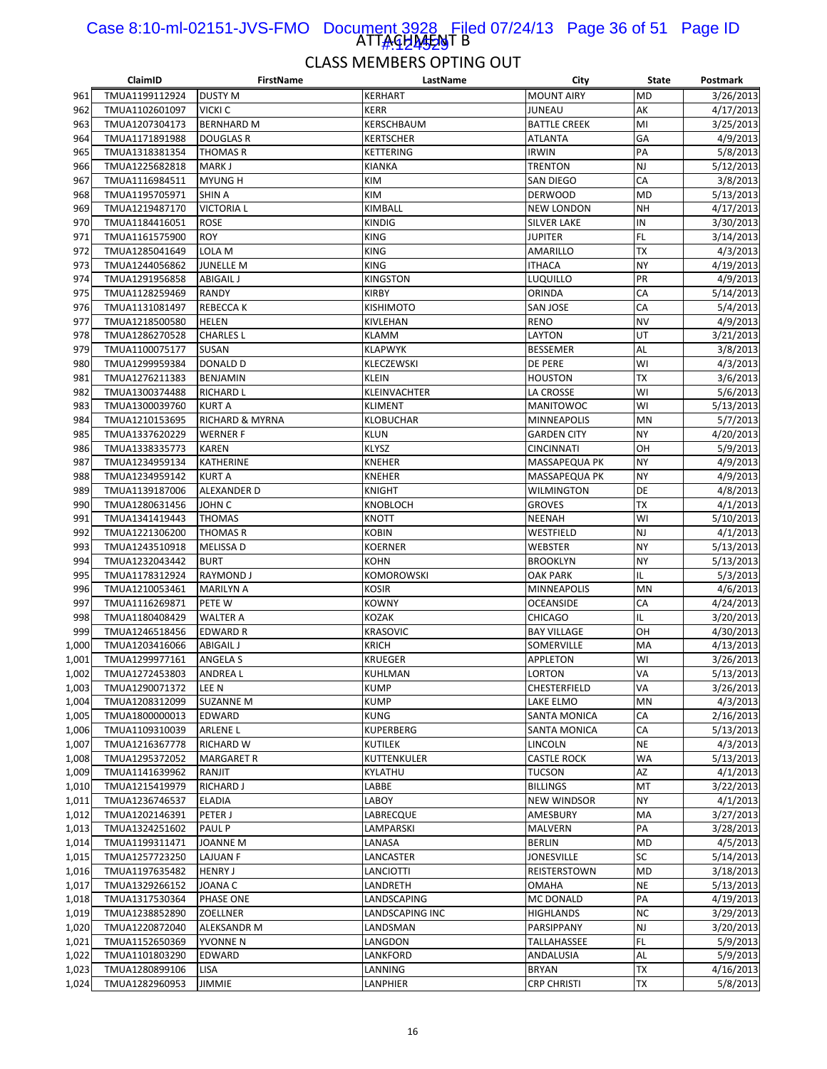ATTACHMENT B

## CLASS MEMBERS OPTING OUT

| | ClaimID | FirstName | LastName | City | State | Postmark |
|---|---|---|---|---|---|---|
| 961 | TMUA1199112924 | DUSTY M | KERHART | MOUNT AIRY | MD | 3/26/2013 |
| 962 | TMUA1102601097 | VICKI C | KERR | JUNEAU | AK | 4/17/2013 |
| 963 | TMUA1207304173 | BERNHARD M | KERSCHBAUM | BATTLE CREEK | MI | 3/25/2013 |
| 964 | TMUA1171891988 | DOUGLAS R | KERTSCHER | ATLANTA | GA | 4/9/2013 |
| 965 | TMUA1318381354 | THOMAS R | KETTERING | IRWIN | PA | 5/8/2013 |
| 966 | TMUA1225682818 | MARK J | KIANKA | TRENTON | NJ | 5/12/2013 |
| 967 | TMUA1116984511 | MYUNG H | KIM | SAN DIEGO | CA | 3/8/2013 |
| 968 | TMUA1195705971 | SHIN A | KIM | DERWOOD | MD | 5/13/2013 |
| 969 | TMUA1219487170 | VICTORIA L | KIMBALL | NEW LONDON | NH | 4/17/2013 |
| 970 | TMUA1184416051 | ROSE | KINDIG | SILVER LAKE | IN | 3/30/2013 |
| 971 | TMUA1161575900 | ROY | KING | JUPITER | FL | 3/14/2013 |
| 972 | TMUA1285041649 | LOLA M | KING | AMARILLO | TX | 4/3/2013 |
| 973 | TMUA1244056862 | JUNELLE M | KING | ITHACA | NY | 4/19/2013 |
| 974 | TMUA1291956858 | ABIGAIL J | KINGSTON | LUQUILLO | PR | 4/9/2013 |
| 975 | TMUA1128259469 | RANDY | KIRBY | ORINDA | CA | 5/14/2013 |
| 976 | TMUA1131081497 | REBECCA K | KISHIMOTO | SAN JOSE | CA | 5/4/2013 |
| 977 | TMUA1218500580 | HELEN | KIVLEHAN | RENO | NV | 4/9/2013 |
| 978 | TMUA1286270528 | CHARLES L | KLAMM | LAYTON | UT | 3/21/2013 |
| 979 | TMUA1100075177 | SUSAN | KLAPWYK | BESSEMER | AL | 3/8/2013 |
| 980 | TMUA1299959384 | DONALD D | KLECZEWSKI | DE PERE | WI | 4/3/2013 |
| 981 | TMUA1276211383 | BENJAMIN | KLEIN | HOUSTON | TX | 3/6/2013 |
| 982 | TMUA1300374488 | RICHARD L | KLEINVACHTER | LA CROSSE | WI | 5/6/2013 |
| 983 | TMUA1300039760 | KURT A | KLIMENT | MANITOWOC | WI | 5/13/2013 |
| 984 | TMUA1210153695 | RICHARD & MYRNA | KLOBUCHAR | MINNEAPOLIS | MN | 5/7/2013 |
| 985 | TMUA1337620229 | WERNER F | KLUN | GARDEN CITY | NY | 4/20/2013 |
| 986 | TMUA1338335773 | KAREN | KLYSZ | CINCINNATI | OH | 5/9/2013 |
| 987 | TMUA1234959134 | KATHERINE | KNEHER | MASSAPEQUA PK | NY | 4/9/2013 |
| 988 | TMUA1234959142 | KURT A | KNEHER | MASSAPEQUA PK | NY | 4/9/2013 |
| 989 | TMUA1139187006 | ALEXANDER D | KNIGHT | WILMINGTON | DE | 4/8/2013 |
| 990 | TMUA1280631456 | JOHN C | KNOBLOCH | GROVES | TX | 4/1/2013 |
| 991 | TMUA1341419443 | THOMAS | KNOTT | NEENAH | WI | 5/10/2013 |
| 992 | TMUA1221306200 | THOMAS R | KOBIN | WESTFIELD | NJ | 4/1/2013 |
| 993 | TMUA1243510918 | MELISSA D | KOERNER | WEBSTER | NY | 5/13/2013 |
| 994 | TMUA1232043442 | BURT | KOHN | BROOKLYN | NY | 5/13/2013 |
| 995 | TMUA1178312924 | RAYMOND J | KOMOROWSKI | OAK PARK | IL | 5/3/2013 |
| 996 | TMUA1210053461 | MARILYN A | KOSIR | MINNEAPOLIS | MN | 4/6/2013 |
| 997 | TMUA1116269871 | PETE W | KOWNY | OCEANSIDE | CA | 4/24/2013 |
| 998 | TMUA1180408429 | WALTER A | KOZAK | CHICAGO | IL | 3/20/2013 |
| 999 | TMUA1246518456 | EDWARD R | KRASOVIC | BAY VILLAGE | OH | 4/30/2013 |
| 1,000 | TMUA1203416066 | ABIGAIL J | KRICH | SOMERVILLE | MA | 4/13/2013 |
| 1,001 | TMUA1299977161 | ANGELA S | KRUEGER | APPLETON | WI | 3/26/2013 |
| 1,002 | TMUA1272453803 | ANDREA L | KUHLMAN | LORTON | VA | 5/13/2013 |
| 1,003 | TMUA1290071372 | LEE N | KUMP | CHESTERFIELD | VA | 3/26/2013 |
| 1,004 | TMUA1208312099 | SUZANNE M | KUMP | LAKE ELMO | MN | 4/3/2013 |
| 1,005 | TMUA1800000013 | EDWARD | KUNG | SANTA MONICA | CA | 2/16/2013 |
| 1,006 | TMUA1109310039 | ARLENE L | KUPERBERG | SANTA MONICA | CA | 5/13/2013 |
| 1,007 | TMUA1216367778 | RICHARD W | KUTILEK | LINCOLN | NE | 4/3/2013 |
| 1,008 | TMUA1295372052 | MARGARET R | KUTTENKULER | CASTLE ROCK | WA | 5/13/2013 |
| 1,009 | TMUA1141639962 | RANJIT | KYLATHU | TUCSON | AZ | 4/1/2013 |
| 1,010 | TMUA1215419979 | RICHARD J | LABBE | BILLINGS | MT | 3/22/2013 |
| 1,011 | TMUA1236746537 | ELADIA | LABOY | NEW WINDSOR | NY | 4/1/2013 |
| 1,012 | TMUA1202146391 | PETER J | LABRECQUE | AMESBURY | MA | 3/27/2013 |
| 1,013 | TMUA1324251602 | PAUL P | LAMPARSKI | MALVERN | PA | 3/28/2013 |
| 1,014 | TMUA1199311471 | JOANNE M | LANASA | BERLIN | MD | 4/5/2013 |
| 1,015 | TMUA1257723250 | LAJUAN F | LANCASTER | JONESVILLE | SC | 5/14/2013 |
| 1,016 | TMUA1197635482 | HENRY J | LANCIOTTI | REISTERSTOWN | MD | 3/18/2013 |
| 1,017 | TMUA1329266152 | JOANA C | LANDRETH | OMAHA | NE | 5/13/2013 |
| 1,018 | TMUA1317530364 | PHASE ONE | LANDSCAPING | MC DONALD | PA | 4/19/2013 |
| 1,019 | TMUA1238852890 | ZOELLNER | LANDSCAPING INC | HIGHLANDS | NC | 3/29/2013 |
| 1,020 | TMUA1220872040 | ALEKSANDR M | LANDSMAN | PARSIPPANY | NJ | 3/20/2013 |
| 1,021 | TMUA1152650369 | YVONNE N | LANGDON | TALLAHASSEE | FL | 5/9/2013 |
| 1,022 | TMUA1101803290 | EDWARD | LANKFORD | ANDALUSIA | AL | 5/9/2013 |
| 1,023 | TMUA1280899106 | LISA | LANNING | BRYAN | TX | 4/16/2013 |
| 1,024 | TMUA1282960953 | JIMMIE | LANPHIER | CRP CHRISTI | TX | 5/8/2013 |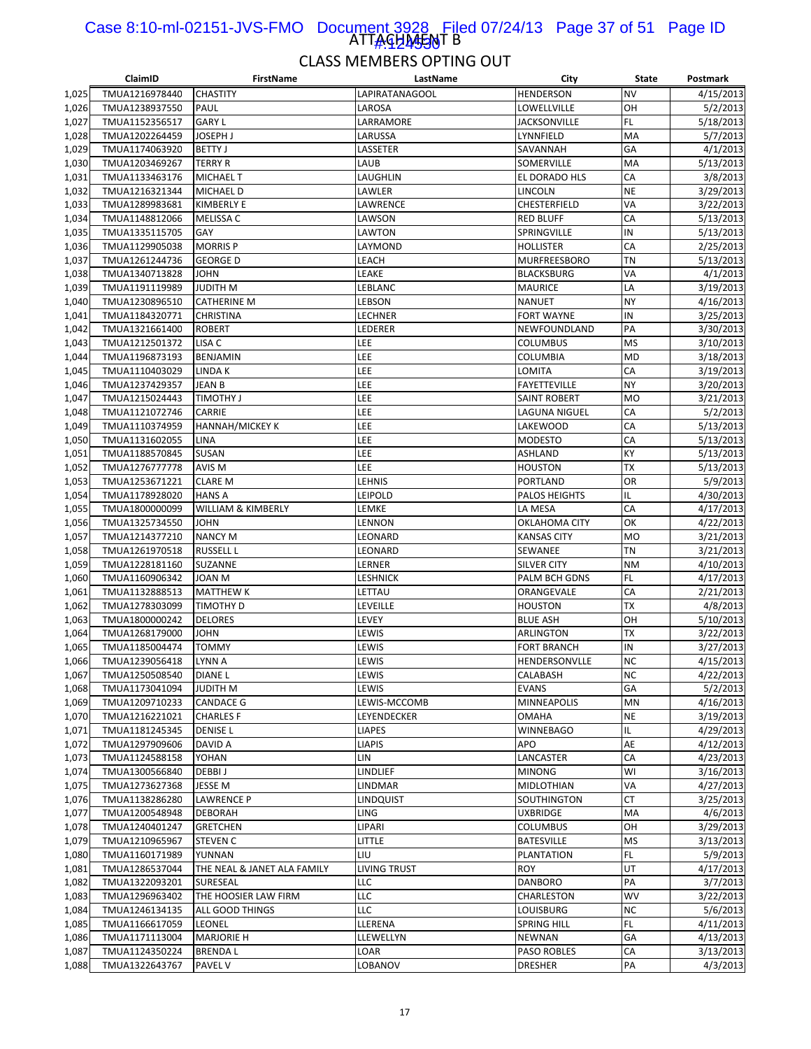ATTACHMENT B

## CLASS MEMBERS OPTING OUT

| | ClaimID | FirstName | LastName | City | State | Postmark |
|---|---|---|---|---|---|---|
| 1,025 | TMUA1216978440 | CHASTITY | LAPIRATANAGOOL | HENDERSON | NV | 4/15/2013 |
| 1,026 | TMUA1238937550 | PAUL | LAROSA | LOWELLVILLE | OH | 5/2/2013 |
| 1,027 | TMUA1152356517 | GARY L | LARRAMORE | JACKSONVILLE | FL | 5/18/2013 |
| 1,028 | TMUA1202264459 | JOSEPH J | LARUSSA | LYNNFIELD | MA | 5/7/2013 |
| 1,029 | TMUA1174063920 | BETTY J | LASSETER | SAVANNAH | GA | 4/1/2013 |
| 1,030 | TMUA1203469267 | TERRY R | LAUB | SOMERVILLE | MA | 5/13/2013 |
| 1,031 | TMUA1133463176 | MICHAEL T | LAUGHLIN | EL DORADO HLS | CA | 3/8/2013 |
| 1,032 | TMUA1216321344 | MICHAEL D | LAWLER | LINCOLN | NE | 3/29/2013 |
| 1,033 | TMUA1289983681 | KIMBERLY E | LAWRENCE | CHESTERFIELD | VA | 3/22/2013 |
| 1,034 | TMUA1148812066 | MELISSA C | LAWSON | RED BLUFF | CA | 5/13/2013 |
| 1,035 | TMUA1335115705 | GAY | LAWTON | SPRINGVILLE | IN | 5/13/2013 |
| 1,036 | TMUA1129905038 | MORRIS P | LAYMOND | HOLLISTER | CA | 2/25/2013 |
| 1,037 | TMUA1261244736 | GEORGE D | LEACH | MURFREESBORO | TN | 5/13/2013 |
| 1,038 | TMUA1340713828 | JOHN | LEAKE | BLACKSBURG | VA | 4/1/2013 |
| 1,039 | TMUA1191119989 | JUDITH M | LEBLANC | MAURICE | LA | 3/19/2013 |
| 1,040 | TMUA1230896510 | CATHERINE M | LEBSON | NANUET | NY | 4/16/2013 |
| 1,041 | TMUA1184320771 | CHRISTINA | LECHNER | FORT WAYNE | IN | 3/25/2013 |
| 1,042 | TMUA1321661400 | ROBERT | LEDERER | NEWFOUNDLAND | PA | 3/30/2013 |
| 1,043 | TMUA1212501372 | LISA C | LEE | COLUMBUS | MS | 3/10/2013 |
| 1,044 | TMUA1196873193 | BENJAMIN | LEE | COLUMBIA | MD | 3/18/2013 |
| 1,045 | TMUA1110403029 | LINDA K | LEE | LOMITA | CA | 3/19/2013 |
| 1,046 | TMUA1237429357 | JEAN B | LEE | FAYETTEVILLE | NY | 3/20/2013 |
| 1,047 | TMUA1215024443 | TIMOTHY J | LEE | SAINT ROBERT | MO | 3/21/2013 |
| 1,048 | TMUA1121072746 | CARRIE | LEE | LAGUNA NIGUEL | CA | 5/2/2013 |
| 1,049 | TMUA1110374959 | HANNAH/MICKEY K | LEE | LAKEWOOD | CA | 5/13/2013 |
| 1,050 | TMUA1131602055 | LINA | LEE | MODESTO | CA | 5/13/2013 |
| 1,051 | TMUA1188570845 | SUSAN | LEE | ASHLAND | KY | 5/13/2013 |
| 1,052 | TMUA1276777778 | AVIS M | LEE | HOUSTON | TX | 5/13/2013 |
| 1,053 | TMUA1253671221 | CLARE M | LEHNIS | PORTLAND | OR | 5/9/2013 |
| 1,054 | TMUA1178928020 | HANS A | LEIPOLD | PALOS HEIGHTS | IL | 4/30/2013 |
| 1,055 | TMUA1800000099 | WILLIAM & KIMBERLY | LEMKE | LA MESA | CA | 4/17/2013 |
| 1,056 | TMUA1325734550 | JOHN | LENNON | OKLAHOMA CITY | OK | 4/22/2013 |
| 1,057 | TMUA1214377210 | NANCY M | LEONARD | KANSAS CITY | MO | 3/21/2013 |
| 1,058 | TMUA1261970518 | RUSSELL L | LEONARD | SEWANEE | TN | 3/21/2013 |
| 1,059 | TMUA1228181160 | SUZANNE | LERNER | SILVER CITY | NM | 4/10/2013 |
| 1,060 | TMUA1160906342 | JOAN M | LESHNICK | PALM BCH GDNS | FL | 4/17/2013 |
| 1,061 | TMUA1132888513 | MATTHEW K | LETTAU | ORANGEVALE | CA | 2/21/2013 |
| 1,062 | TMUA1278303099 | TIMOTHY D | LEVEILLE | HOUSTON | TX | 4/8/2013 |
| 1,063 | TMUA1800000242 | DELORES | LEVEY | BLUE ASH | OH | 5/10/2013 |
| 1,064 | TMUA1268179000 | JOHN | LEWIS | ARLINGTON | TX | 3/22/2013 |
| 1,065 | TMUA1185004474 | TOMMY | LEWIS | FORT BRANCH | IN | 3/27/2013 |
| 1,066 | TMUA1239056418 | LYNN A | LEWIS | HENDERSONVLLE | NC | 4/15/2013 |
| 1,067 | TMUA1250508540 | DIANE L | LEWIS | CALABASH | NC | 4/22/2013 |
| 1,068 | TMUA1173041094 | JUDITH M | LEWIS | EVANS | GA | 5/2/2013 |
| 1,069 | TMUA1209710233 | CANDACE G | LEWIS-MCCOMB | MINNEAPOLIS | MN | 4/16/2013 |
| 1,070 | TMUA1216221021 | CHARLES F | LEYENDECKER | OMAHA | NE | 3/19/2013 |
| 1,071 | TMUA1181245345 | DENISE L | LIAPES | WINNEBAGO | IL | 4/29/2013 |
| 1,072 | TMUA1297909606 | DAVID A | LIAPIS | APO | AE | 4/12/2013 |
| 1,073 | TMUA1124588158 | YOHAN | LIN | LANCASTER | CA | 4/23/2013 |
| 1,074 | TMUA1300566840 | DEBBI J | LINDLIEF | MINONG | WI | 3/16/2013 |
| 1,075 | TMUA1273627368 | JESSE M | LINDMAR | MIDLOTHIAN | VA | 4/27/2013 |
| 1,076 | TMUA1138286280 | LAWRENCE P | LINDQUIST | SOUTHINGTON | CT | 3/25/2013 |
| 1,077 | TMUA1200548948 | DEBORAH | LING | UXBRIDGE | MA | 4/6/2013 |
| 1,078 | TMUA1240401247 | GRETCHEN | LIPARI | COLUMBUS | OH | 3/29/2013 |
| 1,079 | TMUA1210965967 | STEVEN C | LITTLE | BATESVILLE | MS | 3/13/2013 |
| 1,080 | TMUA1160171989 | YUNNAN | LIU | PLANTATION | FL | 5/9/2013 |
| 1,081 | TMUA1286537044 | THE NEAL & JANET ALA FAMILY | LIVING TRUST | ROY | UT | 4/17/2013 |
| 1,082 | TMUA1322093201 | SURESEAL | LLC | DANBORO | PA | 3/7/2013 |
| 1,083 | TMUA1296963402 | THE HOOSIER LAW FIRM | LLC | CHARLESTON | WV | 3/22/2013 |
| 1,084 | TMUA1246134135 | ALL GOOD THINGS | LLC | LOUISBURG | NC | 5/6/2013 |
| 1,085 | TMUA1166617059 | LEONEL | LLERENA | SPRING HILL | FL | 4/11/2013 |
| 1,086 | TMUA1171113004 | MARJORIE H | LLEWELLYN | NEWNAN | GA | 4/13/2013 |
| 1,087 | TMUA1124350224 | BRENDA L | LOAR | PASO ROBLES | CA | 3/13/2013 |
| 1,088 | TMUA1322643767 | PAVEL V | LOBANOV | DRESHER | PA | 4/3/2013 |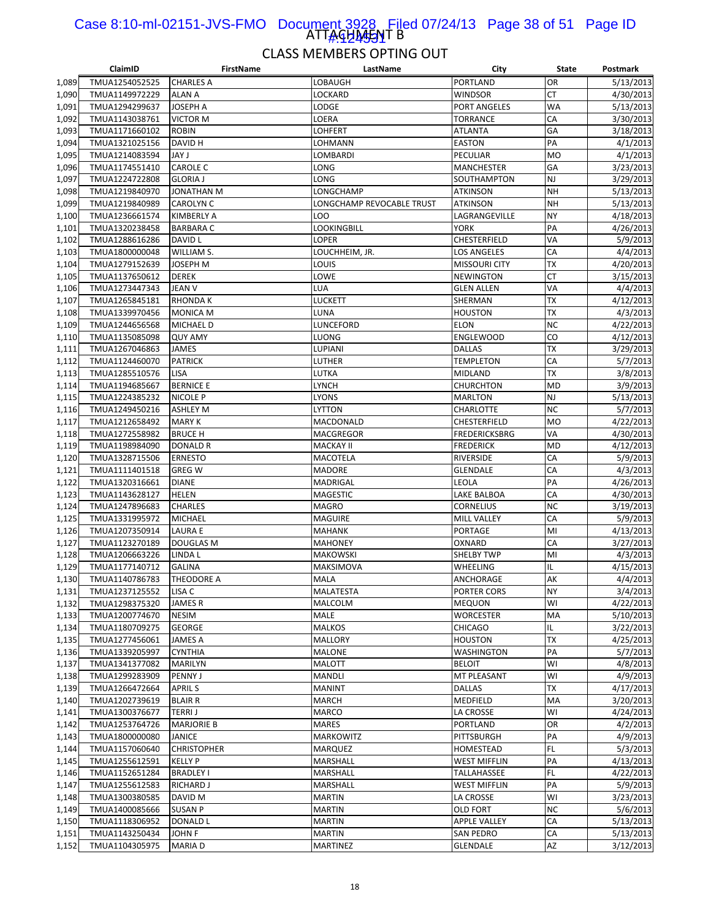# ATTACHMENT B

## CLASS MEMBERS OPTING OUT

| | ClaimID | FirstName | LastName | City | State | Postmark |
|---|---|---|---|---|---|---|
| 1,089 | TMUA1254052525 | CHARLES A | LOBAUGH | PORTLAND | OR | 5/13/2013 |
| 1,090 | TMUA1149972229 | ALAN A | LOCKARD | WINDSOR | CT | 4/30/2013 |
| 1,091 | TMUA1294299637 | JOSEPH A | LODGE | PORT ANGELES | WA | 5/13/2013 |
| 1,092 | TMUA1143038761 | VICTOR M | LOERA | TORRANCE | CA | 3/30/2013 |
| 1,093 | TMUA1171660102 | ROBIN | LOHFERT | ATLANTA | GA | 3/18/2013 |
| 1,094 | TMUA1321025156 | DAVID H | LOHMANN | EASTON | PA | 4/1/2013 |
| 1,095 | TMUA1214083594 | JAY J | LOMBARDI | PECULIAR | MO | 4/1/2013 |
| 1,096 | TMUA1174551410 | CAROLE C | LONG | MANCHESTER | GA | 3/23/2013 |
| 1,097 | TMUA1224722808 | GLORIA J | LONG | SOUTHAMPTON | NJ | 3/29/2013 |
| 1,098 | TMUA1219840970 | JONATHAN M | LONGCHAMP | ATKINSON | NH | 5/13/2013 |
| 1,099 | TMUA1219840989 | CAROLYN C | LONGCHAMP REVOCABLE TRUST | ATKINSON | NH | 5/13/2013 |
| 1,100 | TMUA1236661574 | KIMBERLY A | LOO | LAGRANGEVILLE | NY | 4/18/2013 |
| 1,101 | TMUA1320238458 | BARBARA C | LOOKINGBILL | YORK | PA | 4/26/2013 |
| 1,102 | TMUA1288616286 | DAVID L | LOPER | CHESTERFIELD | VA | 5/9/2013 |
| 1,103 | TMUA1800000048 | WILLIAM S. | LOUCHHEIM, JR. | LOS ANGELES | CA | 4/4/2013 |
| 1,104 | TMUA1279152639 | JOSEPH M | LOUIS | MISSOURI CITY | TX | 4/20/2013 |
| 1,105 | TMUA1137650612 | DEREK | LOWE | NEWINGTON | CT | 3/15/2013 |
| 1,106 | TMUA1273447343 | JEAN V | LUA | GLEN ALLEN | VA | 4/4/2013 |
| 1,107 | TMUA1265845181 | RHONDA K | LUCKETT | SHERMAN | TX | 4/12/2013 |
| 1,108 | TMUA1339970456 | MONICA M | LUNA | HOUSTON | TX | 4/3/2013 |
| 1,109 | TMUA1244656568 | MICHAEL D | LUNCEFORD | ELON | NC | 4/22/2013 |
| 1,110 | TMUA1135085098 | QUY AMY | LUONG | ENGLEWOOD | CO | 4/12/2013 |
| 1,111 | TMUA1267046863 | JAMES | LUPIANI | DALLAS | TX | 3/29/2013 |
| 1,112 | TMUA1124460070 | PATRICK | LUTHER | TEMPLETON | CA | 5/7/2013 |
| 1,113 | TMUA1285510576 | LISA | LUTKA | MIDLAND | TX | 3/8/2013 |
| 1,114 | TMUA1194685667 | BERNICE E | LYNCH | CHURCHTON | MD | 3/9/2013 |
| 1,115 | TMUA1224385232 | NICOLE P | LYONS | MARLTON | NJ | 5/13/2013 |
| 1,116 | TMUA1249450216 | ASHLEY M | LYTTON | CHARLOTTE | NC | 5/7/2013 |
| 1,117 | TMUA1212658492 | MARY K | MACDONALD | CHESTERFIELD | MO | 4/22/2013 |
| 1,118 | TMUA1272558982 | BRUCE H | MACGREGOR | FREDERICKSBRG | VA | 4/30/2013 |
| 1,119 | TMUA1198984090 | DONALD R | MACKAY II | FREDERICK | MD | 4/12/2013 |
| 1,120 | TMUA1328715506 | ERNESTO | MACOTELA | RIVERSIDE | CA | 5/9/2013 |
| 1,121 | TMUA1111401518 | GREG W | MADORE | GLENDALE | CA | 4/3/2013 |
| 1,122 | TMUA1320316661 | DIANE | MADRIGAL | LEOLA | PA | 4/26/2013 |
| 1,123 | TMUA1143628127 | HELEN | MAGESTIC | LAKE BALBOA | CA | 4/30/2013 |
| 1,124 | TMUA1247896683 | CHARLES | MAGRO | CORNELIUS | NC | 3/19/2013 |
| 1,125 | TMUA1331995972 | MICHAEL | MAGUIRE | MILL VALLEY | CA | 5/9/2013 |
| 1,126 | TMUA1207350914 | LAURA E | MAHANK | PORTAGE | MI | 4/13/2013 |
| 1,127 | TMUA1123270189 | DOUGLAS M | MAHONEY | OXNARD | CA | 3/27/2013 |
| 1,128 | TMUA1206663226 | LINDA L | MAKOWSKI | SHELBY TWP | MI | 4/3/2013 |
| 1,129 | TMUA1177140712 | GALINA | MAKSIMOVA | WHEELING | IL | 4/15/2013 |
| 1,130 | TMUA1140786783 | THEODORE A | MALA | ANCHORAGE | AK | 4/4/2013 |
| 1,131 | TMUA1237125552 | LISA C | MALATESTA | PORTER CORS | NY | 3/4/2013 |
| 1,132 | TMUA1298375320 | JAMES R | MALCOLM | MEQUON | WI | 4/22/2013 |
| 1,133 | TMUA1200774670 | NESIM | MALE | WORCESTER | MA | 5/10/2013 |
| 1,134 | TMUA1180709275 | GEORGE | MALKOS | CHICAGO | IL | 3/22/2013 |
| 1,135 | TMUA1277456061 | JAMES A | MALLORY | HOUSTON | TX | 4/25/2013 |
| 1,136 | TMUA1339205997 | CYNTHIA | MALONE | WASHINGTON | PA | 5/7/2013 |
| 1,137 | TMUA1341377082 | MARILYN | MALOTT | BELOIT | WI | 4/8/2013 |
| 1,138 | TMUA1299283909 | PENNY J | MANDLI | MT PLEASANT | WI | 4/9/2013 |
| 1,139 | TMUA1266472664 | APRIL S | MANINT | DALLAS | TX | 4/17/2013 |
| 1,140 | TMUA1202739619 | BLAIR R | MARCH | MEDFIELD | MA | 3/20/2013 |
| 1,141 | TMUA1300376677 | TERRI J | MARCO | LA CROSSE | WI | 4/24/2013 |
| 1,142 | TMUA1253764726 | MARJORIE B | MARES | PORTLAND | OR | 4/2/2013 |
| 1,143 | TMUA1800000080 | JANICE | MARKOWITZ | PITTSBURGH | PA | 4/9/2013 |
| 1,144 | TMUA1157060640 | CHRISTOPHER | MARQUEZ | HOMESTEAD | FL | 5/3/2013 |
| 1,145 | TMUA1255612591 | KELLY P | MARSHALL | WEST MIFFLIN | PA | 4/13/2013 |
| 1,146 | TMUA1152651284 | BRADLEY I | MARSHALL | TALLAHASSEE | FL | 4/22/2013 |
| 1,147 | TMUA1255612583 | RICHARD J | MARSHALL | WEST MIFFLIN | PA | 5/9/2013 |
| 1,148 | TMUA1300380585 | DAVID M | MARTIN | LA CROSSE | WI | 3/23/2013 |
| 1,149 | TMUA1400085666 | SUSAN P | MARTIN | OLD FORT | NC | 5/6/2013 |
| 1,150 | TMUA1118306952 | DONALD L | MARTIN | APPLE VALLEY | CA | 5/13/2013 |
| 1,151 | TMUA1143250434 | JOHN F | MARTIN | SAN PEDRO | CA | 5/13/2013 |
| 1,152 | TMUA1104305975 | MARIA D | MARTINEZ | GLENDALE | AZ | 3/12/2013 |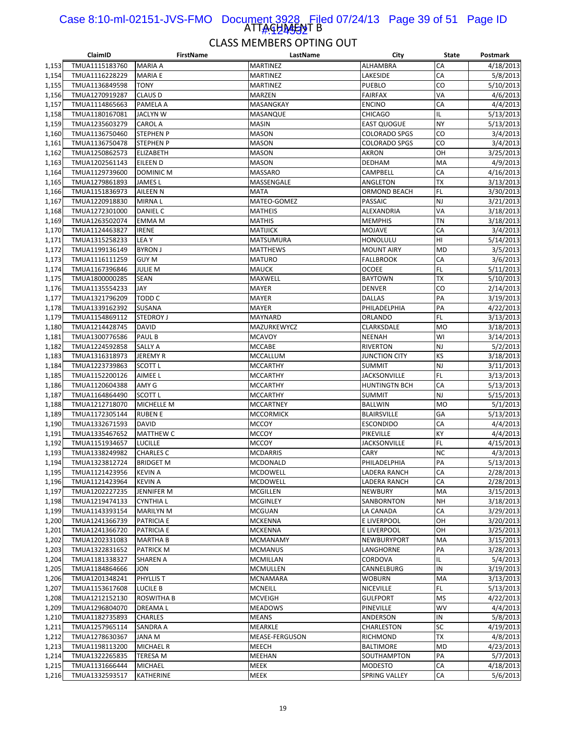ATTACHMENT B

## CLASS MEMBERS OPTING OUT

| | ClaimID | FirstName | LastName | City | State | Postmark |
|---|---|---|---|---|---|---|
| 1,153 | TMUA1115183760 | MARIA A | MARTINEZ | ALHAMBRA | CA | 4/18/2013 |
| 1,154 | TMUA1116228229 | MARIA E | MARTINEZ | LAKESIDE | CA | 5/8/2013 |
| 1,155 | TMUA1136849598 | TONY | MARTINEZ | PUEBLO | CO | 5/10/2013 |
| 1,156 | TMUA1270919287 | CLAUS D | MARZEN | FAIRFAX | VA | 4/6/2013 |
| 1,157 | TMUA1114865663 | PAMELA A | MASANGKAY | ENCINO | CA | 4/4/2013 |
| 1,158 | TMUA1180167081 | JACLYN W | MASANQUE | CHICAGO | IL | 5/13/2013 |
| 1,159 | TMUA1235603279 | CAROL A | MASIN | EAST QUOGUE | NY | 5/13/2013 |
| 1,160 | TMUA1136750460 | STEPHEN P | MASON | COLORADO SPGS | CO | 3/4/2013 |
| 1,161 | TMUA1136750478 | STEPHEN P | MASON | COLORADO SPGS | CO | 3/4/2013 |
| 1,162 | TMUA1250862573 | ELIZABETH | MASON | AKRON | OH | 3/25/2013 |
| 1,163 | TMUA1202561143 | EILEEN D | MASON | DEDHAM | MA | 4/9/2013 |
| 1,164 | TMUA1129739600 | DOMINIC M | MASSARO | CAMPBELL | CA | 4/16/2013 |
| 1,165 | TMUA1279861893 | JAMES L | MASSENGALE | ANGLETON | TX | 3/13/2013 |
| 1,166 | TMUA1151836973 | AILEEN N | MATA | ORMOND BEACH | FL | 3/30/2013 |
| 1,167 | TMUA1220918830 | MIRNA L | MATEO-GOMEZ | PASSAIC | NJ | 3/21/2013 |
| 1,168 | TMUA1272301000 | DANIEL C | MATHEIS | ALEXANDRIA | VA | 3/18/2013 |
| 1,169 | TMUA1263502074 | EMMA M | MATHIS | MEMPHIS | TN | 3/18/2013 |
| 1,170 | TMUA1124463827 | IRENE | MATIJICK | MOJAVE | CA | 3/4/2013 |
| 1,171 | TMUA1315258233 | LEA Y | MATSUMURA | HONOLULU | HI | 5/14/2013 |
| 1,172 | TMUA1199136149 | BYRON J | MATTHEWS | MOUNT AIRY | MD | 3/5/2013 |
| 1,173 | TMUA1116111259 | GUY M | MATURO | FALLBROOK | CA | 3/6/2013 |
| 1,174 | TMUA1167396846 | JULIE M | MAUCK | OCOEE | FL | 5/11/2013 |
| 1,175 | TMUA1800000285 | SEAN | MAXWELL | BAYTOWN | TX | 5/10/2013 |
| 1,176 | TMUA1135554233 | JAY | MAYER | DENVER | CO | 2/14/2013 |
| 1,177 | TMUA1321796209 | TODD C | MAYER | DALLAS | PA | 3/19/2013 |
| 1,178 | TMUA1339162392 | SUSANA | MAYER | PHILADELPHIA | PA | 4/22/2013 |
| 1,179 | TMUA1154869112 | STEDROY J | MAYNARD | ORLANDO | FL | 3/13/2013 |
| 1,180 | TMUA1214428745 | DAVID | MAZURKEWYCZ | CLARKSDALE | MO | 3/18/2013 |
| 1,181 | TMUA1300776586 | PAUL B | MCAVOY | NEENAH | WI | 3/14/2013 |
| 1,182 | TMUA1224592858 | SALLY A | MCCABE | RIVERTON | NJ | 5/2/2013 |
| 1,183 | TMUA1316318973 | JEREMY R | MCCALLUM | JUNCTION CITY | KS | 3/18/2013 |
| 1,184 | TMUA1223739863 | SCOTT L | MCCARTHY | SUMMIT | NJ | 3/11/2013 |
| 1,185 | TMUA1152200126 | AIMEE L | MCCARTHY | JACKSONVILLE | FL | 3/13/2013 |
| 1,186 | TMUA1120604388 | AMY G | MCCARTHY | HUNTINGTN BCH | CA | 5/13/2013 |
| 1,187 | TMUA1164864490 | SCOTT L | MCCARTHY | SUMMIT | NJ | 5/15/2013 |
| 1,188 | TMUA1212718070 | MICHELLE M | MCCARTNEY | BALLWIN | MO | 5/1/2013 |
| 1,189 | TMUA1172305144 | RUBEN E | MCCORMICK | BLAIRSVILLE | GA | 5/13/2013 |
| 1,190 | TMUA1332671593 | DAVID | MCCOY | ESCONDIDO | CA | 4/4/2013 |
| 1,191 | TMUA1335467652 | MATTHEW C | MCCOY | PIKEVILLE | KY | 4/4/2013 |
| 1,192 | TMUA1151934657 | LUCILLE | MCCOY | JACKSONVILLE | FL | 4/15/2013 |
| 1,193 | TMUA1338249982 | CHARLES C | MCDARRIS | CARY | NC | 4/3/2013 |
| 1,194 | TMUA1323812724 | BRIDGET M | MCDONALD | PHILADELPHIA | PA | 5/13/2013 |
| 1,195 | TMUA1121423956 | KEVIN A | MCDOWELL | LADERA RANCH | CA | 2/28/2013 |
| 1,196 | TMUA1121423964 | KEVIN A | MCDOWELL | LADERA RANCH | CA | 2/28/2013 |
| 1,197 | TMUA1202227235 | JENNIFER M | MCGILLEN | NEWBURY | MA | 3/15/2013 |
| 1,198 | TMUA1219474133 | CYNTHIA L | MCGINLEY | SANBORNTON | NH | 3/18/2013 |
| 1,199 | TMUA1143393154 | MARILYN M | MCGUAN | LA CANADA | CA | 3/29/2013 |
| 1,200 | TMUA1241366739 | PATRICIA E | MCKENNA | E LIVERPOOL | OH | 3/20/2013 |
| 1,201 | TMUA1241366720 | PATRICIA E | MCKENNA | E LIVERPOOL | OH | 3/25/2013 |
| 1,202 | TMUA1202331083 | MARTHA B | MCMANAMY | NEWBURYPORT | MA | 3/15/2013 |
| 1,203 | TMUA1322831652 | PATRICK M | MCMANUS | LANGHORNE | PA | 3/28/2013 |
| 1,204 | TMUA1181338327 | SHAREN A | MCMILLAN | CORDOVA | IL | 5/4/2013 |
| 1,205 | TMUA1184864666 | JON | MCMULLEN | CANNELBURG | IN | 3/19/2013 |
| 1,206 | TMUA1201348241 | PHYLLIS T | MCNAMARA | WOBURN | MA | 3/13/2013 |
| 1,207 | TMUA1153617608 | LUCILE B | MCNEILL | NICEVILLE | FL | 5/13/2013 |
| 1,208 | TMUA1212152130 | ROSWITHA B | MCVEIGH | GULFPORT | MS | 4/22/2013 |
| 1,209 | TMUA1296804070 | DREAMA L | MEADOWS | PINEVILLE | WV | 4/4/2013 |
| 1,210 | TMUA1182735893 | CHARLES | MEANS | ANDERSON | IN | 5/8/2013 |
| 1,211 | TMUA1257965114 | SANDRA A | MEARKLE | CHARLESTON | SC | 4/19/2013 |
| 1,212 | TMUA1278630367 | JANA M | MEASE-FERGUSON | RICHMOND | TX | 4/8/2013 |
| 1,213 | TMUA1198113200 | MICHAEL R | MEECH | BALTIMORE | MD | 4/23/2013 |
| 1,214 | TMUA1322265835 | TERESA M | MEEHAN | SOUTHAMPTON | PA | 5/7/2013 |
| 1,215 | TMUA1131666444 | MICHAEL | MEEK | MODESTO | CA | 4/18/2013 |
| 1,216 | TMUA1332593517 | KATHERINE | MEEK | SPRING VALLEY | CA | 5/6/2013 |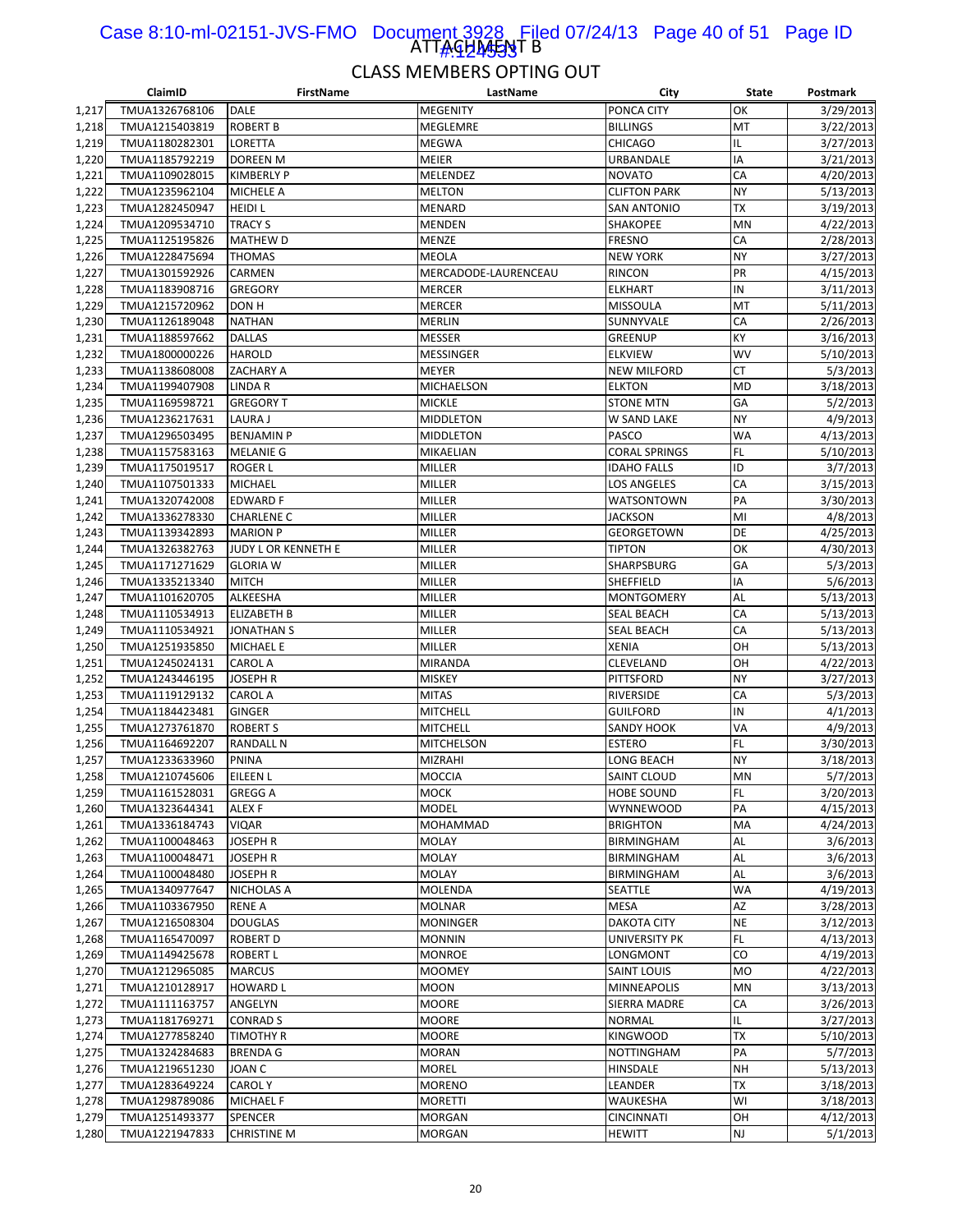ATTACHMENT B

## CLASS MEMBERS OPTING OUT

| | ClaimID | FirstName | LastName | City | State | Postmark |
|---|---|---|---|---|---|---|
| 1,217 | TMUA1326768106 | DALE | MEGENITY | PONCA CITY | OK | 3/29/2013 |
| 1,218 | TMUA1215403819 | ROBERT B | MEGLEMRE | BILLINGS | MT | 3/22/2013 |
| 1,219 | TMUA1180282301 | LORETTA | MEGWA | CHICAGO | IL | 3/27/2013 |
| 1,220 | TMUA1185792219 | DOREEN M | MEIER | URBANDALE | IA | 3/21/2013 |
| 1,221 | TMUA1109028015 | KIMBERLY P | MELENDEZ | NOVATO | CA | 4/20/2013 |
| 1,222 | TMUA1235962104 | MICHELE A | MELTON | CLIFTON PARK | NY | 5/13/2013 |
| 1,223 | TMUA1282450947 | HEIDI L | MENARD | SAN ANTONIO | TX | 3/19/2013 |
| 1,224 | TMUA1209534710 | TRACY S | MENDEN | SHAKOPEE | MN | 4/22/2013 |
| 1,225 | TMUA1125195826 | MATHEW D | MENZE | FRESNO | CA | 2/28/2013 |
| 1,226 | TMUA1228475694 | THOMAS | MEOLA | NEW YORK | NY | 3/27/2013 |
| 1,227 | TMUA1301592926 | CARMEN | MERCADODE-LAURENCEAU | RINCON | PR | 4/15/2013 |
| 1,228 | TMUA1183908716 | GREGORY | MERCER | ELKHART | IN | 3/11/2013 |
| 1,229 | TMUA1215720962 | DON H | MERCER | MISSOULA | MT | 5/11/2013 |
| 1,230 | TMUA1126189048 | NATHAN | MERLIN | SUNNYVALE | CA | 2/26/2013 |
| 1,231 | TMUA1188597662 | DALLAS | MESSER | GREENUP | KY | 3/16/2013 |
| 1,232 | TMUA1800000226 | HAROLD | MESSINGER | ELKVIEW | WV | 5/10/2013 |
| 1,233 | TMUA1138608008 | ZACHARY A | MEYER | NEW MILFORD | CT | 5/3/2013 |
| 1,234 | TMUA1199407908 | LINDA R | MICHAELSON | ELKTON | MD | 3/18/2013 |
| 1,235 | TMUA1169598721 | GREGORY T | MICKLE | STONE MTN | GA | 5/2/2013 |
| 1,236 | TMUA1236217631 | LAURA J | MIDDLETON | W SAND LAKE | NY | 4/9/2013 |
| 1,237 | TMUA1296503495 | BENJAMIN P | MIDDLETON | PASCO | WA | 4/13/2013 |
| 1,238 | TMUA1157583163 | MELANIE G | MIKAELIAN | CORAL SPRINGS | FL | 5/10/2013 |
| 1,239 | TMUA1175019517 | ROGER L | MILLER | IDAHO FALLS | ID | 3/7/2013 |
| 1,240 | TMUA1107501333 | MICHAEL | MILLER | LOS ANGELES | CA | 3/15/2013 |
| 1,241 | TMUA1320742008 | EDWARD F | MILLER | WATSONTOWN | PA | 3/30/2013 |
| 1,242 | TMUA1336278330 | CHARLENE C | MILLER | JACKSON | MI | 4/8/2013 |
| 1,243 | TMUA1139342893 | MARION P | MILLER | GEORGETOWN | DE | 4/25/2013 |
| 1,244 | TMUA1326382763 | JUDY L OR KENNETH E | MILLER | TIPTON | OK | 4/30/2013 |
| 1,245 | TMUA1171271629 | GLORIA W | MILLER | SHARPSBURG | GA | 5/3/2013 |
| 1,246 | TMUA1335213340 | MITCH | MILLER | SHEFFIELD | IA | 5/6/2013 |
| 1,247 | TMUA1101620705 | ALKEESHA | MILLER | MONTGOMERY | AL | 5/13/2013 |
| 1,248 | TMUA1110534913 | ELIZABETH B | MILLER | SEAL BEACH | CA | 5/13/2013 |
| 1,249 | TMUA1110534921 | JONATHAN S | MILLER | SEAL BEACH | CA | 5/13/2013 |
| 1,250 | TMUA1251935850 | MICHAEL E | MILLER | XENIA | OH | 5/13/2013 |
| 1,251 | TMUA1245024131 | CAROL A | MIRANDA | CLEVELAND | OH | 4/22/2013 |
| 1,252 | TMUA1243446195 | JOSEPH R | MISKEY | PITTSFORD | NY | 3/27/2013 |
| 1,253 | TMUA1119129132 | CAROL A | MITAS | RIVERSIDE | CA | 5/3/2013 |
| 1,254 | TMUA1184423481 | GINGER | MITCHELL | GUILFORD | IN | 4/1/2013 |
| 1,255 | TMUA1273761870 | ROBERT S | MITCHELL | SANDY HOOK | VA | 4/9/2013 |
| 1,256 | TMUA1164692207 | RANDALL N | MITCHELSON | ESTERO | FL | 3/30/2013 |
| 1,257 | TMUA1233633960 | PNINA | MIZRAHI | LONG BEACH | NY | 3/18/2013 |
| 1,258 | TMUA1210745606 | EILEEN L | MOCCIA | SAINT CLOUD | MN | 5/7/2013 |
| 1,259 | TMUA1161528031 | GREGG A | MOCK | HOBE SOUND | FL | 3/20/2013 |
| 1,260 | TMUA1323644341 | ALEX F | MODEL | WYNNEWOOD | PA | 4/15/2013 |
| 1,261 | TMUA1336184743 | VIQAR | MOHAMMAD | BRIGHTON | MA | 4/24/2013 |
| 1,262 | TMUA1100048463 | JOSEPH R | MOLAY | BIRMINGHAM | AL | 3/6/2013 |
| 1,263 | TMUA1100048471 | JOSEPH R | MOLAY | BIRMINGHAM | AL | 3/6/2013 |
| 1,264 | TMUA1100048480 | JOSEPH R | MOLAY | BIRMINGHAM | AL | 3/6/2013 |
| 1,265 | TMUA1340977647 | NICHOLAS A | MOLENDA | SEATTLE | WA | 4/19/2013 |
| 1,266 | TMUA1103367950 | RENE A | MOLNAR | MESA | AZ | 3/28/2013 |
| 1,267 | TMUA1216508304 | DOUGLAS | MONINGER | DAKOTA CITY | NE | 3/12/2013 |
| 1,268 | TMUA1165470097 | ROBERT D | MONNIN | UNIVERSITY PK | FL | 4/13/2013 |
| 1,269 | TMUA1149425678 | ROBERT L | MONROE | LONGMONT | CO | 4/19/2013 |
| 1,270 | TMUA1212965085 | MARCUS | MOOMEY | SAINT LOUIS | MO | 4/22/2013 |
| 1,271 | TMUA1210128917 | HOWARD L | MOON | MINNEAPOLIS | MN | 3/13/2013 |
| 1,272 | TMUA1111163757 | ANGELYN | MOORE | SIERRA MADRE | CA | 3/26/2013 |
| 1,273 | TMUA1181769271 | CONRAD S | MOORE | NORMAL | IL | 3/27/2013 |
| 1,274 | TMUA1277858240 | TIMOTHY R | MOORE | KINGWOOD | TX | 5/10/2013 |
| 1,275 | TMUA1324284683 | BRENDA G | MORAN | NOTTINGHAM | PA | 5/7/2013 |
| 1,276 | TMUA1219651230 | JOAN C | MOREL | HINSDALE | NH | 5/13/2013 |
| 1,277 | TMUA1283649224 | CAROL Y | MORENO | LEANDER | TX | 3/18/2013 |
| 1,278 | TMUA1298789086 | MICHAEL F | MORETTI | WAUKESHA | WI | 3/18/2013 |
| 1,279 | TMUA1251493377 | SPENCER | MORGAN | CINCINNATI | OH | 4/12/2013 |
| 1,280 | TMUA1221947833 | CHRISTINE M | MORGAN | HEWITT | NJ | 5/1/2013 |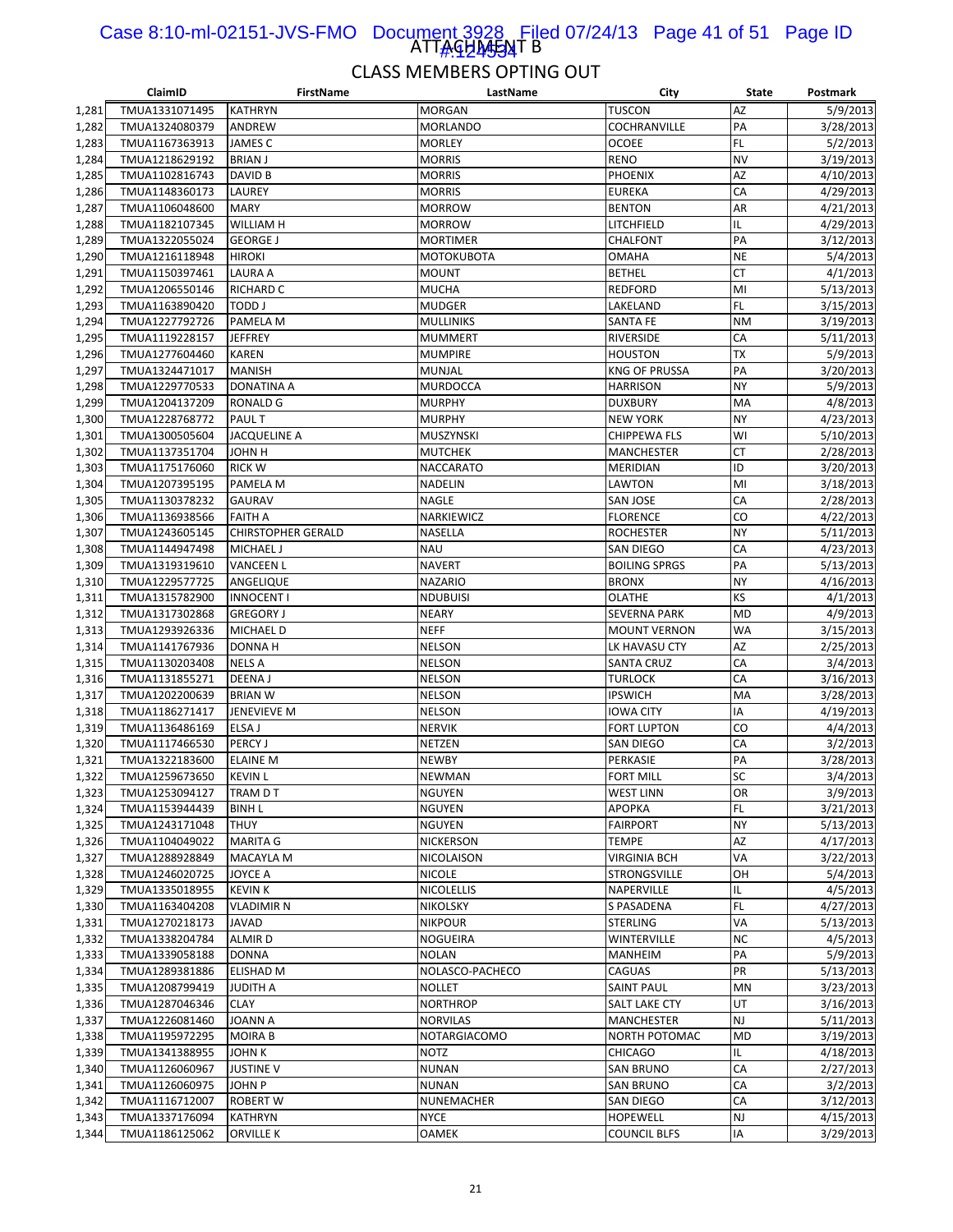ATTACHMENT B

# CLASS MEMBERS OPTING OUT

| | ClaimID | FirstName | LastName | City | State | Postmark |
|---|---|---|---|---|---|---|
| 1,281 | TMUA1331071495 | KATHRYN | MORGAN | TUSCON | AZ | 5/9/2013 |
| 1,282 | TMUA1324080379 | ANDREW | MORLANDO | COCHRANVILLE | PA | 3/28/2013 |
| 1,283 | TMUA1167363913 | JAMES C | MORLEY | OCOEE | FL | 5/2/2013 |
| 1,284 | TMUA1218629192 | BRIAN J | MORRIS | RENO | NV | 3/19/2013 |
| 1,285 | TMUA1102816743 | DAVID B | MORRIS | PHOENIX | AZ | 4/10/2013 |
| 1,286 | TMUA1148360173 | LAUREY | MORRIS | EUREKA | CA | 4/29/2013 |
| 1,287 | TMUA1106048600 | MARY | MORROW | BENTON | AR | 4/21/2013 |
| 1,288 | TMUA1182107345 | WILLIAM H | MORROW | LITCHFIELD | IL | 4/29/2013 |
| 1,289 | TMUA1322055024 | GEORGE J | MORTIMER | CHALFONT | PA | 3/12/2013 |
| 1,290 | TMUA1216118948 | HIROKI | MOTOKUBOTA | OMAHA | NE | 5/4/2013 |
| 1,291 | TMUA1150397461 | LAURA A | MOUNT | BETHEL | CT | 4/1/2013 |
| 1,292 | TMUA1206550146 | RICHARD C | MUCHA | REDFORD | MI | 5/13/2013 |
| 1,293 | TMUA1163890420 | TODD J | MUDGER | LAKELAND | FL | 3/15/2013 |
| 1,294 | TMUA1227792726 | PAMELA M | MULLINIKS | SANTA FE | NM | 3/19/2013 |
| 1,295 | TMUA1119228157 | JEFFREY | MUMMERT | RIVERSIDE | CA | 5/11/2013 |
| 1,296 | TMUA1277604460 | KAREN | MUMPIRE | HOUSTON | TX | 5/9/2013 |
| 1,297 | TMUA1324471017 | MANISH | MUNJAL | KNG OF PRUSSA | PA | 3/20/2013 |
| 1,298 | TMUA1229770533 | DONATINA A | MURDOCCA | HARRISON | NY | 5/9/2013 |
| 1,299 | TMUA1204137209 | RONALD G | MURPHY | DUXBURY | MA | 4/8/2013 |
| 1,300 | TMUA1228768772 | PAUL T | MURPHY | NEW YORK | NY | 4/23/2013 |
| 1,301 | TMUA1300505604 | JACQUELINE A | MUSZYNSKI | CHIPPEWA FLS | WI | 5/10/2013 |
| 1,302 | TMUA1137351704 | JOHN H | MUTCHEK | MANCHESTER | CT | 2/28/2013 |
| 1,303 | TMUA1175176060 | RICK W | NACCARATO | MERIDIAN | ID | 3/20/2013 |
| 1,304 | TMUA1207395195 | PAMELA M | NADELIN | LAWTON | MI | 3/18/2013 |
| 1,305 | TMUA1130378232 | GAURAV | NAGLE | SAN JOSE | CA | 2/28/2013 |
| 1,306 | TMUA1136938566 | FAITH A | NARKIEWICZ | FLORENCE | CO | 4/22/2013 |
| 1,307 | TMUA1243605145 | CHIRSTOPHER GERALD | NASELLA | ROCHESTER | NY | 5/11/2013 |
| 1,308 | TMUA1144947498 | MICHAEL J | NAU | SAN DIEGO | CA | 4/23/2013 |
| 1,309 | TMUA1319319610 | VANCEEN L | NAVERT | BOILING SPRGS | PA | 5/13/2013 |
| 1,310 | TMUA1229577725 | ANGELIQUE | NAZARIO | BRONX | NY | 4/16/2013 |
| 1,311 | TMUA1315782900 | INNOCENT I | NDUBUISI | OLATHE | KS | 4/1/2013 |
| 1,312 | TMUA1317302868 | GREGORY J | NEARY | SEVERNA PARK | MD | 4/9/2013 |
| 1,313 | TMUA1293926336 | MICHAEL D | NEFF | MOUNT VERNON | WA | 3/15/2013 |
| 1,314 | TMUA1141767936 | DONNA H | NELSON | LK HAVASU CTY | AZ | 2/25/2013 |
| 1,315 | TMUA1130203408 | NELS A | NELSON | SANTA CRUZ | CA | 3/4/2013 |
| 1,316 | TMUA1131855271 | DEENA J | NELSON | TURLOCK | CA | 3/16/2013 |
| 1,317 | TMUA1202200639 | BRIAN W | NELSON | IPSWICH | MA | 3/28/2013 |
| 1,318 | TMUA1186271417 | JENEVIEVE M | NELSON | IOWA CITY | IA | 4/19/2013 |
| 1,319 | TMUA1136486169 | ELSA J | NERVIK | FORT LUPTON | CO | 4/4/2013 |
| 1,320 | TMUA1117466530 | PERCY J | NETZEN | SAN DIEGO | CA | 3/2/2013 |
| 1,321 | TMUA1322183600 | ELAINE M | NEWBY | PERKASIE | PA | 3/28/2013 |
| 1,322 | TMUA1259673650 | KEVIN L | NEWMAN | FORT MILL | SC | 3/4/2013 |
| 1,323 | TMUA1253094127 | TRAM D T | NGUYEN | WEST LINN | OR | 3/9/2013 |
| 1,324 | TMUA1153944439 | BINH L | NGUYEN | APOPKA | FL | 3/21/2013 |
| 1,325 | TMUA1243171048 | THUY | NGUYEN | FAIRPORT | NY | 5/13/2013 |
| 1,326 | TMUA1104049022 | MARITA G | NICKERSON | TEMPE | AZ | 4/17/2013 |
| 1,327 | TMUA1288928849 | MACAYLA M | NICOLAISON | VIRGINIA BCH | VA | 3/22/2013 |
| 1,328 | TMUA1246020725 | JOYCE A | NICOLE | STRONGSVILLE | OH | 5/4/2013 |
| 1,329 | TMUA1335018955 | KEVIN K | NICOLELLIS | NAPERVILLE | IL | 4/5/2013 |
| 1,330 | TMUA1163404208 | VLADIMIR N | NIKOLSKY | S PASADENA | FL | 4/27/2013 |
| 1,331 | TMUA1270218173 | JAVAD | NIKPOUR | STERLING | VA | 5/13/2013 |
| 1,332 | TMUA1338204784 | ALMIR D | NOGUEIRA | WINTERVILLE | NC | 4/5/2013 |
| 1,333 | TMUA1339058188 | DONNA | NOLAN | MANHEIM | PA | 5/9/2013 |
| 1,334 | TMUA1289381886 | ELISHAD M | NOLASCO-PACHECO | CAGUAS | PR | 5/13/2013 |
| 1,335 | TMUA1208799419 | JUDITH A | NOLLET | SAINT PAUL | MN | 3/23/2013 |
| 1,336 | TMUA1287046346 | CLAY | NORTHROP | SALT LAKE CTY | UT | 3/16/2013 |
| 1,337 | TMUA1226081460 | JOANN A | NORVILAS | MANCHESTER | NJ | 5/11/2013 |
| 1,338 | TMUA1195972295 | MOIRA B | NOTARGIACOMO | NORTH POTOMAC | MD | 3/19/2013 |
| 1,339 | TMUA1341388955 | JOHN K | NOTZ | CHICAGO | IL | 4/18/2013 |
| 1,340 | TMUA1126060967 | JUSTINE V | NUNAN | SAN BRUNO | CA | 2/27/2013 |
| 1,341 | TMUA1126060975 | JOHN P | NUNAN | SAN BRUNO | CA | 3/2/2013 |
| 1,342 | TMUA1116712007 | ROBERT W | NUNEMACHER | SAN DIEGO | CA | 3/12/2013 |
| 1,343 | TMUA1337176094 | KATHRYN | NYCE | HOPEWELL | NJ | 4/15/2013 |
| 1,344 | TMUA1186125062 | ORVILLE K | OAMEK | COUNCIL BLFS | IA | 3/29/2013 |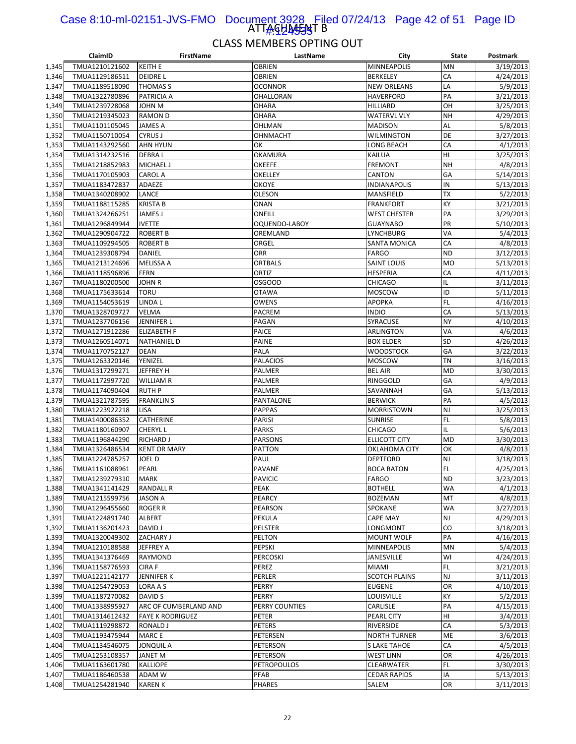ATTACHMENT B

## CLASS MEMBERS OPTING OUT

| | ClaimID | FirstName | LastName | City | State | Postmark |
|---|---|---|---|---|---|---|
| 1,345 | TMUA1210121602 | KEITH E | OBRIEN | MINNEAPOLIS | MN | 3/19/2013 |
| 1,346 | TMUA1129186511 | DEIDRE L | OBRIEN | BERKELEY | CA | 4/24/2013 |
| 1,347 | TMUA1189518090 | THOMAS S | OCONNOR | NEW ORLEANS | LA | 5/9/2013 |
| 1,348 | TMUA1322780896 | PATRICIA A | OHALLORAN | HAVERFORD | PA | 3/21/2013 |
| 1,349 | TMUA1239728068 | JOHN M | OHARA | HILLIARD | OH | 3/25/2013 |
| 1,350 | TMUA1219345023 | RAMON D | OHARA | WATERVL VLY | NH | 4/29/2013 |
| 1,351 | TMUA1101105045 | JAMES A | OHLMAN | MADISON | AL | 5/8/2013 |
| 1,352 | TMUA1150710054 | CYRUS J | OHNMACHT | WILMINGTON | DE | 3/27/2013 |
| 1,353 | TMUA1143292560 | AHN HYUN | OK | LONG BEACH | CA | 4/1/2013 |
| 1,354 | TMUA1314232516 | DEBRA L | OKAMURA | KAILUA | HI | 3/25/2013 |
| 1,355 | TMUA1218852983 | MICHAEL J | OKEEFE | FREMONT | NH | 4/8/2013 |
| 1,356 | TMUA1170105903 | CAROL A | OKELLEY | CANTON | GA | 5/14/2013 |
| 1,357 | TMUA1183472837 | ADAEZE | OKOYE | INDIANAPOLIS | IN | 5/13/2013 |
| 1,358 | TMUA1340208902 | LANCE | OLESON | MANSFIELD | TX | 5/2/2013 |
| 1,359 | TMUA1188115285 | KRISTA B | ONAN | FRANKFORT | KY | 3/21/2013 |
| 1,360 | TMUA1324266251 | JAMES J | ONEILL | WEST CHESTER | PA | 3/29/2013 |
| 1,361 | TMUA1296849944 | IVETTE | OQUENDO-LABOY | GUAYNABO | PR | 5/10/2013 |
| 1,362 | TMUA1290904722 | ROBERT B | OREMLAND | LYNCHBURG | VA | 5/4/2013 |
| 1,363 | TMUA1109294505 | ROBERT B | ORGEL | SANTA MONICA | CA | 4/8/2013 |
| 1,364 | TMUA1239308794 | DANIEL | ORR | FARGO | ND | 3/12/2013 |
| 1,365 | TMUA1213124696 | MELISSA A | ORTBALS | SAINT LOUIS | MO | 5/13/2013 |
| 1,366 | TMUA1118596896 | FERN | ORTIZ | HESPERIA | CA | 4/11/2013 |
| 1,367 | TMUA1180200500 | JOHN R | OSGOOD | CHICAGO | IL | 3/11/2013 |
| 1,368 | TMUA1175633614 | TORU | OTAWA | MOSCOW | ID | 5/11/2013 |
| 1,369 | TMUA1154053619 | LINDA L | OWENS | APOPKA | FL | 4/16/2013 |
| 1,370 | TMUA1328709727 | VELMA | PACREM | INDIO | CA | 5/13/2013 |
| 1,371 | TMUA1237706156 | JENNIFER L | PAGAN | SYRACUSE | NY | 4/10/2013 |
| 1,372 | TMUA1271912286 | ELIZABETH F | PAICE | ARLINGTON | VA | 4/6/2013 |
| 1,373 | TMUA1260514071 | NATHANIEL D | PAINE | BOX ELDER | SD | 4/26/2013 |
| 1,374 | TMUA1170752127 | DEAN | PALA | WOODSTOCK | GA | 3/22/2013 |
| 1,375 | TMUA1263320146 | YENIZEL | PALACIOS | MOSCOW | TN | 3/16/2013 |
| 1,376 | TMUA1317299271 | JEFFREY H | PALMER | BEL AIR | MD | 3/30/2013 |
| 1,377 | TMUA1172997720 | WILLIAM R | PALMER | RINGGOLD | GA | 4/9/2013 |
| 1,378 | TMUA1174090404 | RUTH P | PALMER | SAVANNAH | GA | 5/13/2013 |
| 1,379 | TMUA1321787595 | FRANKLIN S | PANTALONE | BERWICK | PA | 4/5/2013 |
| 1,380 | TMUA1223922218 | LISA | PAPPAS | MORRISTOWN | NJ | 3/25/2013 |
| 1,381 | TMUA1400086352 | CATHERINE | PARISI | SUNRISE | FL | 5/8/2013 |
| 1,382 | TMUA1180160907 | CHERYL L | PARKS | CHICAGO | IL | 5/6/2013 |
| 1,383 | TMUA1196844290 | RICHARD J | PARSONS | ELLICOTT CITY | MD | 3/30/2013 |
| 1,384 | TMUA1326486534 | KENT OR MARY | PATTON | OKLAHOMA CITY | OK | 4/8/2013 |
| 1,385 | TMUA1224785257 | JOEL D | PAUL | DEPTFORD | NJ | 3/18/2013 |
| 1,386 | TMUA1161088961 | PEARL | PAVANE | BOCA RATON | FL | 4/25/2013 |
| 1,387 | TMUA1239279310 | MARK | PAVICIC | FARGO | ND | 3/23/2013 |
| 1,388 | TMUA1341141429 | RANDALL R | PEAK | BOTHELL | WA | 4/1/2013 |
| 1,389 | TMUA1215599756 | JASON A | PEARCY | BOZEMAN | MT | 4/8/2013 |
| 1,390 | TMUA1296455660 | ROGER R | PEARSON | SPOKANE | WA | 3/27/2013 |
| 1,391 | TMUA1224891740 | ALBERT | PEKULA | CAPE MAY | NJ | 4/29/2013 |
| 1,392 | TMUA1136201423 | DAVID J | PELSTER | LONGMONT | CO | 3/18/2013 |
| 1,393 | TMUA1320049302 | ZACHARY J | PELTON | MOUNT WOLF | PA | 4/16/2013 |
| 1,394 | TMUA1210188588 | JEFFREY A | PEPSKI | MINNEAPOLIS | MN | 5/4/2013 |
| 1,395 | TMUA1341376469 | RAYMOND | PERCOSKI | JANESVILLE | WI | 4/24/2013 |
| 1,396 | TMUA1158776593 | CIRA F | PEREZ | MIAMI | FL | 3/21/2013 |
| 1,397 | TMUA1221142177 | JENNIFER K | PERLER | SCOTCH PLAINS | NJ | 3/11/2013 |
| 1,398 | TMUA1254729053 | LORA A S | PERRY | EUGENE | OR | 4/10/2013 |
| 1,399 | TMUA1187270082 | DAVID S | PERRY | LOUISVILLE | KY | 5/2/2013 |
| 1,400 | TMUA1338995927 | ARC OF CUMBERLAND AND | PERRY COUNTIES | CARLISLE | PA | 4/15/2013 |
| 1,401 | TMUA1314612432 | FAYE K RODRIGUEZ | PETER | PEARL CITY | HI | 3/4/2013 |
| 1,402 | TMUA1119298872 | RONALD J | PETERS | RIVERSIDE | CA | 5/3/2013 |
| 1,403 | TMUA1193475944 | MARC E | PETERSEN | NORTH TURNER | ME | 3/6/2013 |
| 1,404 | TMUA1134546075 | JONQUIL A | PETERSON | S LAKE TAHOE | CA | 4/5/2013 |
| 1,405 | TMUA1253108357 | JANET M | PETERSON | WEST LINN | OR | 4/26/2013 |
| 1,406 | TMUA1163601780 | KALLIOPE | PETROPOULOS | CLEARWATER | FL | 3/30/2013 |
| 1,407 | TMUA1186460538 | ADAM W | PFAB | CEDAR RAPIDS | IA | 5/13/2013 |
| 1,408 | TMUA1254281940 | KAREN K | PHARES | SALEM | OR | 3/11/2013 |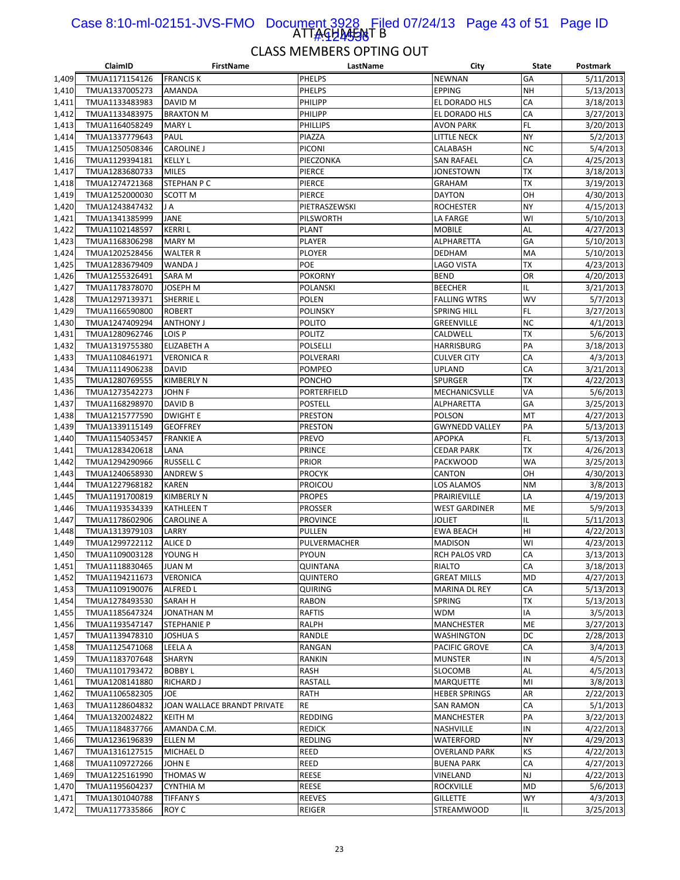# ATTACHMENT B

## CLASS MEMBERS OPTING OUT

| | ClaimID | FirstName | LastName | City | State | Postmark |
|---|---|---|---|---|---|---|
| 1,409 | TMUA1171154126 | FRANCIS K | PHELPS | NEWNAN | GA | 5/11/2013 |
| 1,410 | TMUA1337005273 | AMANDA | PHELPS | EPPING | NH | 5/13/2013 |
| 1,411 | TMUA1133483983 | DAVID M | PHILIPP | EL DORADO HLS | CA | 3/18/2013 |
| 1,412 | TMUA1133483975 | BRAXTON M | PHILIPP | EL DORADO HLS | CA | 3/27/2013 |
| 1,413 | TMUA1164058249 | MARY L | PHILLIPS | AVON PARK | FL | 3/20/2013 |
| 1,414 | TMUA1337779643 | PAUL | PIAZZA | LITTLE NECK | NY | 5/2/2013 |
| 1,415 | TMUA1250508346 | CAROLINE J | PICONI | CALABASH | NC | 5/4/2013 |
| 1,416 | TMUA1129394181 | KELLY L | PIECZONKA | SAN RAFAEL | CA | 4/25/2013 |
| 1,417 | TMUA1283680733 | MILES | PIERCE | JONESTOWN | TX | 3/18/2013 |
| 1,418 | TMUA1274721368 | STEPHAN P C | PIERCE | GRAHAM | TX | 3/19/2013 |
| 1,419 | TMUA1252000030 | SCOTT M | PIERCE | DAYTON | OH | 4/30/2013 |
| 1,420 | TMUA1243847432 | J A | PIETRASZEWSKI | ROCHESTER | NY | 4/15/2013 |
| 1,421 | TMUA1341385999 | JANE | PILSWORTH | LA FARGE | WI | 5/10/2013 |
| 1,422 | TMUA1102148597 | KERRI L | PLANT | MOBILE | AL | 4/27/2013 |
| 1,423 | TMUA1168306298 | MARY M | PLAYER | ALPHARETTA | GA | 5/10/2013 |
| 1,424 | TMUA1202528456 | WALTER R | PLOYER | DEDHAM | MA | 5/10/2013 |
| 1,425 | TMUA1283679409 | WANDA J | POE | LAGO VISTA | TX | 4/23/2013 |
| 1,426 | TMUA1255326491 | SARA M | POKORNY | BEND | OR | 4/20/2013 |
| 1,427 | TMUA1178378070 | JOSEPH M | POLANSKI | BEECHER | IL | 3/21/2013 |
| 1,428 | TMUA1297139371 | SHERRIE L | POLEN | FALLING WTRS | WV | 5/7/2013 |
| 1,429 | TMUA1166590800 | ROBERT | POLINSKY | SPRING HILL | FL | 3/27/2013 |
| 1,430 | TMUA1247409294 | ANTHONY J | POLITO | GREENVILLE | NC | 4/1/2013 |
| 1,431 | TMUA1280962746 | LOIS P | POLITZ | CALDWELL | TX | 5/6/2013 |
| 1,432 | TMUA1319755380 | ELIZABETH A | POLSELLI | HARRISBURG | PA | 3/18/2013 |
| 1,433 | TMUA1108461971 | VERONICA R | POLVERARI | CULVER CITY | CA | 4/3/2013 |
| 1,434 | TMUA1114906238 | DAVID | POMPEO | UPLAND | CA | 3/21/2013 |
| 1,435 | TMUA1280769555 | KIMBERLY N | PONCHO | SPURGER | TX | 4/22/2013 |
| 1,436 | TMUA1273542273 | JOHN F | PORTERFIELD | MECHANICSVLLE | VA | 5/6/2013 |
| 1,437 | TMUA1168298970 | DAVID B | POSTELL | ALPHARETTA | GA | 3/25/2013 |
| 1,438 | TMUA1215777590 | DWIGHT E | PRESTON | POLSON | MT | 4/27/2013 |
| 1,439 | TMUA1339115149 | GEOFFREY | PRESTON | GWYNEDD VALLEY | PA | 5/13/2013 |
| 1,440 | TMUA1154053457 | FRANKIE A | PREVO | APOPKA | FL | 5/13/2013 |
| 1,441 | TMUA1283420618 | LANA | PRINCE | CEDAR PARK | TX | 4/26/2013 |
| 1,442 | TMUA1294290966 | RUSSELL C | PRIOR | PACKWOOD | WA | 3/25/2013 |
| 1,443 | TMUA1240658930 | ANDREW S | PROCYK | CANTON | OH | 4/30/2013 |
| 1,444 | TMUA1227968182 | KAREN | PROICOU | LOS ALAMOS | NM | 3/8/2013 |
| 1,445 | TMUA1191700819 | KIMBERLY N | PROPES | PRAIRIEVILLE | LA | 4/19/2013 |
| 1,446 | TMUA1193534339 | KATHLEEN T | PROSSER | WEST GARDINER | ME | 5/9/2013 |
| 1,447 | TMUA1178602906 | CAROLINE A | PROVINCE | JOLIET | IL | 5/11/2013 |
| 1,448 | TMUA1313979103 | LARRY | PULLEN | EWA BEACH | HI | 4/22/2013 |
| 1,449 | TMUA1299722112 | ALICE D | PULVERMACHER | MADISON | WI | 4/23/2013 |
| 1,450 | TMUA1109003128 | YOUNG H | PYOUN | RCH PALOS VRD | CA | 3/13/2013 |
| 1,451 | TMUA1118830465 | JUAN M | QUINTANA | RIALTO | CA | 3/18/2013 |
| 1,452 | TMUA1194211673 | VERONICA | QUINTERO | GREAT MILLS | MD | 4/27/2013 |
| 1,453 | TMUA1109190076 | ALFRED L | QUIRING | MARINA DL REY | CA | 5/13/2013 |
| 1,454 | TMUA1278493530 | SARAH H | RABON | SPRING | TX | 5/13/2013 |
| 1,455 | TMUA1185647324 | JONATHAN M | RAFTIS | WDM | IA | 3/5/2013 |
| 1,456 | TMUA1193547147 | STEPHANIE P | RALPH | MANCHESTER | ME | 3/27/2013 |
| 1,457 | TMUA1139478310 | JOSHUA S | RANDLE | WASHINGTON | DC | 2/28/2013 |
| 1,458 | TMUA1125471068 | LEELA A | RANGAN | PACIFIC GROVE | CA | 3/4/2013 |
| 1,459 | TMUA1183707648 | SHARYN | RANKIN | MUNSTER | IN | 4/5/2013 |
| 1,460 | TMUA1101793472 | BOBBY L | RASH | SLOCOMB | AL | 4/5/2013 |
| 1,461 | TMUA1208141880 | RICHARD J | RASTALL | MARQUETTE | MI | 3/8/2013 |
| 1,462 | TMUA1106582305 | JOE | RATH | HEBER SPRINGS | AR | 2/22/2013 |
| 1,463 | TMUA1128604832 | JOAN WALLACE BRANDT PRIVATE | RE | SAN RAMON | CA | 5/1/2013 |
| 1,464 | TMUA1320024822 | KEITH M | REDDING | MANCHESTER | PA | 3/22/2013 |
| 1,465 | TMUA1184837766 | AMANDA C.M. | REDICK | NASHVILLE | IN | 4/22/2013 |
| 1,466 | TMUA1236196839 | ELLEN M | REDLING | WATERFORD | NY | 4/29/2013 |
| 1,467 | TMUA1316127515 | MICHAEL D | REED | OVERLAND PARK | KS | 4/22/2013 |
| 1,468 | TMUA1109727266 | JOHN E | REED | BUENA PARK | CA | 4/27/2013 |
| 1,469 | TMUA1225161990 | THOMAS W | REESE | VINELAND | NJ | 4/22/2013 |
| 1,470 | TMUA1195604237 | CYNTHIA M | REESE | ROCKVILLE | MD | 5/6/2013 |
| 1,471 | TMUA1301040788 | TIFFANY S | REEVES | GILLETTE | WY | 4/3/2013 |
| 1,472 | TMUA1177335866 | ROY C | REIGER | STREAMWOOD | IL | 3/25/2013 |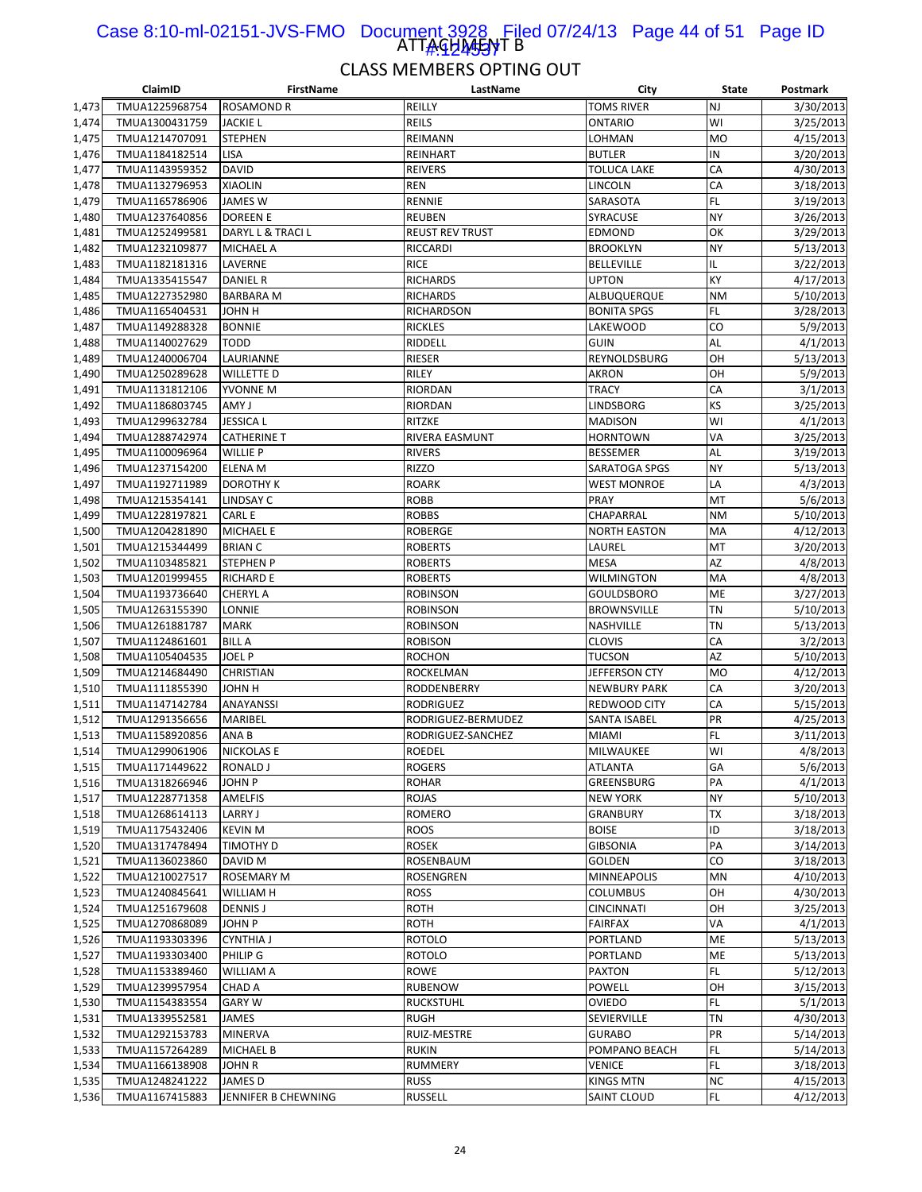ATTACHMENT B

## CLASS MEMBERS OPTING OUT

| | ClaimID | FirstName | LastName | City | State | Postmark |
|---|---|---|---|---|---|---|
| 1,473 | TMUA1225968754 | ROSAMOND R | REILLY | TOMS RIVER | NJ | 3/30/2013 |
| 1,474 | TMUA1300431759 | JACKIE L | REILS | ONTARIO | WI | 3/25/2013 |
| 1,475 | TMUA1214707091 | STEPHEN | REIMANN | LOHMAN | MO | 4/15/2013 |
| 1,476 | TMUA1184182514 | LISA | REINHART | BUTLER | IN | 3/20/2013 |
| 1,477 | TMUA1143959352 | DAVID | REIVERS | TOLUCA LAKE | CA | 4/30/2013 |
| 1,478 | TMUA1132796953 | XIAOLIN | REN | LINCOLN | CA | 3/18/2013 |
| 1,479 | TMUA1165786906 | JAMES W | RENNIE | SARASOTA | FL | 3/19/2013 |
| 1,480 | TMUA1237640856 | DOREEN E | REUBEN | SYRACUSE | NY | 3/26/2013 |
| 1,481 | TMUA1252499581 | DARYL L & TRACI L | REUST REV TRUST | EDMOND | OK | 3/29/2013 |
| 1,482 | TMUA1232109877 | MICHAEL A | RICCARDI | BROOKLYN | NY | 5/13/2013 |
| 1,483 | TMUA1182181316 | LAVERNE | RICE | BELLEVILLE | IL | 3/22/2013 |
| 1,484 | TMUA1335415547 | DANIEL R | RICHARDS | UPTON | KY | 4/17/2013 |
| 1,485 | TMUA1227352980 | BARBARA M | RICHARDS | ALBUQUERQUE | NM | 5/10/2013 |
| 1,486 | TMUA1165404531 | JOHN H | RICHARDSON | BONITA SPGS | FL | 3/28/2013 |
| 1,487 | TMUA1149288328 | BONNIE | RICKLES | LAKEWOOD | CO | 5/9/2013 |
| 1,488 | TMUA1140027629 | TODD | RIDDELL | GUIN | AL | 4/1/2013 |
| 1,489 | TMUA1240006704 | LAURIANNE | RIESER | REYNOLDSBURG | OH | 5/13/2013 |
| 1,490 | TMUA1250289628 | WILLETTE D | RILEY | AKRON | OH | 5/9/2013 |
| 1,491 | TMUA1131812106 | YVONNE M | RIORDAN | TRACY | CA | 3/1/2013 |
| 1,492 | TMUA1186803745 | AMY J | RIORDAN | LINDSBORG | KS | 3/25/2013 |
| 1,493 | TMUA1299632784 | JESSICA L | RITZKE | MADISON | WI | 4/1/2013 |
| 1,494 | TMUA1288742974 | CATHERINE T | RIVERA EASMUNT | HORNTOWN | VA | 3/25/2013 |
| 1,495 | TMUA1100096964 | WILLIE P | RIVERS | BESSEMER | AL | 3/19/2013 |
| 1,496 | TMUA1237154200 | ELENA M | RIZZO | SARATOGA SPGS | NY | 5/13/2013 |
| 1,497 | TMUA1192711989 | DOROTHY K | ROARK | WEST MONROE | LA | 4/3/2013 |
| 1,498 | TMUA1215354141 | LINDSAY C | ROBB | PRAY | MT | 5/6/2013 |
| 1,499 | TMUA1228197821 | CARL E | ROBBS | CHAPARRAL | NM | 5/10/2013 |
| 1,500 | TMUA1204281890 | MICHAEL E | ROBERGE | NORTH EASTON | MA | 4/12/2013 |
| 1,501 | TMUA1215344499 | BRIAN C | ROBERTS | LAUREL | MT | 3/20/2013 |
| 1,502 | TMUA1103485821 | STEPHEN P | ROBERTS | MESA | AZ | 4/8/2013 |
| 1,503 | TMUA1201999455 | RICHARD E | ROBERTS | WILMINGTON | MA | 4/8/2013 |
| 1,504 | TMUA1193736640 | CHERYL A | ROBINSON | GOULDSBORO | ME | 3/27/2013 |
| 1,505 | TMUA1263155390 | LONNIE | ROBINSON | BROWNSVILLE | TN | 5/10/2013 |
| 1,506 | TMUA1261881787 | MARK | ROBINSON | NASHVILLE | TN | 5/13/2013 |
| 1,507 | TMUA1124861601 | BILL A | ROBISON | CLOVIS | CA | 3/2/2013 |
| 1,508 | TMUA1105404535 | JOEL P | ROCHON | TUCSON | AZ | 5/10/2013 |
| 1,509 | TMUA1214684490 | CHRISTIAN | ROCKELMAN | JEFFERSON CTY | MO | 4/12/2013 |
| 1,510 | TMUA1111855390 | JOHN H | RODDENBERRY | NEWBURY PARK | CA | 3/20/2013 |
| 1,511 | TMUA1147142784 | ANAYANSSI | RODRIGUEZ | REDWOOD CITY | CA | 5/15/2013 |
| 1,512 | TMUA1291356656 | MARIBEL | RODRIGUEZ-BERMUDEZ | SANTA ISABEL | PR | 4/25/2013 |
| 1,513 | TMUA1158920856 | ANA B | RODRIGUEZ-SANCHEZ | MIAMI | FL | 3/11/2013 |
| 1,514 | TMUA1299061906 | NICKOLAS E | ROEDEL | MILWAUKEE | WI | 4/8/2013 |
| 1,515 | TMUA1171449622 | RONALD J | ROGERS | ATLANTA | GA | 5/6/2013 |
| 1,516 | TMUA1318266946 | JOHN P | ROHAR | GREENSBURG | PA | 4/1/2013 |
| 1,517 | TMUA1228771358 | AMELFIS | ROJAS | NEW YORK | NY | 5/10/2013 |
| 1,518 | TMUA1268614113 | LARRY J | ROMERO | GRANBURY | TX | 3/18/2013 |
| 1,519 | TMUA1175432406 | KEVIN M | ROOS | BOISE | ID | 3/18/2013 |
| 1,520 | TMUA1317478494 | TIMOTHY D | ROSEK | GIBSONIA | PA | 3/14/2013 |
| 1,521 | TMUA1136023860 | DAVID M | ROSENBAUM | GOLDEN | CO | 3/18/2013 |
| 1,522 | TMUA1210027517 | ROSEMARY M | ROSENGREN | MINNEAPOLIS | MN | 4/10/2013 |
| 1,523 | TMUA1240845641 | WILLIAM H | ROSS | COLUMBUS | OH | 4/30/2013 |
| 1,524 | TMUA1251679608 | DENNIS J | ROTH | CINCINNATI | OH | 3/25/2013 |
| 1,525 | TMUA1270868089 | JOHN P | ROTH | FAIRFAX | VA | 4/1/2013 |
| 1,526 | TMUA1193303396 | CYNTHIA J | ROTOLO | PORTLAND | ME | 5/13/2013 |
| 1,527 | TMUA1193303400 | PHILIP G | ROTOLO | PORTLAND | ME | 5/13/2013 |
| 1,528 | TMUA1153389460 | WILLIAM A | ROWE | PAXTON | FL | 5/12/2013 |
| 1,529 | TMUA1239957954 | CHAD A | RUBENOW | POWELL | OH | 3/15/2013 |
| 1,530 | TMUA1154383554 | GARY W | RUCKSTUHL | OVIEDO | FL | 5/1/2013 |
| 1,531 | TMUA1339552581 | JAMES | RUGH | SEVIERVILLE | TN | 4/30/2013 |
| 1,532 | TMUA1292153783 | MINERVA | RUIZ-MESTRE | GURABO | PR | 5/14/2013 |
| 1,533 | TMUA1157264289 | MICHAEL B | RUKIN | POMPANO BEACH | FL | 5/14/2013 |
| 1,534 | TMUA1166138908 | JOHN R | RUMMERY | VENICE | FL | 3/18/2013 |
| 1,535 | TMUA1248241222 | JAMES D | RUSS | KINGS MTN | NC | 4/15/2013 |
| 1,536 | TMUA1167415883 | JENNIFER B CHEWNING | RUSSELL | SAINT CLOUD | FL | 4/12/2013 |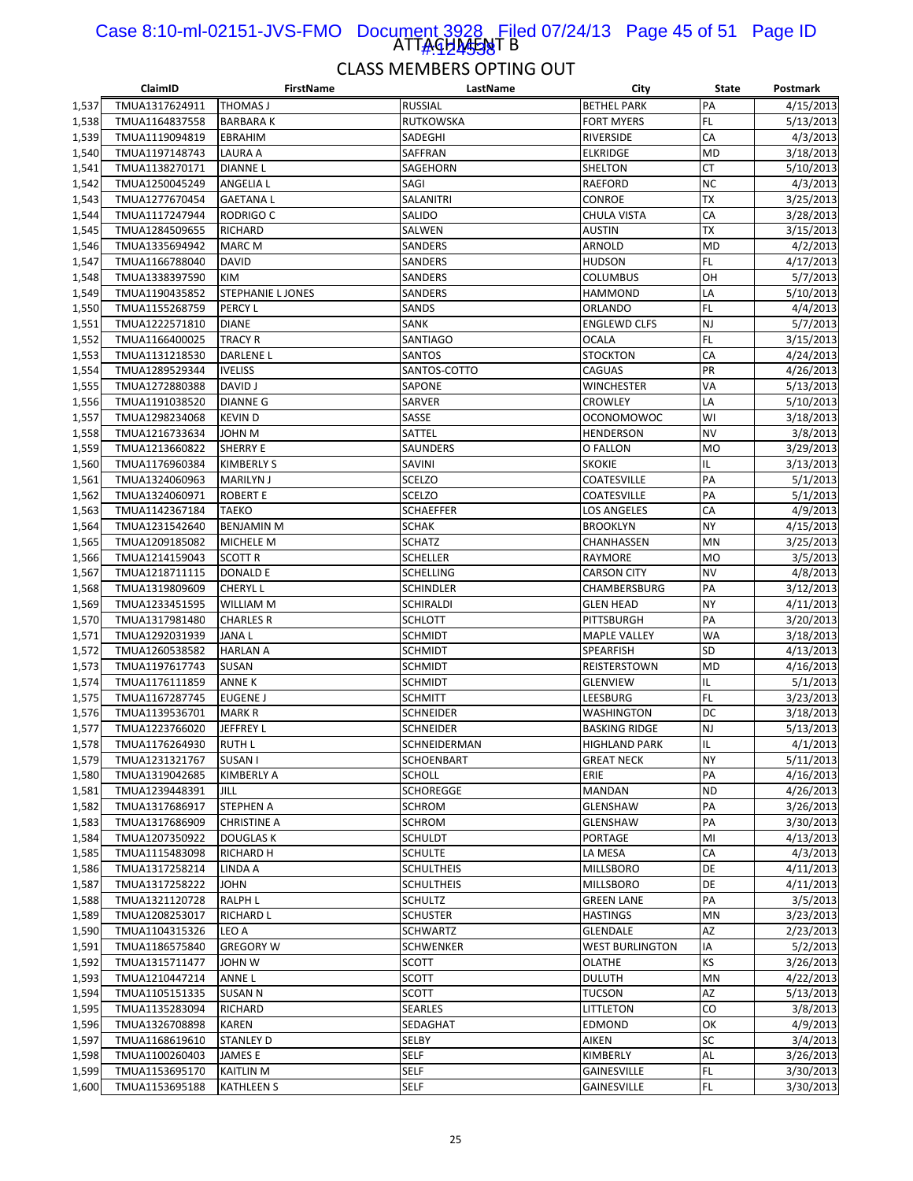ATTACHMENT B

# CLASS MEMBERS OPTING OUT

| | ClaimID | FirstName | LastName | City | State | Postmark |
|---|---|---|---|---|---|---|
| 1,537 | TMUA1317624911 | THOMAS J | RUSSIAL | BETHEL PARK | PA | 4/15/2013 |
| 1,538 | TMUA1164837558 | BARBARA K | RUTKOWSKA | FORT MYERS | FL | 5/13/2013 |
| 1,539 | TMUA1119094819 | EBRAHIM | SADEGHI | RIVERSIDE | CA | 4/3/2013 |
| 1,540 | TMUA1197148743 | LAURA A | SAFFRAN | ELKRIDGE | MD | 3/18/2013 |
| 1,541 | TMUA1138270171 | DIANNE L | SAGEHORN | SHELTON | CT | 5/10/2013 |
| 1,542 | TMUA1250045249 | ANGELIA L | SAGI | RAEFORD | NC | 4/3/2013 |
| 1,543 | TMUA1277670454 | GAETANA L | SALANITRI | CONROE | TX | 3/25/2013 |
| 1,544 | TMUA1117247944 | RODRIGO C | SALIDO | CHULA VISTA | CA | 3/28/2013 |
| 1,545 | TMUA1284509655 | RICHARD | SALWEN | AUSTIN | TX | 3/15/2013 |
| 1,546 | TMUA1335694942 | MARC M | SANDERS | ARNOLD | MD | 4/2/2013 |
| 1,547 | TMUA1166788040 | DAVID | SANDERS | HUDSON | FL | 4/17/2013 |
| 1,548 | TMUA1338397590 | KIM | SANDERS | COLUMBUS | OH | 5/7/2013 |
| 1,549 | TMUA1190435852 | STEPHANIE L JONES | SANDERS | HAMMOND | LA | 5/10/2013 |
| 1,550 | TMUA1155268759 | PERCY L | SANDS | ORLANDO | FL | 4/4/2013 |
| 1,551 | TMUA1222571810 | DIANE | SANK | ENGLEWD CLFS | NJ | 5/7/2013 |
| 1,552 | TMUA1166400025 | TRACY R | SANTIAGO | OCALA | FL | 3/15/2013 |
| 1,553 | TMUA1131218530 | DARLENE L | SANTOS | STOCKTON | CA | 4/24/2013 |
| 1,554 | TMUA1289529344 | IVELISS | SANTOS-COTTO | CAGUAS | PR | 4/26/2013 |
| 1,555 | TMUA1272880388 | DAVID J | SAPONE | WINCHESTER | VA | 5/13/2013 |
| 1,556 | TMUA1191038520 | DIANNE G | SARVER | CROWLEY | LA | 5/10/2013 |
| 1,557 | TMUA1298234068 | KEVIN D | SASSE | OCONOMOWOC | WI | 3/18/2013 |
| 1,558 | TMUA1216733634 | JOHN M | SATTEL | HENDERSON | NV | 3/8/2013 |
| 1,559 | TMUA1213660822 | SHERRY E | SAUNDERS | O FALLON | MO | 3/29/2013 |
| 1,560 | TMUA1176960384 | KIMBERLY S | SAVINI | SKOKIE | IL | 3/13/2013 |
| 1,561 | TMUA1324060963 | MARILYN J | SCELZO | COATESVILLE | PA | 5/1/2013 |
| 1,562 | TMUA1324060971 | ROBERT E | SCELZO | COATESVILLE | PA | 5/1/2013 |
| 1,563 | TMUA1142367184 | TAEKO | SCHAEFFER | LOS ANGELES | CA | 4/9/2013 |
| 1,564 | TMUA1231542640 | BENJAMIN M | SCHAK | BROOKLYN | NY | 4/15/2013 |
| 1,565 | TMUA1209185082 | MICHELE M | SCHATZ | CHANHASSEN | MN | 3/25/2013 |
| 1,566 | TMUA1214159043 | SCOTT R | SCHELLER | RAYMORE | MO | 3/5/2013 |
| 1,567 | TMUA1218711115 | DONALD E | SCHELLING | CARSON CITY | NV | 4/8/2013 |
| 1,568 | TMUA1319809609 | CHERYL L | SCHINDLER | CHAMBERSBURG | PA | 3/12/2013 |
| 1,569 | TMUA1233451595 | WILLIAM M | SCHIRALDI | GLEN HEAD | NY | 4/11/2013 |
| 1,570 | TMUA1317981480 | CHARLES R | SCHLOTT | PITTSBURGH | PA | 3/20/2013 |
| 1,571 | TMUA1292031939 | JANA L | SCHMIDT | MAPLE VALLEY | WA | 3/18/2013 |
| 1,572 | TMUA1260538582 | HARLAN A | SCHMIDT | SPEARFISH | SD | 4/13/2013 |
| 1,573 | TMUA1197617743 | SUSAN | SCHMIDT | REISTERSTOWN | MD | 4/16/2013 |
| 1,574 | TMUA1176111859 | ANNE K | SCHMIDT | GLENVIEW | IL | 5/1/2013 |
| 1,575 | TMUA1167287745 | EUGENE J | SCHMITT | LEESBURG | FL | 3/23/2013 |
| 1,576 | TMUA1139536701 | MARK R | SCHNEIDER | WASHINGTON | DC | 3/18/2013 |
| 1,577 | TMUA1223766020 | JEFFREY L | SCHNEIDER | BASKING RIDGE | NJ | 5/13/2013 |
| 1,578 | TMUA1176264930 | RUTH L | SCHNEIDERMAN | HIGHLAND PARK | IL | 4/1/2013 |
| 1,579 | TMUA1231321767 | SUSAN I | SCHOENBART | GREAT NECK | NY | 5/11/2013 |
| 1,580 | TMUA1319042685 | KIMBERLY A | SCHOLL | ERIE | PA | 4/16/2013 |
| 1,581 | TMUA1239448391 | JILL | SCHOREGGE | MANDAN | ND | 4/26/2013 |
| 1,582 | TMUA1317686917 | STEPHEN A | SCHROM | GLENSHAW | PA | 3/26/2013 |
| 1,583 | TMUA1317686909 | CHRISTINE A | SCHROM | GLENSHAW | PA | 3/30/2013 |
| 1,584 | TMUA1207350922 | DOUGLAS K | SCHULDT | PORTAGE | MI | 4/13/2013 |
| 1,585 | TMUA1115483098 | RICHARD H | SCHULTE | LA MESA | CA | 4/3/2013 |
| 1,586 | TMUA1317258214 | LINDA A | SCHULTHEIS | MILLSBORO | DE | 4/11/2013 |
| 1,587 | TMUA1317258222 | JOHN | SCHULTHEIS | MILLSBORO | DE | 4/11/2013 |
| 1,588 | TMUA1321120728 | RALPH L | SCHULTZ | GREEN LANE | PA | 3/5/2013 |
| 1,589 | TMUA1208253017 | RICHARD L | SCHUSTER | HASTINGS | MN | 3/23/2013 |
| 1,590 | TMUA1104315326 | LEO A | SCHWARTZ | GLENDALE | AZ | 2/23/2013 |
| 1,591 | TMUA1186575840 | GREGORY W | SCHWENKER | WEST BURLINGTON | IA | 5/2/2013 |
| 1,592 | TMUA1315711477 | JOHN W | SCOTT | OLATHE | KS | 3/26/2013 |
| 1,593 | TMUA1210447214 | ANNE L | SCOTT | DULUTH | MN | 4/22/2013 |
| 1,594 | TMUA1105151335 | SUSAN N | SCOTT | TUCSON | AZ | 5/13/2013 |
| 1,595 | TMUA1135283094 | RICHARD | SEARLES | LITTLETON | CO | 3/8/2013 |
| 1,596 | TMUA1326708898 | KAREN | SEDAGHAT | EDMOND | OK | 4/9/2013 |
| 1,597 | TMUA1168619610 | STANLEY D | SELBY | AIKEN | SC | 3/4/2013 |
| 1,598 | TMUA1100260403 | JAMES E | SELF | KIMBERLY | AL | 3/26/2013 |
| 1,599 | TMUA1153695170 | KAITLIN M | SELF | GAINESVILLE | FL | 3/30/2013 |
| 1,600 | TMUA1153695188 | KATHLEEN S | SELF | GAINESVILLE | FL | 3/30/2013 |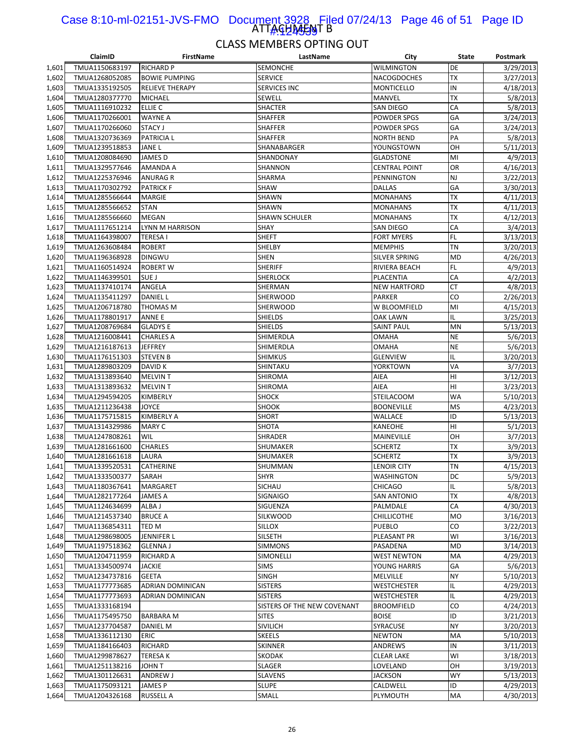ATTACHMENT B

# CLASS MEMBERS OPTING OUT

| | ClaimID | FirstName | LastName | City | State | Postmark |
|---|---|---|---|---|---|---|
| 1,601 | TMUA1150683197 | RICHARD P | SEMONCHE | WILMINGTON | DE | 3/29/2013 |
| 1,602 | TMUA1268052085 | BOWIE PUMPING | SERVICE | NACOGDOCHES | TX | 3/27/2013 |
| 1,603 | TMUA1335192505 | RELIEVE THERAPY | SERVICES INC | MONTICELLO | IN | 4/18/2013 |
| 1,604 | TMUA1280377770 | MICHAEL | SEWELL | MANVEL | TX | 5/8/2013 |
| 1,605 | TMUA1116910232 | ELLIE C | SHACTER | SAN DIEGO | CA | 5/8/2013 |
| 1,606 | TMUA1170266001 | WAYNE A | SHAFFER | POWDER SPGS | GA | 3/24/2013 |
| 1,607 | TMUA1170266060 | STACY J | SHAFFER | POWDER SPGS | GA | 3/24/2013 |
| 1,608 | TMUA1320736369 | PATRICIA L | SHAFFER | NORTH BEND | PA | 5/8/2013 |
| 1,609 | TMUA1239518853 | JANE L | SHANABARGER | YOUNGSTOWN | OH | 5/11/2013 |
| 1,610 | TMUA1208084690 | JAMES D | SHANDONAY | GLADSTONE | MI | 4/9/2013 |
| 1,611 | TMUA1329577646 | AMANDA A | SHANNON | CENTRAL POINT | OR | 4/16/2013 |
| 1,612 | TMUA1225376946 | ANURAG R | SHARMA | PENNINGTON | NJ | 3/22/2013 |
| 1,613 | TMUA1170302792 | PATRICK F | SHAW | DALLAS | GA | 3/30/2013 |
| 1,614 | TMUA1285566644 | MARGIE | SHAWN | MONAHANS | TX | 4/11/2013 |
| 1,615 | TMUA1285566652 | STAN | SHAWN | MONAHANS | TX | 4/11/2013 |
| 1,616 | TMUA1285566660 | MEGAN | SHAWN SCHULER | MONAHANS | TX | 4/12/2013 |
| 1,617 | TMUA1117651214 | LYNN M HARRISON | SHAY | SAN DIEGO | CA | 3/4/2013 |
| 1,618 | TMUA1164398007 | TERESA I | SHEFT | FORT MYERS | FL | 3/13/2013 |
| 1,619 | TMUA1263608484 | ROBERT | SHELBY | MEMPHIS | TN | 3/20/2013 |
| 1,620 | TMUA1196368928 | DINGWU | SHEN | SILVER SPRING | MD | 4/26/2013 |
| 1,621 | TMUA1160514924 | ROBERT W | SHERIFF | RIVIERA BEACH | FL | 4/9/2013 |
| 1,622 | TMUA1146399501 | SUE J | SHERLOCK | PLACENTIA | CA | 4/2/2013 |
| 1,623 | TMUA1137410174 | ANGELA | SHERMAN | NEW HARTFORD | CT | 4/8/2013 |
| 1,624 | TMUA1135411297 | DANIEL L | SHERWOOD | PARKER | CO | 2/26/2013 |
| 1,625 | TMUA1206718780 | THOMAS M | SHERWOOD | W BLOOMFIELD | MI | 4/15/2013 |
| 1,626 | TMUA1178801917 | ANNE E | SHIELDS | OAK LAWN | IL | 3/25/2013 |
| 1,627 | TMUA1208769684 | GLADYS E | SHIELDS | SAINT PAUL | MN | 5/13/2013 |
| 1,628 | TMUA1216008441 | CHARLES A | SHIMERDLA | OMAHA | NE | 5/6/2013 |
| 1,629 | TMUA1216187613 | JEFFREY | SHIMERDLA | OMAHA | NE | 5/6/2013 |
| 1,630 | TMUA1176151303 | STEVEN B | SHIMKUS | GLENVIEW | IL | 3/20/2013 |
| 1,631 | TMUA1289803209 | DAVID K | SHINTAKU | YORKTOWN | VA | 3/7/2013 |
| 1,632 | TMUA1313893640 | MELVIN T | SHIROMA | AIEA | HI | 3/12/2013 |
| 1,633 | TMUA1313893632 | MELVIN T | SHIROMA | AIEA | HI | 3/23/2013 |
| 1,634 | TMUA1294594205 | KIMBERLY | SHOCK | STEILACOOM | WA | 5/10/2013 |
| 1,635 | TMUA1211236438 | JOYCE | SHOOK | BOONEVILLE | MS | 4/23/2013 |
| 1,636 | TMUA1175715815 | KIMBERLY A | SHORT | WALLACE | ID | 5/13/2013 |
| 1,637 | TMUA1314329986 | MARY C | SHOTA | KANEOHE | HI | 5/1/2013 |
| 1,638 | TMUA1247808261 | WIL | SHRADER | MAINEVILLE | OH | 3/7/2013 |
| 1,639 | TMUA1281661600 | CHARLES | SHUMAKER | SCHERTZ | TX | 3/9/2013 |
| 1,640 | TMUA1281661618 | LAURA | SHUMAKER | SCHERTZ | TX | 3/9/2013 |
| 1,641 | TMUA1339520531 | CATHERINE | SHUMMAN | LENOIR CITY | TN | 4/15/2013 |
| 1,642 | TMUA1333500377 | SARAH | SHYR | WASHINGTON | DC | 5/9/2013 |
| 1,643 | TMUA1180367641 | MARGARET | SICHAU | CHICAGO | IL | 5/8/2013 |
| 1,644 | TMUA1282177264 | JAMES A | SIGNAIGO | SAN ANTONIO | TX | 4/8/2013 |
| 1,645 | TMUA1124634699 | ALBA J | SIGUENZA | PALMDALE | CA | 4/30/2013 |
| 1,646 | TMUA1214537340 | BRUCE A | SILKWOOD | CHILLICOTHE | MO | 3/16/2013 |
| 1,647 | TMUA1136854311 | TED M | SILLOX | PUEBLO | CO | 3/22/2013 |
| 1,648 | TMUA1298698005 | JENNIFER L | SILSETH | PLEASANT PR | WI | 3/16/2013 |
| 1,649 | TMUA1197518362 | GLENNA J | SIMMONS | PASADENA | MD | 3/14/2013 |
| 1,650 | TMUA1204711959 | RICHARD A | SIMONELLI | WEST NEWTON | MA | 4/29/2013 |
| 1,651 | TMUA1334500974 | JACKIE | SIMS | YOUNG HARRIS | GA | 5/6/2013 |
| 1,652 | TMUA1234737816 | GEETA | SINGH | MELVILLE | NY | 5/10/2013 |
| 1,653 | TMUA1177773685 | ADRIAN DOMINICAN | SISTERS | WESTCHESTER | IL | 4/29/2013 |
| 1,654 | TMUA1177773693 | ADRIAN DOMINICAN | SISTERS | WESTCHESTER | IL | 4/29/2013 |
| 1,655 | TMUA1333168194 | | SISTERS OF THE NEW COVENANT | BROOMFIELD | CO | 4/24/2013 |
| 1,656 | TMUA1175495750 | BARBARA M | SITES | BOISE | ID | 3/21/2013 |
| 1,657 | TMUA1237704587 | DANIEL M | SIVILICH | SYRACUSE | NY | 3/20/2013 |
| 1,658 | TMUA1336112130 | ERIC | SKEELS | NEWTON | MA | 5/10/2013 |
| 1,659 | TMUA1184166403 | RICHARD | SKINNER | ANDREWS | IN | 3/11/2013 |
| 1,660 | TMUA1299878627 | TERESA K | SKODAK | CLEAR LAKE | WI | 3/18/2013 |
| 1,661 | TMUA1251138216 | JOHN T | SLAGER | LOVELAND | OH | 3/19/2013 |
| 1,662 | TMUA1301126631 | ANDREW J | SLAVENS | JACKSON | WY | 5/13/2013 |
| 1,663 | TMUA1175093121 | JAMES P | SLUPE | CALDWELL | ID | 4/29/2013 |
| 1,664 | TMUA1204326168 | RUSSELL A | SMALL | PLYMOUTH | MA | 4/30/2013 |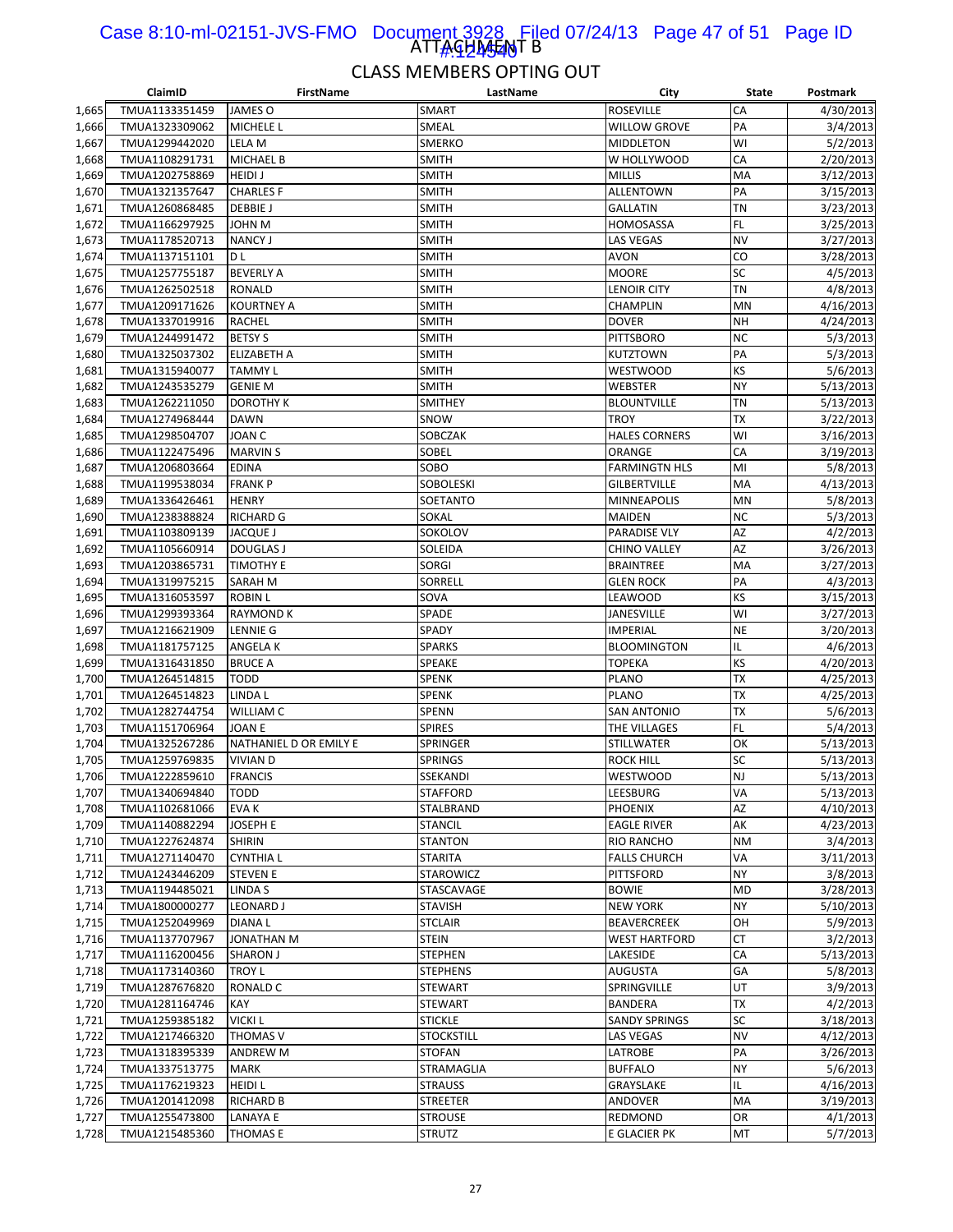ATTACHMENT B

## CLASS MEMBERS OPTING OUT

| | ClaimID | FirstName | LastName | City | State | Postmark |
|---|---|---|---|---|---|---|
| 1,665 | TMUA1133351459 | JAMES O | SMART | ROSEVILLE | CA | 4/30/2013 |
| 1,666 | TMUA1323309062 | MICHELE L | SMEAL | WILLOW GROVE | PA | 3/4/2013 |
| 1,667 | TMUA1299442020 | LELA M | SMERKO | MIDDLETON | WI | 5/2/2013 |
| 1,668 | TMUA1108291731 | MICHAEL B | SMITH | W HOLLYWOOD | CA | 2/20/2013 |
| 1,669 | TMUA1202758869 | HEIDI J | SMITH | MILLIS | MA | 3/12/2013 |
| 1,670 | TMUA1321357647 | CHARLES F | SMITH | ALLENTOWN | PA | 3/15/2013 |
| 1,671 | TMUA1260868485 | DEBBIE J | SMITH | GALLATIN | TN | 3/23/2013 |
| 1,672 | TMUA1166297925 | JOHN M | SMITH | HOMOSASSA | FL | 3/25/2013 |
| 1,673 | TMUA1178520713 | NANCY J | SMITH | LAS VEGAS | NV | 3/27/2013 |
| 1,674 | TMUA1137151101 | D L | SMITH | AVON | CO | 3/28/2013 |
| 1,675 | TMUA1257755187 | BEVERLY A | SMITH | MOORE | SC | 4/5/2013 |
| 1,676 | TMUA1262502518 | RONALD | SMITH | LENOIR CITY | TN | 4/8/2013 |
| 1,677 | TMUA1209171626 | KOURTNEY A | SMITH | CHAMPLIN | MN | 4/16/2013 |
| 1,678 | TMUA1337019916 | RACHEL | SMITH | DOVER | NH | 4/24/2013 |
| 1,679 | TMUA1244991472 | BETSY S | SMITH | PITTSBORO | NC | 5/3/2013 |
| 1,680 | TMUA1325037302 | ELIZABETH A | SMITH | KUTZTOWN | PA | 5/3/2013 |
| 1,681 | TMUA1315940077 | TAMMY L | SMITH | WESTWOOD | KS | 5/6/2013 |
| 1,682 | TMUA1243535279 | GENIE M | SMITH | WEBSTER | NY | 5/13/2013 |
| 1,683 | TMUA1262211050 | DOROTHY K | SMITHEY | BLOUNTVILLE | TN | 5/13/2013 |
| 1,684 | TMUA1274968444 | DAWN | SNOW | TROY | TX | 3/22/2013 |
| 1,685 | TMUA1298504707 | JOAN C | SOBCZAK | HALES CORNERS | WI | 3/16/2013 |
| 1,686 | TMUA1122475496 | MARVIN S | SOBEL | ORANGE | CA | 3/19/2013 |
| 1,687 | TMUA1206803664 | EDINA | SOBO | FARMINGTN HLS | MI | 5/8/2013 |
| 1,688 | TMUA1199538034 | FRANK P | SOBOLESKI | GILBERTVILLE | MA | 4/13/2013 |
| 1,689 | TMUA1336426461 | HENRY | SOETANTO | MINNEAPOLIS | MN | 5/8/2013 |
| 1,690 | TMUA1238388824 | RICHARD G | SOKAL | MAIDEN | NC | 5/3/2013 |
| 1,691 | TMUA1103809139 | JACQUE J | SOKOLOV | PARADISE VLY | AZ | 4/2/2013 |
| 1,692 | TMUA1105660914 | DOUGLAS J | SOLEIDA | CHINO VALLEY | AZ | 3/26/2013 |
| 1,693 | TMUA1203865731 | TIMOTHY E | SORGI | BRAINTREE | MA | 3/27/2013 |
| 1,694 | TMUA1319975215 | SARAH M | SORRELL | GLEN ROCK | PA | 4/3/2013 |
| 1,695 | TMUA1316053597 | ROBIN L | SOVA | LEAWOOD | KS | 3/15/2013 |
| 1,696 | TMUA1299393364 | RAYMOND K | SPADE | JANESVILLE | WI | 3/27/2013 |
| 1,697 | TMUA1216621909 | LENNIE G | SPADY | IMPERIAL | NE | 3/20/2013 |
| 1,698 | TMUA1181757125 | ANGELA K | SPARKS | BLOOMINGTON | IL | 4/6/2013 |
| 1,699 | TMUA1316431850 | BRUCE A | SPEAKE | TOPEKA | KS | 4/20/2013 |
| 1,700 | TMUA1264514815 | TODD | SPENK | PLANO | TX | 4/25/2013 |
| 1,701 | TMUA1264514823 | LINDA L | SPENK | PLANO | TX | 4/25/2013 |
| 1,702 | TMUA1282744754 | WILLIAM C | SPENN | SAN ANTONIO | TX | 5/6/2013 |
| 1,703 | TMUA1151706964 | JOAN E | SPIRES | THE VILLAGES | FL | 5/4/2013 |
| 1,704 | TMUA1325267286 | NATHANIEL D OR EMILY E | SPRINGER | STILLWATER | OK | 5/13/2013 |
| 1,705 | TMUA1259769835 | VIVIAN D | SPRINGS | ROCK HILL | SC | 5/13/2013 |
| 1,706 | TMUA1222859610 | FRANCIS | SSEKANDI | WESTWOOD | NJ | 5/13/2013 |
| 1,707 | TMUA1340694840 | TODD | STAFFORD | LEESBURG | VA | 5/13/2013 |
| 1,708 | TMUA1102681066 | EVA K | STALBRAND | PHOENIX | AZ | 4/10/2013 |
| 1,709 | TMUA1140882294 | JOSEPH E | STANCIL | EAGLE RIVER | AK | 4/23/2013 |
| 1,710 | TMUA1227624874 | SHIRIN | STANTON | RIO RANCHO | NM | 3/4/2013 |
| 1,711 | TMUA1271140470 | CYNTHIA L | STARITA | FALLS CHURCH | VA | 3/11/2013 |
| 1,712 | TMUA1243446209 | STEVEN E | STAROWICZ | PITTSFORD | NY | 3/8/2013 |
| 1,713 | TMUA1194485021 | LINDA S | STASCAVAGE | BOWIE | MD | 3/28/2013 |
| 1,714 | TMUA1800000277 | LEONARD J | STAVISH | NEW YORK | NY | 5/10/2013 |
| 1,715 | TMUA1252049969 | DIANA L | STCLAIR | BEAVERCREEK | OH | 5/9/2013 |
| 1,716 | TMUA1137707967 | JONATHAN M | STEIN | WEST HARTFORD | CT | 3/2/2013 |
| 1,717 | TMUA1116200456 | SHARON J | STEPHEN | LAKESIDE | CA | 5/13/2013 |
| 1,718 | TMUA1173140360 | TROY L | STEPHENS | AUGUSTA | GA | 5/8/2013 |
| 1,719 | TMUA1287676820 | RONALD C | STEWART | SPRINGVILLE | UT | 3/9/2013 |
| 1,720 | TMUA1281164746 | KAY | STEWART | BANDERA | TX | 4/2/2013 |
| 1,721 | TMUA1259385182 | VICKI L | STICKLE | SANDY SPRINGS | SC | 3/18/2013 |
| 1,722 | TMUA1217466320 | THOMAS V | STOCKSTILL | LAS VEGAS | NV | 4/12/2013 |
| 1,723 | TMUA1318395339 | ANDREW M | STOFAN | LATROBE | PA | 3/26/2013 |
| 1,724 | TMUA1337513775 | MARK | STRAMAGLIA | BUFFALO | NY | 5/6/2013 |
| 1,725 | TMUA1176219323 | HEIDI L | STRAUSS | GRAYSLAKE | IL | 4/16/2013 |
| 1,726 | TMUA1201412098 | RICHARD B | STREETER | ANDOVER | MA | 3/19/2013 |
| 1,727 | TMUA1255473800 | LANAYA E | STROUSE | REDMOND | OR | 4/1/2013 |
| 1,728 | TMUA1215485360 | THOMAS E | STRUTZ | E GLACIER PK | MT | 5/7/2013 |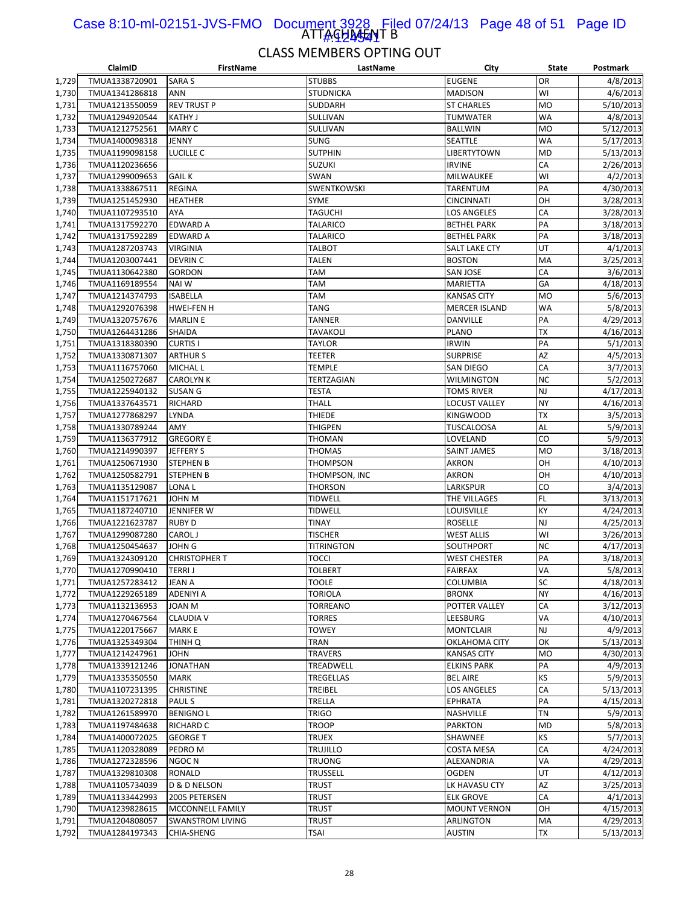ATTACHMENT B

CLASS MEMBERS OPTING OUT

| | ClaimID | FirstName | LastName | City | State | Postmark |
|---|---|---|---|---|---|---|
| 1,729 | TMUA1338720901 | SARA S | STUBBS | EUGENE | OR | 4/8/2013 |
| 1,730 | TMUA1341286818 | ANN | STUDNICKA | MADISON | WI | 4/6/2013 |
| 1,731 | TMUA1213550059 | REV TRUST P | SUDDARH | ST CHARLES | MO | 5/10/2013 |
| 1,732 | TMUA1294920544 | KATHY J | SULLIVAN | TUMWATER | WA | 4/8/2013 |
| 1,733 | TMUA1212752561 | MARY C | SULLIVAN | BALLWIN | MO | 5/12/2013 |
| 1,734 | TMUA1400098318 | JENNY | SUNG | SEATTLE | WA | 5/17/2013 |
| 1,735 | TMUA1199098158 | LUCILLE C | SUTPHIN | LIBERTYTOWN | MD | 5/13/2013 |
| 1,736 | TMUA1120236656 | | SUZUKI | IRVINE | CA | 2/26/2013 |
| 1,737 | TMUA1299009653 | GAIL K | SWAN | MILWAUKEE | WI | 4/2/2013 |
| 1,738 | TMUA1338867511 | REGINA | SWENTKOWSKI | TARENTUM | PA | 4/30/2013 |
| 1,739 | TMUA1251452930 | HEATHER | SYME | CINCINNATI | OH | 3/28/2013 |
| 1,740 | TMUA1107293510 | AYA | TAGUCHI | LOS ANGELES | CA | 3/28/2013 |
| 1,741 | TMUA1317592270 | EDWARD A | TALARICO | BETHEL PARK | PA | 3/18/2013 |
| 1,742 | TMUA1317592289 | EDWARD A | TALARICO | BETHEL PARK | PA | 3/18/2013 |
| 1,743 | TMUA1287203743 | VIRGINIA | TALBOT | SALT LAKE CTY | UT | 4/1/2013 |
| 1,744 | TMUA1203007441 | DEVRIN C | TALEN | BOSTON | MA | 3/25/2013 |
| 1,745 | TMUA1130642380 | GORDON | TAM | SAN JOSE | CA | 3/6/2013 |
| 1,746 | TMUA1169189554 | NAI W | TAM | MARIETTA | GA | 4/18/2013 |
| 1,747 | TMUA1214374793 | ISABELLA | TAM | KANSAS CITY | MO | 5/6/2013 |
| 1,748 | TMUA1292076398 | HWEI-FEN H | TANG | MERCER ISLAND | WA | 5/8/2013 |
| 1,749 | TMUA1320757676 | MARLIN E | TANNER | DANVILLE | PA | 4/29/2013 |
| 1,750 | TMUA1264431286 | SHAIDA | TAVAKOLI | PLANO | TX | 4/16/2013 |
| 1,751 | TMUA1318380390 | CURTIS I | TAYLOR | IRWIN | PA | 5/1/2013 |
| 1,752 | TMUA1330871307 | ARTHUR S | TEETER | SURPRISE | AZ | 4/5/2013 |
| 1,753 | TMUA1116757060 | MICHAL L | TEMPLE | SAN DIEGO | CA | 3/7/2013 |
| 1,754 | TMUA1250272687 | CAROLYN K | TERTZAGIAN | WILMINGTON | NC | 5/2/2013 |
| 1,755 | TMUA1225940132 | SUSAN G | TESTA | TOMS RIVER | NJ | 4/17/2013 |
| 1,756 | TMUA1337643571 | RICHARD | THALL | LOCUST VALLEY | NY | 4/16/2013 |
| 1,757 | TMUA1277868297 | LYNDA | THIEDE | KINGWOOD | TX | 3/5/2013 |
| 1,758 | TMUA1330789244 | AMY | THIGPEN | TUSCALOOSA | AL | 5/9/2013 |
| 1,759 | TMUA1136377912 | GREGORY E | THOMAN | LOVELAND | CO | 5/9/2013 |
| 1,760 | TMUA1214990397 | JEFFERY S | THOMAS | SAINT JAMES | MO | 3/18/2013 |
| 1,761 | TMUA1250671930 | STEPHEN B | THOMPSON | AKRON | OH | 4/10/2013 |
| 1,762 | TMUA1250582791 | STEPHEN B | THOMPSON, INC | AKRON | OH | 4/10/2013 |
| 1,763 | TMUA1135129087 | LONA L | THORSON | LARKSPUR | CO | 3/4/2013 |
| 1,764 | TMUA1151717621 | JOHN M | TIDWELL | THE VILLAGES | FL | 3/13/2013 |
| 1,765 | TMUA1187240710 | JENNIFER W | TIDWELL | LOUISVILLE | KY | 4/24/2013 |
| 1,766 | TMUA1221623787 | RUBY D | TINAY | ROSELLE | NJ | 4/25/2013 |
| 1,767 | TMUA1299087280 | CAROL J | TISCHER | WEST ALLIS | WI | 3/26/2013 |
| 1,768 | TMUA1250454637 | JOHN G | TITRINGTON | SOUTHPORT | NC | 4/17/2013 |
| 1,769 | TMUA1324309120 | CHRISTOPHER T | TOCCI | WEST CHESTER | PA | 3/18/2013 |
| 1,770 | TMUA1270990410 | TERRI J | TOLBERT | FAIRFAX | VA | 5/8/2013 |
| 1,771 | TMUA1257283412 | JEAN A | TOOLE | COLUMBIA | SC | 4/18/2013 |
| 1,772 | TMUA1229265189 | ADENIYI A | TORIOLA | BRONX | NY | 4/16/2013 |
| 1,773 | TMUA1132136953 | JOAN M | TORREANO | POTTER VALLEY | CA | 3/12/2013 |
| 1,774 | TMUA1270467564 | CLAUDIA V | TORRES | LEESBURG | VA | 4/10/2013 |
| 1,775 | TMUA1220175667 | MARK E | TOWEY | MONTCLAIR | NJ | 4/9/2013 |
| 1,776 | TMUA1325349304 | THINH Q | TRAN | OKLAHOMA CITY | OK | 5/13/2013 |
| 1,777 | TMUA1214247961 | JOHN | TRAVERS | KANSAS CITY | MO | 4/30/2013 |
| 1,778 | TMUA1339121246 | JONATHAN | TREADWELL | ELKINS PARK | PA | 4/9/2013 |
| 1,779 | TMUA1335350550 | MARK | TREGELLAS | BEL AIRE | KS | 5/9/2013 |
| 1,780 | TMUA1107231395 | CHRISTINE | TREIBEL | LOS ANGELES | CA | 5/13/2013 |
| 1,781 | TMUA1320272818 | PAUL S | TRELLA | EPHRATA | PA | 4/15/2013 |
| 1,782 | TMUA1261589970 | BENIGNO L | TRIGO | NASHVILLE | TN | 5/9/2013 |
| 1,783 | TMUA1197484638 | RICHARD C | TROOP | PARKTON | MD | 5/8/2013 |
| 1,784 | TMUA1400072025 | GEORGE T | TRUEX | SHAWNEE | KS | 5/7/2013 |
| 1,785 | TMUA1120328089 | PEDRO M | TRUJILLO | COSTA MESA | CA | 4/24/2013 |
| 1,786 | TMUA1272328596 | NGOC N | TRUONG | ALEXANDRIA | VA | 4/29/2013 |
| 1,787 | TMUA1329810308 | RONALD | TRUSSELL | OGDEN | UT | 4/12/2013 |
| 1,788 | TMUA1105734039 | D & D NELSON | TRUST | LK HAVASU CTY | AZ | 3/25/2013 |
| 1,789 | TMUA1133442993 | 2005 PETERSEN | TRUST | ELK GROVE | CA | 4/1/2013 |
| 1,790 | TMUA1239828615 | MCCONNELL FAMILY | TRUST | MOUNT VERNON | OH | 4/15/2013 |
| 1,791 | TMUA1204808057 | SWANSTROM LIVING | TRUST | ARLINGTON | MA | 4/29/2013 |
| 1,792 | TMUA1284197343 | CHIA-SHENG | TSAI | AUSTIN | TX | 5/13/2013 |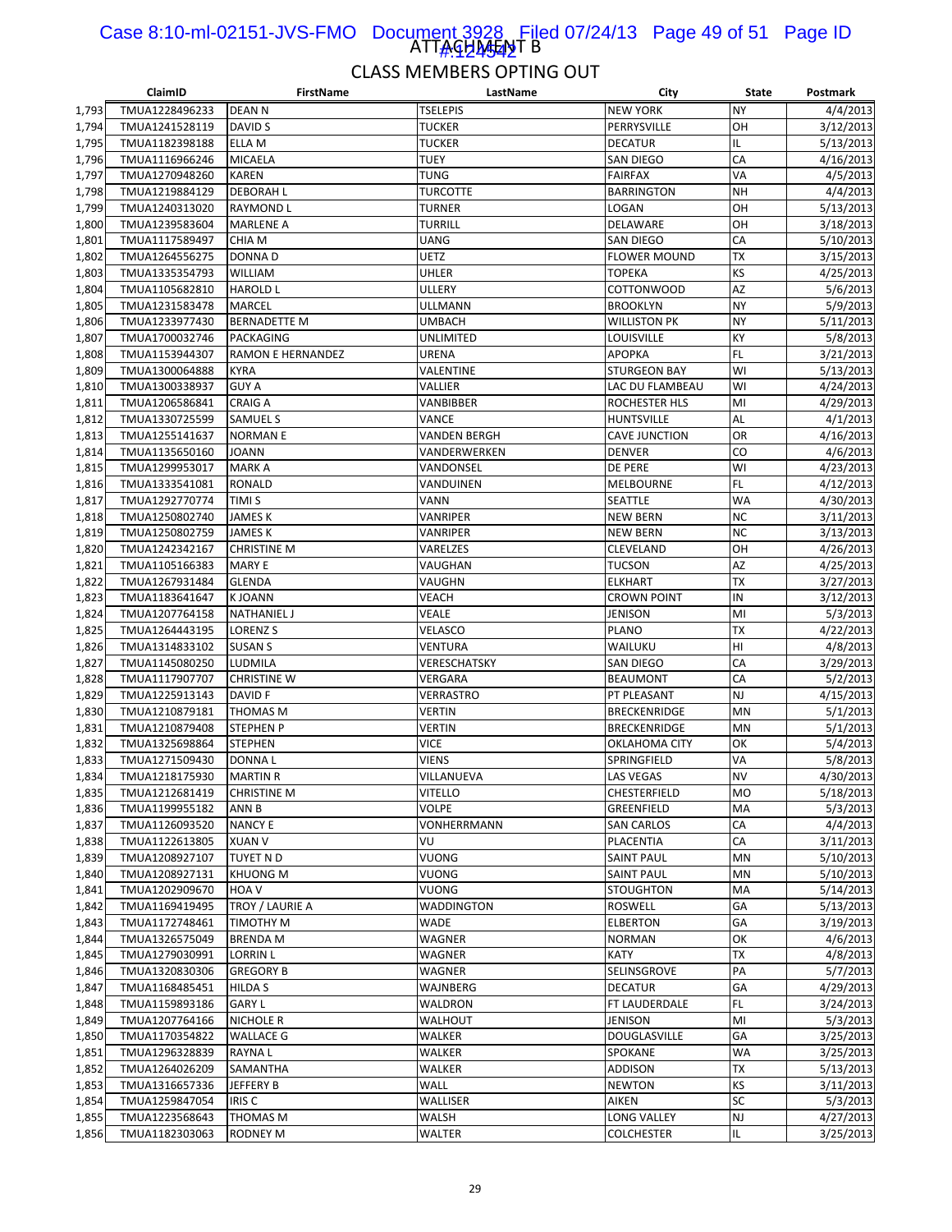ATTACHMENT B

# CLASS MEMBERS OPTING OUT

| | ClaimID | FirstName | LastName | City | State | Postmark |
|---|---|---|---|---|---|---|
| 1,793 | TMUA1228496233 | DEAN N | TSELEPIS | NEW YORK | NY | 4/4/2013 |
| 1,794 | TMUA1241528119 | DAVID S | TUCKER | PERRYSVILLE | OH | 3/12/2013 |
| 1,795 | TMUA1182398188 | ELLA M | TUCKER | DECATUR | IL | 5/13/2013 |
| 1,796 | TMUA1116966246 | MICAELA | TUEY | SAN DIEGO | CA | 4/16/2013 |
| 1,797 | TMUA1270948260 | KAREN | TUNG | FAIRFAX | VA | 4/5/2013 |
| 1,798 | TMUA1219884129 | DEBORAH L | TURCOTTE | BARRINGTON | NH | 4/4/2013 |
| 1,799 | TMUA1240313020 | RAYMOND L | TURNER | LOGAN | OH | 5/13/2013 |
| 1,800 | TMUA1239583604 | MARLENE A | TURRILL | DELAWARE | OH | 3/18/2013 |
| 1,801 | TMUA1117589497 | CHIA M | UANG | SAN DIEGO | CA | 5/10/2013 |
| 1,802 | TMUA1264556275 | DONNA D | UETZ | FLOWER MOUND | TX | 3/15/2013 |
| 1,803 | TMUA1335354793 | WILLIAM | UHLER | TOPEKA | KS | 4/25/2013 |
| 1,804 | TMUA1105682810 | HAROLD L | ULLERY | COTTONWOOD | AZ | 5/6/2013 |
| 1,805 | TMUA1231583478 | MARCEL | ULLMANN | BROOKLYN | NY | 5/9/2013 |
| 1,806 | TMUA1233977430 | BERNADETTE M | UMBACH | WILLISTON PK | NY | 5/11/2013 |
| 1,807 | TMUA1700032746 | PACKAGING | UNLIMITED | LOUISVILLE | KY | 5/8/2013 |
| 1,808 | TMUA1153944307 | RAMON E HERNANDEZ | URENA | APOPKA | FL | 3/21/2013 |
| 1,809 | TMUA1300064888 | KYRA | VALENTINE | STURGEON BAY | WI | 5/13/2013 |
| 1,810 | TMUA1300338937 | GUY A | VALLIER | LAC DU FLAMBEAU | WI | 4/24/2013 |
| 1,811 | TMUA1206586841 | CRAIG A | VANBIBBER | ROCHESTER HLS | MI | 4/29/2013 |
| 1,812 | TMUA1330725599 | SAMUEL S | VANCE | HUNTSVILLE | AL | 4/1/2013 |
| 1,813 | TMUA1255141637 | NORMAN E | VANDEN BERGH | CAVE JUNCTION | OR | 4/16/2013 |
| 1,814 | TMUA1135650160 | JOANN | VANDERWERKEN | DENVER | CO | 4/6/2013 |
| 1,815 | TMUA1299953017 | MARK A | VANDONSEL | DE PERE | WI | 4/23/2013 |
| 1,816 | TMUA1333541081 | RONALD | VANDUINEN | MELBOURNE | FL | 4/12/2013 |
| 1,817 | TMUA1292770774 | TIMI S | VANN | SEATTLE | WA | 4/30/2013 |
| 1,818 | TMUA1250802740 | JAMES K | VANRIPER | NEW BERN | NC | 3/11/2013 |
| 1,819 | TMUA1250802759 | JAMES K | VANRIPER | NEW BERN | NC | 3/13/2013 |
| 1,820 | TMUA1242342167 | CHRISTINE M | VARELZES | CLEVELAND | OH | 4/26/2013 |
| 1,821 | TMUA1105166383 | MARY E | VAUGHAN | TUCSON | AZ | 4/25/2013 |
| 1,822 | TMUA1267931484 | GLENDA | VAUGHN | ELKHART | TX | 3/27/2013 |
| 1,823 | TMUA1183641647 | K JOANN | VEACH | CROWN POINT | IN | 3/12/2013 |
| 1,824 | TMUA1207764158 | NATHANIEL J | VEALE | JENISON | MI | 5/3/2013 |
| 1,825 | TMUA1264443195 | LORENZ S | VELASCO | PLANO | TX | 4/22/2013 |
| 1,826 | TMUA1314833102 | SUSAN S | VENTURA | WAILUKU | HI | 4/8/2013 |
| 1,827 | TMUA1145080250 | LUDMILA | VERESCHATSKY | SAN DIEGO | CA | 3/29/2013 |
| 1,828 | TMUA1117907707 | CHRISTINE W | VERGARA | BEAUMONT | CA | 5/2/2013 |
| 1,829 | TMUA1225913143 | DAVID F | VERRASTRO | PT PLEASANT | NJ | 4/15/2013 |
| 1,830 | TMUA1210879181 | THOMAS M | VERTIN | BRECKENRIDGE | MN | 5/1/2013 |
| 1,831 | TMUA1210879408 | STEPHEN P | VERTIN | BRECKENRIDGE | MN | 5/1/2013 |
| 1,832 | TMUA1325698864 | STEPHEN | VICE | OKLAHOMA CITY | OK | 5/4/2013 |
| 1,833 | TMUA1271509430 | DONNA L | VIENS | SPRINGFIELD | VA | 5/8/2013 |
| 1,834 | TMUA1218175930 | MARTIN R | VILLANUEVA | LAS VEGAS | NV | 4/30/2013 |
| 1,835 | TMUA1212681419 | CHRISTINE M | VITELLO | CHESTERFIELD | MO | 5/18/2013 |
| 1,836 | TMUA1199955182 | ANN B | VOLPE | GREENFIELD | MA | 5/3/2013 |
| 1,837 | TMUA1126093520 | NANCY E | VONHERRMANN | SAN CARLOS | CA | 4/4/2013 |
| 1,838 | TMUA1122613805 | XUAN V | VU | PLACENTIA | CA | 3/11/2013 |
| 1,839 | TMUA1208927107 | TUYET N D | VUONG | SAINT PAUL | MN | 5/10/2013 |
| 1,840 | TMUA1208927131 | KHUONG M | VUONG | SAINT PAUL | MN | 5/10/2013 |
| 1,841 | TMUA1202909670 | HOA V | VUONG | STOUGHTON | MA | 5/14/2013 |
| 1,842 | TMUA1169419495 | TROY / LAURIE A | WADDINGTON | ROSWELL | GA | 5/13/2013 |
| 1,843 | TMUA1172748461 | TIMOTHY M | WADE | ELBERTON | GA | 3/19/2013 |
| 1,844 | TMUA1326575049 | BRENDA M | WAGNER | NORMAN | OK | 4/6/2013 |
| 1,845 | TMUA1279030991 | LORRIN L | WAGNER | KATY | TX | 4/8/2013 |
| 1,846 | TMUA1320830306 | GREGORY B | WAGNER | SELINSGROVE | PA | 5/7/2013 |
| 1,847 | TMUA1168485451 | HILDA S | WAJNBERG | DECATUR | GA | 4/29/2013 |
| 1,848 | TMUA1159893186 | GARY L | WALDRON | FT LAUDERDALE | FL | 3/24/2013 |
| 1,849 | TMUA1207764166 | NICHOLE R | WALHOUT | JENISON | MI | 5/3/2013 |
| 1,850 | TMUA1170354822 | WALLACE G | WALKER | DOUGLASVILLE | GA | 3/25/2013 |
| 1,851 | TMUA1296328839 | RAYNA L | WALKER | SPOKANE | WA | 3/25/2013 |
| 1,852 | TMUA1264026209 | SAMANTHA | WALKER | ADDISON | TX | 5/13/2013 |
| 1,853 | TMUA1316657336 | JEFFERY B | WALL | NEWTON | KS | 3/11/2013 |
| 1,854 | TMUA1259847054 | IRIS C | WALLISER | AIKEN | SC | 5/3/2013 |
| 1,855 | TMUA1223568643 | THOMAS M | WALSH | LONG VALLEY | NJ | 4/27/2013 |
| 1,856 | TMUA1182303063 | RODNEY M | WALTER | COLCHESTER | IL | 3/25/2013 |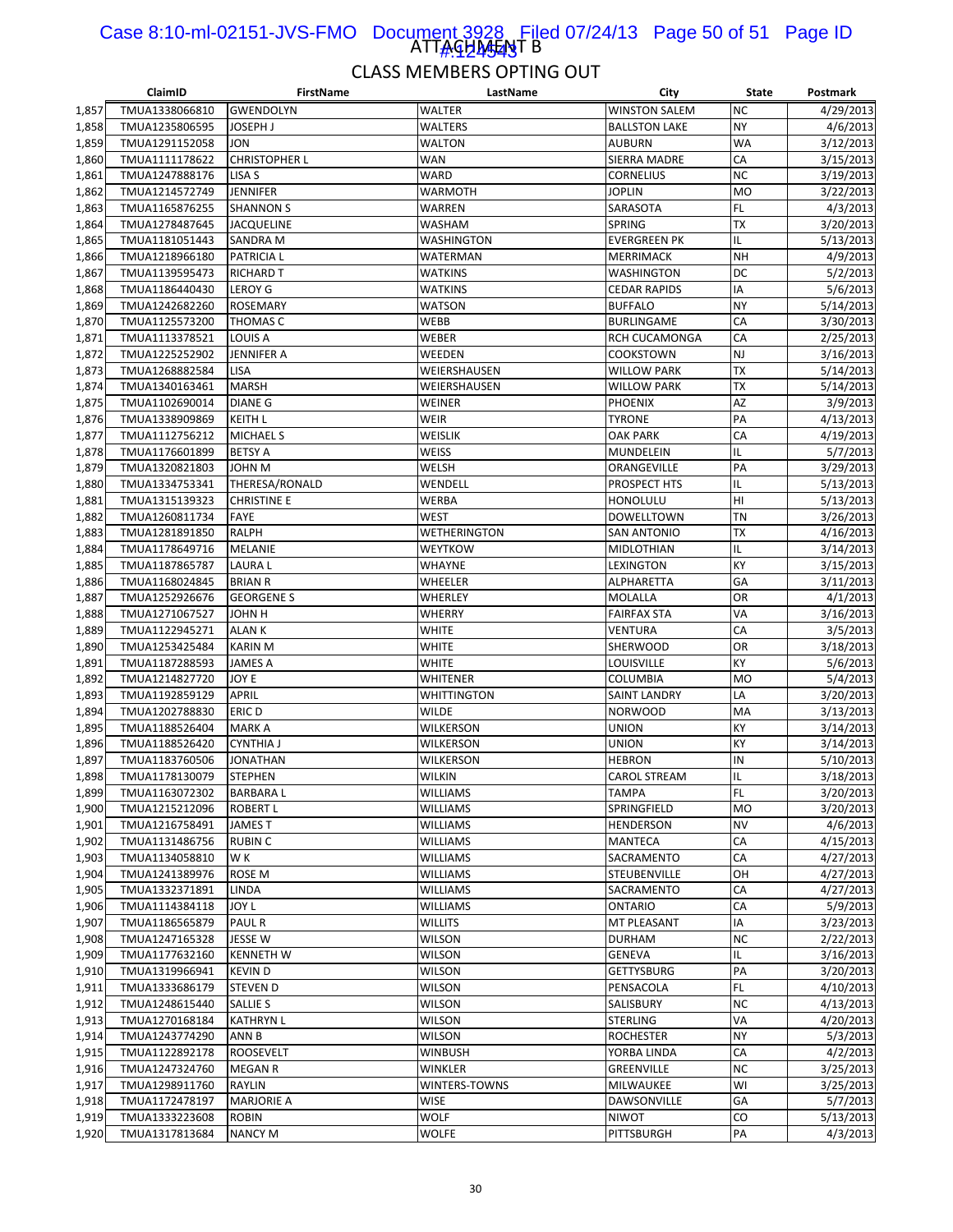# ATTACHMENT B

## CLASS MEMBERS OPTING OUT

| | ClaimID | FirstName | LastName | City | State | Postmark |
|---|---|---|---|---|---|---|
| 1,857 | TMUA1338066810 | GWENDOLYN | WALTER | WINSTON SALEM | NC | 4/29/2013 |
| 1,858 | TMUA1235806595 | JOSEPH J | WALTERS | BALLSTON LAKE | NY | 4/6/2013 |
| 1,859 | TMUA1291152058 | JON | WALTON | AUBURN | WA | 3/12/2013 |
| 1,860 | TMUA1111178622 | CHRISTOPHER L | WAN | SIERRA MADRE | CA | 3/15/2013 |
| 1,861 | TMUA1247888176 | LISA S | WARD | CORNELIUS | NC | 3/19/2013 |
| 1,862 | TMUA1214572749 | JENNIFER | WARMOTH | JOPLIN | MO | 3/22/2013 |
| 1,863 | TMUA1165876255 | SHANNON S | WARREN | SARASOTA | FL | 4/3/2013 |
| 1,864 | TMUA1278487645 | JACQUELINE | WASHAM | SPRING | TX | 3/20/2013 |
| 1,865 | TMUA1181051443 | SANDRA M | WASHINGTON | EVERGREEN PK | IL | 5/13/2013 |
| 1,866 | TMUA1218966180 | PATRICIA L | WATERMAN | MERRIMACK | NH | 4/9/2013 |
| 1,867 | TMUA1139595473 | RICHARD T | WATKINS | WASHINGTON | DC | 5/2/2013 |
| 1,868 | TMUA1186440430 | LEROY G | WATKINS | CEDAR RAPIDS | IA | 5/6/2013 |
| 1,869 | TMUA1242682260 | ROSEMARY | WATSON | BUFFALO | NY | 5/14/2013 |
| 1,870 | TMUA1125573200 | THOMAS C | WEBB | BURLINGAME | CA | 3/30/2013 |
| 1,871 | TMUA1113378521 | LOUIS A | WEBER | RCH CUCAMONGA | CA | 2/25/2013 |
| 1,872 | TMUA1225252902 | JENNIFER A | WEEDEN | COOKSTOWN | NJ | 3/16/2013 |
| 1,873 | TMUA1268882584 | LISA | WEIERSHAUSEN | WILLOW PARK | TX | 5/14/2013 |
| 1,874 | TMUA1340163461 | MARSH | WEIERSHAUSEN | WILLOW PARK | TX | 5/14/2013 |
| 1,875 | TMUA1102690014 | DIANE G | WEINER | PHOENIX | AZ | 3/9/2013 |
| 1,876 | TMUA1338909869 | KEITH L | WEIR | TYRONE | PA | 4/13/2013 |
| 1,877 | TMUA1112756212 | MICHAEL S | WEISLIK | OAK PARK | CA | 4/19/2013 |
| 1,878 | TMUA1176601899 | BETSY A | WEISS | MUNDELEIN | IL | 5/7/2013 |
| 1,879 | TMUA1320821803 | JOHN M | WELSH | ORANGEVILLE | PA | 3/29/2013 |
| 1,880 | TMUA1334753341 | THERESA/RONALD | WENDELL | PROSPECT HTS | IL | 5/13/2013 |
| 1,881 | TMUA1315139323 | CHRISTINE E | WERBA | HONOLULU | HI | 5/13/2013 |
| 1,882 | TMUA1260811734 | FAYE | WEST | DOWELLTOWN | TN | 3/26/2013 |
| 1,883 | TMUA1281891850 | RALPH | WETHERINGTON | SAN ANTONIO | TX | 4/16/2013 |
| 1,884 | TMUA1178649716 | MELANIE | WEYTKOW | MIDLOTHIAN | IL | 3/14/2013 |
| 1,885 | TMUA1187865787 | LAURA L | WHAYNE | LEXINGTON | KY | 3/15/2013 |
| 1,886 | TMUA1168024845 | BRIAN R | WHEELER | ALPHARETTA | GA | 3/11/2013 |
| 1,887 | TMUA1252926676 | GEORGENE S | WHERLEY | MOLALLA | OR | 4/1/2013 |
| 1,888 | TMUA1271067527 | JOHN H | WHERRY | FAIRFAX STA | VA | 3/16/2013 |
| 1,889 | TMUA1122945271 | ALAN K | WHITE | VENTURA | CA | 3/5/2013 |
| 1,890 | TMUA1253425484 | KARIN M | WHITE | SHERWOOD | OR | 3/18/2013 |
| 1,891 | TMUA1187288593 | JAMES A | WHITE | LOUISVILLE | KY | 5/6/2013 |
| 1,892 | TMUA1214827720 | JOY E | WHITENER | COLUMBIA | MO | 5/4/2013 |
| 1,893 | TMUA1192859129 | APRIL | WHITTINGTON | SAINT LANDRY | LA | 3/20/2013 |
| 1,894 | TMUA1202788830 | ERIC D | WILDE | NORWOOD | MA | 3/13/2013 |
| 1,895 | TMUA1188526404 | MARK A | WILKERSON | UNION | KY | 3/14/2013 |
| 1,896 | TMUA1188526420 | CYNTHIA J | WILKERSON | UNION | KY | 3/14/2013 |
| 1,897 | TMUA1183760506 | JONATHAN | WILKERSON | HEBRON | IN | 5/10/2013 |
| 1,898 | TMUA1178130079 | STEPHEN | WILKIN | CAROL STREAM | IL | 3/18/2013 |
| 1,899 | TMUA1163072302 | BARBARA L | WILLIAMS | TAMPA | FL | 3/20/2013 |
| 1,900 | TMUA1215212096 | ROBERT L | WILLIAMS | SPRINGFIELD | MO | 3/20/2013 |
| 1,901 | TMUA1216758491 | JAMES T | WILLIAMS | HENDERSON | NV | 4/6/2013 |
| 1,902 | TMUA1131486756 | RUBIN C | WILLIAMS | MANTECA | CA | 4/15/2013 |
| 1,903 | TMUA1134058810 | W K | WILLIAMS | SACRAMENTO | CA | 4/27/2013 |
| 1,904 | TMUA1241389976 | ROSE M | WILLIAMS | STEUBENVILLE | OH | 4/27/2013 |
| 1,905 | TMUA1332371891 | LINDA | WILLIAMS | SACRAMENTO | CA | 4/27/2013 |
| 1,906 | TMUA1114384118 | JOY L | WILLIAMS | ONTARIO | CA | 5/9/2013 |
| 1,907 | TMUA1186565879 | PAUL R | WILLITS | MT PLEASANT | IA | 3/23/2013 |
| 1,908 | TMUA1247165328 | JESSE W | WILSON | DURHAM | NC | 2/22/2013 |
| 1,909 | TMUA1177632160 | KENNETH W | WILSON | GENEVA | IL | 3/16/2013 |
| 1,910 | TMUA1319966941 | KEVIN D | WILSON | GETTYSBURG | PA | 3/20/2013 |
| 1,911 | TMUA1333686179 | STEVEN D | WILSON | PENSACOLA | FL | 4/10/2013 |
| 1,912 | TMUA1248615440 | SALLIE S | WILSON | SALISBURY | NC | 4/13/2013 |
| 1,913 | TMUA1270168184 | KATHRYN L | WILSON | STERLING | VA | 4/20/2013 |
| 1,914 | TMUA1243774290 | ANN B | WILSON | ROCHESTER | NY | 5/3/2013 |
| 1,915 | TMUA1122892178 | ROOSEVELT | WINBUSH | YORBA LINDA | CA | 4/2/2013 |
| 1,916 | TMUA1247324760 | MEGAN R | WINKLER | GREENVILLE | NC | 3/25/2013 |
| 1,917 | TMUA1298911760 | RAYLIN | WINTERS-TOWNS | MILWAUKEE | WI | 3/25/2013 |
| 1,918 | TMUA1172478197 | MARJORIE A | WISE | DAWSONVILLE | GA | 5/7/2013 |
| 1,919 | TMUA1333223608 | ROBIN | WOLF | NIWOT | CO | 5/13/2013 |
| 1,920 | TMUA1317813684 | NANCY M | WOLFE | PITTSBURGH | PA | 4/3/2013 |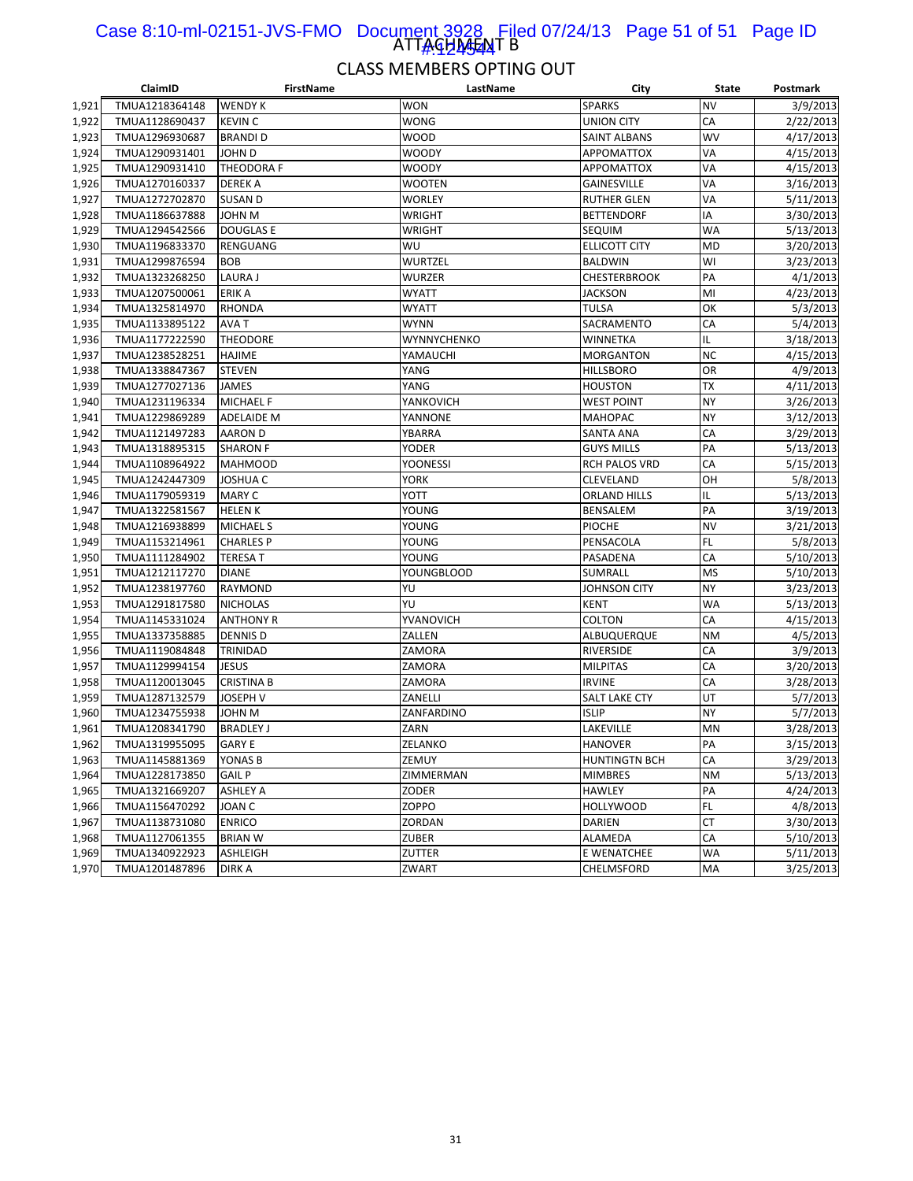ATTACHMENT B

CLASS MEMBERS OPTING OUT

| | ClaimID | FirstName | LastName | City | State | Postmark |
|---|---|---|---|---|---|---|
| 1,921 | TMUA1218364148 | WENDY K | WON | SPARKS | NV | 3/9/2013 |
| 1,922 | TMUA1128690437 | KEVIN C | WONG | UNION CITY | CA | 2/22/2013 |
| 1,923 | TMUA1296930687 | BRANDI D | WOOD | SAINT ALBANS | WV | 4/17/2013 |
| 1,924 | TMUA1290931401 | JOHN D | WOODY | APPOMATTOX | VA | 4/15/2013 |
| 1,925 | TMUA1290931410 | THEODORA F | WOODY | APPOMATTOX | VA | 4/15/2013 |
| 1,926 | TMUA1270160337 | DEREK A | WOOTEN | GAINESVILLE | VA | 3/16/2013 |
| 1,927 | TMUA1272702870 | SUSAN D | WORLEY | RUTHER GLEN | VA | 5/11/2013 |
| 1,928 | TMUA1186637888 | JOHN M | WRIGHT | BETTENDORF | IA | 3/30/2013 |
| 1,929 | TMUA1294542566 | DOUGLAS E | WRIGHT | SEQUIM | WA | 5/13/2013 |
| 1,930 | TMUA1196833370 | RENGUANG | WU | ELLICOTT CITY | MD | 3/20/2013 |
| 1,931 | TMUA1299876594 | BOB | WURTZEL | BALDWIN | WI | 3/23/2013 |
| 1,932 | TMUA1323268250 | LAURA J | WURZER | CHESTERBROOK | PA | 4/1/2013 |
| 1,933 | TMUA1207500061 | ERIK A | WYATT | JACKSON | MI | 4/23/2013 |
| 1,934 | TMUA1325814970 | RHONDA | WYATT | TULSA | OK | 5/3/2013 |
| 1,935 | TMUA1133895122 | AVA T | WYNN | SACRAMENTO | CA | 5/4/2013 |
| 1,936 | TMUA1177222590 | THEODORE | WYNNYCHENKO | WINNETKA | IL | 3/18/2013 |
| 1,937 | TMUA1238528251 | HAJIME | YAMAUCHI | MORGANTON | NC | 4/15/2013 |
| 1,938 | TMUA1338847367 | STEVEN | YANG | HILLSBORO | OR | 4/9/2013 |
| 1,939 | TMUA1277027136 | JAMES | YANG | HOUSTON | TX | 4/11/2013 |
| 1,940 | TMUA1231196334 | MICHAEL F | YANKOVICH | WEST POINT | NY | 3/26/2013 |
| 1,941 | TMUA1229869289 | ADELAIDE M | YANNONE | MAHOPAC | NY | 3/12/2013 |
| 1,942 | TMUA1121497283 | AARON D | YBARRA | SANTA ANA | CA | 3/29/2013 |
| 1,943 | TMUA1318895315 | SHARON F | YODER | GUYS MILLS | PA | 5/13/2013 |
| 1,944 | TMUA1108964922 | MAHMOOD | YOONESSI | RCH PALOS VRD | CA | 5/15/2013 |
| 1,945 | TMUA1242447309 | JOSHUA C | YORK | CLEVELAND | OH | 5/8/2013 |
| 1,946 | TMUA1179059319 | MARY C | YOTT | ORLAND HILLS | IL | 5/13/2013 |
| 1,947 | TMUA1322581567 | HELEN K | YOUNG | BENSALEM | PA | 3/19/2013 |
| 1,948 | TMUA1216938899 | MICHAEL S | YOUNG | PIOCHE | NV | 3/21/2013 |
| 1,949 | TMUA1153214961 | CHARLES P | YOUNG | PENSACOLA | FL | 5/8/2013 |
| 1,950 | TMUA1111284902 | TERESA T | YOUNG | PASADENA | CA | 5/10/2013 |
| 1,951 | TMUA1212117270 | DIANE | YOUNGBLOOD | SUMRALL | MS | 5/10/2013 |
| 1,952 | TMUA1238197760 | RAYMOND | YU | JOHNSON CITY | NY | 3/23/2013 |
| 1,953 | TMUA1291817580 | NICHOLAS | YU | KENT | WA | 5/13/2013 |
| 1,954 | TMUA1145331024 | ANTHONY R | YVANOVICH | COLTON | CA | 4/15/2013 |
| 1,955 | TMUA1337358885 | DENNIS D | ZALLEN | ALBUQUERQUE | NM | 4/5/2013 |
| 1,956 | TMUA1119084848 | TRINIDAD | ZAMORA | RIVERSIDE | CA | 3/9/2013 |
| 1,957 | TMUA1129994154 | JESUS | ZAMORA | MILPITAS | CA | 3/20/2013 |
| 1,958 | TMUA1120013045 | CRISTINA B | ZAMORA | IRVINE | CA | 3/28/2013 |
| 1,959 | TMUA1287132579 | JOSEPH V | ZANELLI | SALT LAKE CTY | UT | 5/7/2013 |
| 1,960 | TMUA1234755938 | JOHN M | ZANFARDINO | ISLIP | NY | 5/7/2013 |
| 1,961 | TMUA1208341790 | BRADLEY J | ZARN | LAKEVILLE | MN | 3/28/2013 |
| 1,962 | TMUA1319955095 | GARY E | ZELANKO | HANOVER | PA | 3/15/2013 |
| 1,963 | TMUA1145881369 | YONAS B | ZEMUY | HUNTINGTN BCH | CA | 3/29/2013 |
| 1,964 | TMUA1228173850 | GAIL P | ZIMMERMAN | MIMBRES | NM | 5/13/2013 |
| 1,965 | TMUA1321669207 | ASHLEY A | ZODER | HAWLEY | PA | 4/24/2013 |
| 1,966 | TMUA1156470292 | JOAN C | ZOPPO | HOLLYWOOD | FL | 4/8/2013 |
| 1,967 | TMUA1138731080 | ENRICO | ZORDAN | DARIEN | CT | 3/30/2013 |
| 1,968 | TMUA1127061355 | BRIAN W | ZUBER | ALAMEDA | CA | 5/10/2013 |
| 1,969 | TMUA1340922923 | ASHLEIGH | ZUTTER | E WENATCHEE | WA | 5/11/2013 |
| 1,970 | TMUA1201487896 | DIRK A | ZWART | CHELMSFORD | MA | 3/25/2013 |